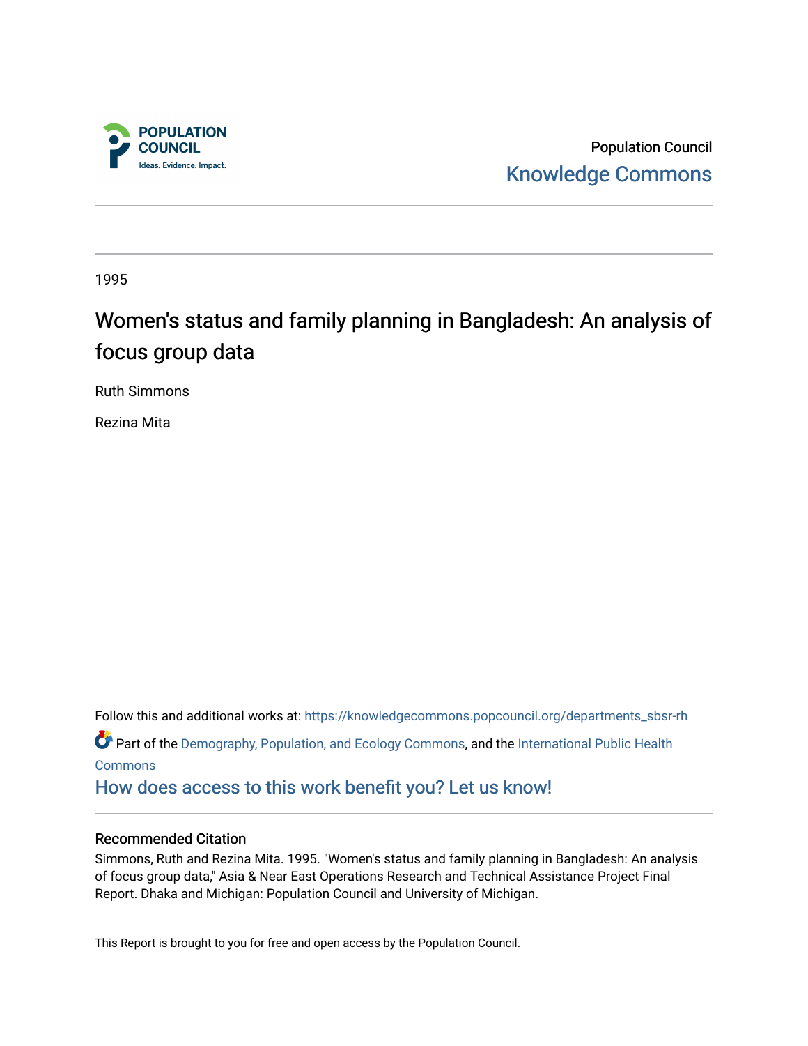POPULATION COUNCIL
Ideas. Evidence. Impact.

Population Council

Knowledge Commons

1995

# Women's status and family planning in Bangladesh: An analysis of focus group data

Ruth Simmons

Rezina Mita

Follow this and additional works at: https://knowledgecommons.popcouncil.org/departments_sbsr-rh

Part of the Demography, Population, and Ecology Commons, and the International Public Health Commons

How does access to this work benefit you? Let us know!

## Recommended Citation

Simmons, Ruth and Rezina Mita. 1995. "Women's status and family planning in Bangladesh: An analysis of focus group data," Asia & Near East Operations Research and Technical Assistance Project Final Report. Dhaka and Michigan: Population Council and University of Michigan.

This Report is brought to you for free and open access by the Population Council.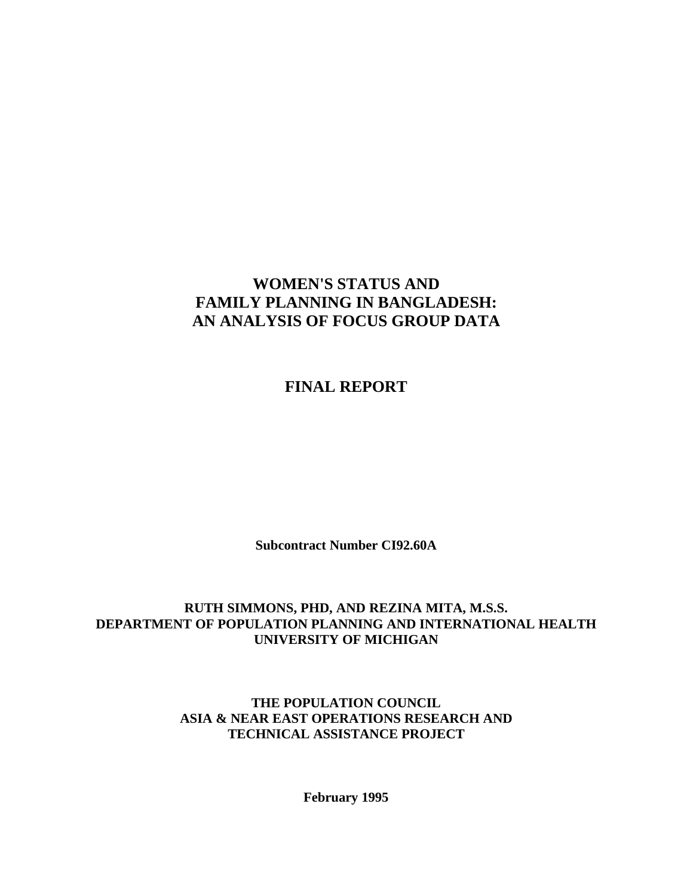# WOMEN'S STATUS AND FAMILY PLANNING IN BANGLADESH: AN ANALYSIS OF FOCUS GROUP DATA

## FINAL REPORT

**Subcontract Number CI92.60A**

**RUTH SIMMONS, PHD, AND REZINA MITA, M.S.S.**
**DEPARTMENT OF POPULATION PLANNING AND INTERNATIONAL HEALTH**
**UNIVERSITY OF MICHIGAN**

**THE POPULATION COUNCIL**
**ASIA & NEAR EAST OPERATIONS RESEARCH AND TECHNICAL ASSISTANCE PROJECT**

**February 1995**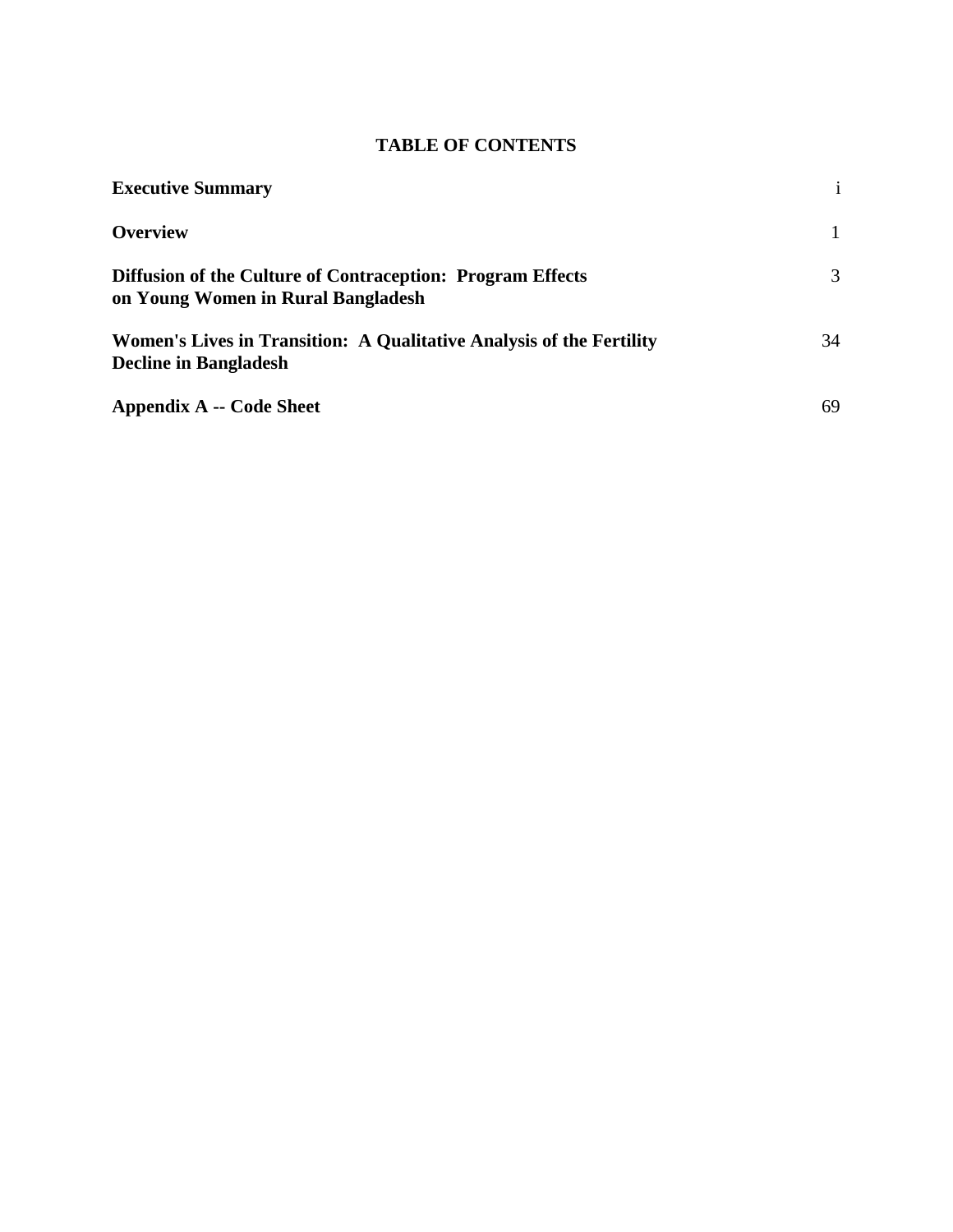# TABLE OF CONTENTS

| | |
|---|---|
| **Executive Summary** | i |
| **Overview** | 1 |
| **Diffusion of the Culture of Contraception: Program Effects on Young Women in Rural Bangladesh** | 3 |
| **Women's Lives in Transition: A Qualitative Analysis of the Fertility Decline in Bangladesh** | 34 |
| **Appendix A -- Code Sheet** | 69 |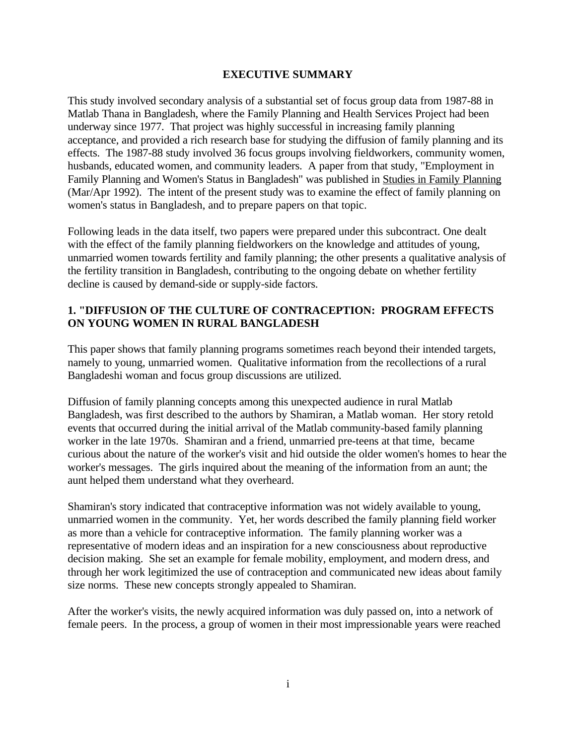## EXECUTIVE SUMMARY

This study involved secondary analysis of a substantial set of focus group data from 1987-88 in Matlab Thana in Bangladesh, where the Family Planning and Health Services Project had been underway since 1977. That project was highly successful in increasing family planning acceptance, and provided a rich research base for studying the diffusion of family planning and its effects. The 1987-88 study involved 36 focus groups involving fieldworkers, community women, husbands, educated women, and community leaders. A paper from that study, "Employment in Family Planning and Women's Status in Bangladesh" was published in Studies in Family Planning (Mar/Apr 1992). The intent of the present study was to examine the effect of family planning on women's status in Bangladesh, and to prepare papers on that topic.

Following leads in the data itself, two papers were prepared under this subcontract. One dealt with the effect of the family planning fieldworkers on the knowledge and attitudes of young, unmarried women towards fertility and family planning; the other presents a qualitative analysis of the fertility transition in Bangladesh, contributing to the ongoing debate on whether fertility decline is caused by demand-side or supply-side factors.

### 1. "DIFFUSION OF THE CULTURE OF CONTRACEPTION: PROGRAM EFFECTS ON YOUNG WOMEN IN RURAL BANGLADESH

This paper shows that family planning programs sometimes reach beyond their intended targets, namely to young, unmarried women. Qualitative information from the recollections of a rural Bangladeshi woman and focus group discussions are utilized.

Diffusion of family planning concepts among this unexpected audience in rural Matlab Bangladesh, was first described to the authors by Shamiran, a Matlab woman. Her story retold events that occurred during the initial arrival of the Matlab community-based family planning worker in the late 1970s. Shamiran and a friend, unmarried pre-teens at that time, became curious about the nature of the worker's visit and hid outside the older women's homes to hear the worker's messages. The girls inquired about the meaning of the information from an aunt; the aunt helped them understand what they overheard.

Shamiran's story indicated that contraceptive information was not widely available to young, unmarried women in the community. Yet, her words described the family planning field worker as more than a vehicle for contraceptive information. The family planning worker was a representative of modern ideas and an inspiration for a new consciousness about reproductive decision making. She set an example for female mobility, employment, and modern dress, and through her work legitimized the use of contraception and communicated new ideas about family size norms. These new concepts strongly appealed to Shamiran.

After the worker's visits, the newly acquired information was duly passed on, into a network of female peers. In the process, a group of women in their most impressionable years were reached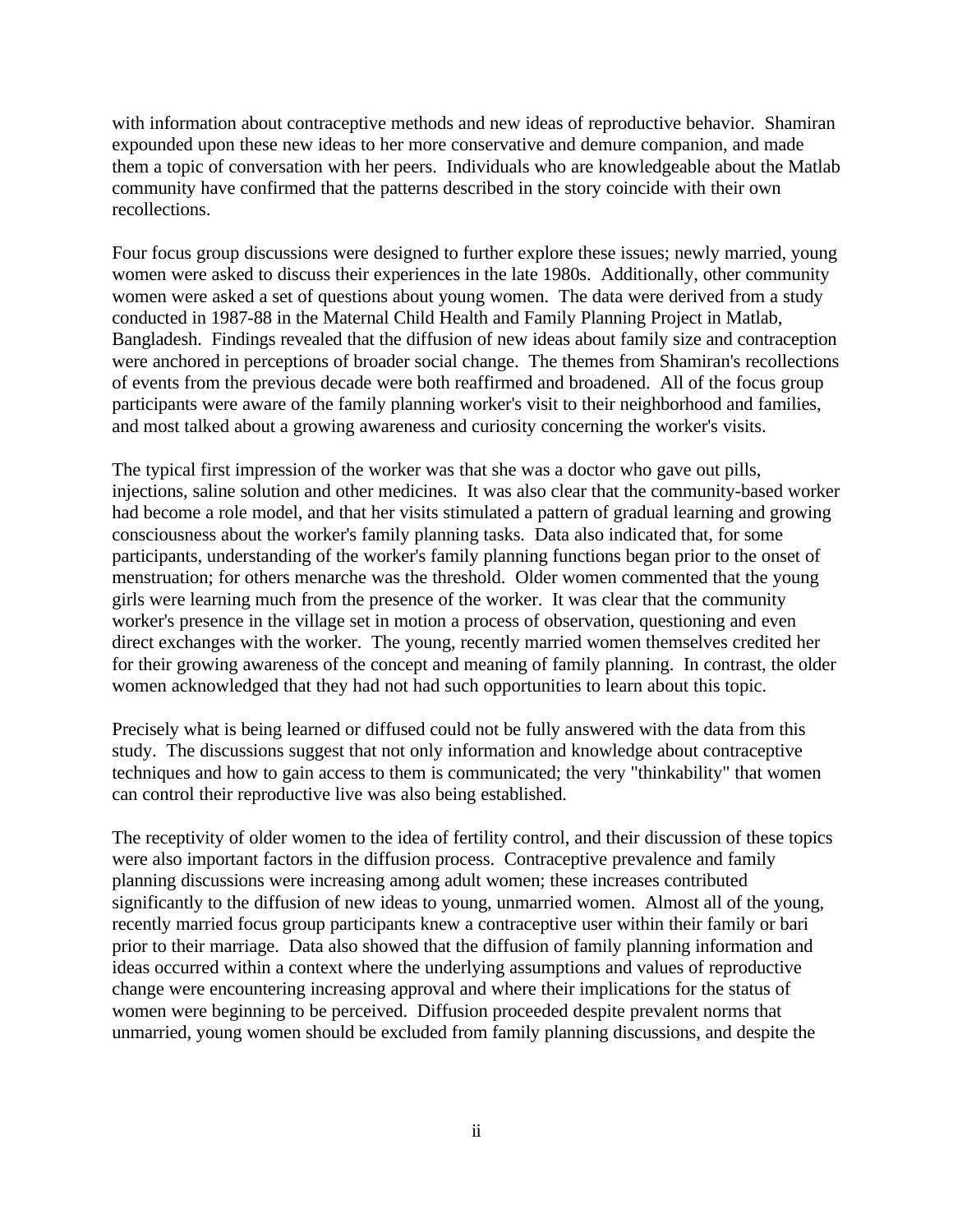with information about contraceptive methods and new ideas of reproductive behavior. Shamiran expounded upon these new ideas to her more conservative and demure companion, and made them a topic of conversation with her peers. Individuals who are knowledgeable about the Matlab community have confirmed that the patterns described in the story coincide with their own recollections.

Four focus group discussions were designed to further explore these issues; newly married, young women were asked to discuss their experiences in the late 1980s. Additionally, other community women were asked a set of questions about young women. The data were derived from a study conducted in 1987-88 in the Maternal Child Health and Family Planning Project in Matlab, Bangladesh. Findings revealed that the diffusion of new ideas about family size and contraception were anchored in perceptions of broader social change. The themes from Shamiran's recollections of events from the previous decade were both reaffirmed and broadened. All of the focus group participants were aware of the family planning worker's visit to their neighborhood and families, and most talked about a growing awareness and curiosity concerning the worker's visits.

The typical first impression of the worker was that she was a doctor who gave out pills, injections, saline solution and other medicines. It was also clear that the community-based worker had become a role model, and that her visits stimulated a pattern of gradual learning and growing consciousness about the worker's family planning tasks. Data also indicated that, for some participants, understanding of the worker's family planning functions began prior to the onset of menstruation; for others menarche was the threshold. Older women commented that the young girls were learning much from the presence of the worker. It was clear that the community worker's presence in the village set in motion a process of observation, questioning and even direct exchanges with the worker. The young, recently married women themselves credited her for their growing awareness of the concept and meaning of family planning. In contrast, the older women acknowledged that they had not had such opportunities to learn about this topic.

Precisely what is being learned or diffused could not be fully answered with the data from this study. The discussions suggest that not only information and knowledge about contraceptive techniques and how to gain access to them is communicated; the very "thinkability" that women can control their reproductive live was also being established.

The receptivity of older women to the idea of fertility control, and their discussion of these topics were also important factors in the diffusion process. Contraceptive prevalence and family planning discussions were increasing among adult women; these increases contributed significantly to the diffusion of new ideas to young, unmarried women. Almost all of the young, recently married focus group participants knew a contraceptive user within their family or bari prior to their marriage. Data also showed that the diffusion of family planning information and ideas occurred within a context where the underlying assumptions and values of reproductive change were encountering increasing approval and where their implications for the status of women were beginning to be perceived. Diffusion proceeded despite prevalent norms that unmarried, young women should be excluded from family planning discussions, and despite the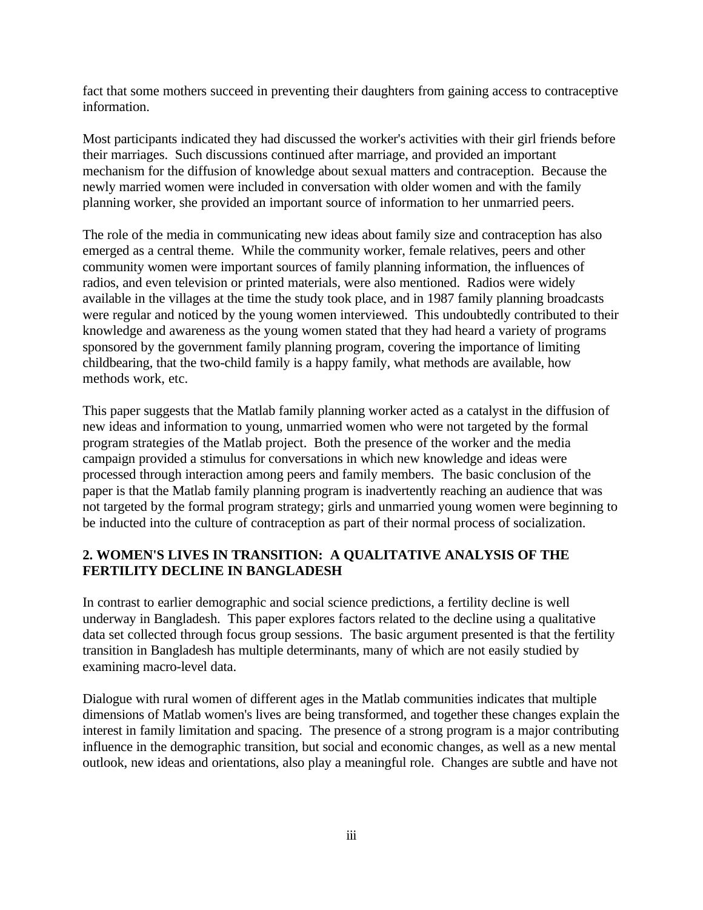fact that some mothers succeed in preventing their daughters from gaining access to contraceptive information.

Most participants indicated they had discussed the worker's activities with their girl friends before their marriages. Such discussions continued after marriage, and provided an important mechanism for the diffusion of knowledge about sexual matters and contraception. Because the newly married women were included in conversation with older women and with the family planning worker, she provided an important source of information to her unmarried peers.

The role of the media in communicating new ideas about family size and contraception has also emerged as a central theme. While the community worker, female relatives, peers and other community women were important sources of family planning information, the influences of radios, and even television or printed materials, were also mentioned. Radios were widely available in the villages at the time the study took place, and in 1987 family planning broadcasts were regular and noticed by the young women interviewed. This undoubtedly contributed to their knowledge and awareness as the young women stated that they had heard a variety of programs sponsored by the government family planning program, covering the importance of limiting childbearing, that the two-child family is a happy family, what methods are available, how methods work, etc.

This paper suggests that the Matlab family planning worker acted as a catalyst in the diffusion of new ideas and information to young, unmarried women who were not targeted by the formal program strategies of the Matlab project. Both the presence of the worker and the media campaign provided a stimulus for conversations in which new knowledge and ideas were processed through interaction among peers and family members. The basic conclusion of the paper is that the Matlab family planning program is inadvertently reaching an audience that was not targeted by the formal program strategy; girls and unmarried young women were beginning to be inducted into the culture of contraception as part of their normal process of socialization.

## 2. WOMEN'S LIVES IN TRANSITION: A QUALITATIVE ANALYSIS OF THE FERTILITY DECLINE IN BANGLADESH

In contrast to earlier demographic and social science predictions, a fertility decline is well underway in Bangladesh. This paper explores factors related to the decline using a qualitative data set collected through focus group sessions. The basic argument presented is that the fertility transition in Bangladesh has multiple determinants, many of which are not easily studied by examining macro-level data.

Dialogue with rural women of different ages in the Matlab communities indicates that multiple dimensions of Matlab women's lives are being transformed, and together these changes explain the interest in family limitation and spacing. The presence of a strong program is a major contributing influence in the demographic transition, but social and economic changes, as well as a new mental outlook, new ideas and orientations, also play a meaningful role. Changes are subtle and have not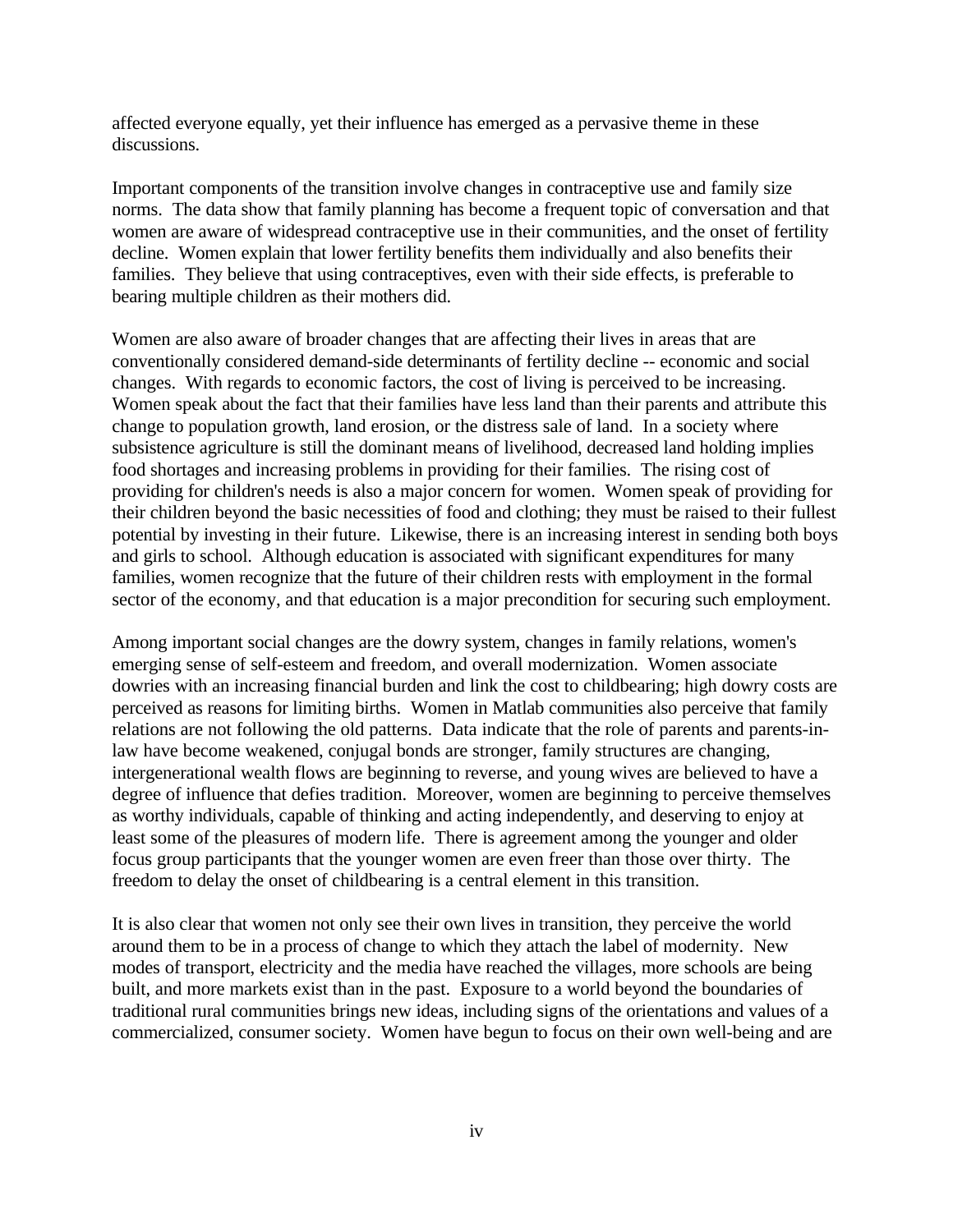affected everyone equally, yet their influence has emerged as a pervasive theme in these discussions.

Important components of the transition involve changes in contraceptive use and family size norms. The data show that family planning has become a frequent topic of conversation and that women are aware of widespread contraceptive use in their communities, and the onset of fertility decline. Women explain that lower fertility benefits them individually and also benefits their families. They believe that using contraceptives, even with their side effects, is preferable to bearing multiple children as their mothers did.

Women are also aware of broader changes that are affecting their lives in areas that are conventionally considered demand-side determinants of fertility decline -- economic and social changes. With regards to economic factors, the cost of living is perceived to be increasing. Women speak about the fact that their families have less land than their parents and attribute this change to population growth, land erosion, or the distress sale of land. In a society where subsistence agriculture is still the dominant means of livelihood, decreased land holding implies food shortages and increasing problems in providing for their families. The rising cost of providing for children's needs is also a major concern for women. Women speak of providing for their children beyond the basic necessities of food and clothing; they must be raised to their fullest potential by investing in their future. Likewise, there is an increasing interest in sending both boys and girls to school. Although education is associated with significant expenditures for many families, women recognize that the future of their children rests with employment in the formal sector of the economy, and that education is a major precondition for securing such employment.

Among important social changes are the dowry system, changes in family relations, women's emerging sense of self-esteem and freedom, and overall modernization. Women associate dowries with an increasing financial burden and link the cost to childbearing; high dowry costs are perceived as reasons for limiting births. Women in Matlab communities also perceive that family relations are not following the old patterns. Data indicate that the role of parents and parents-in-law have become weakened, conjugal bonds are stronger, family structures are changing, intergenerational wealth flows are beginning to reverse, and young wives are believed to have a degree of influence that defies tradition. Moreover, women are beginning to perceive themselves as worthy individuals, capable of thinking and acting independently, and deserving to enjoy at least some of the pleasures of modern life. There is agreement among the younger and older focus group participants that the younger women are even freer than those over thirty. The freedom to delay the onset of childbearing is a central element in this transition.

It is also clear that women not only see their own lives in transition, they perceive the world around them to be in a process of change to which they attach the label of modernity. New modes of transport, electricity and the media have reached the villages, more schools are being built, and more markets exist than in the past. Exposure to a world beyond the boundaries of traditional rural communities brings new ideas, including signs of the orientations and values of a commercialized, consumer society. Women have begun to focus on their own well-being and are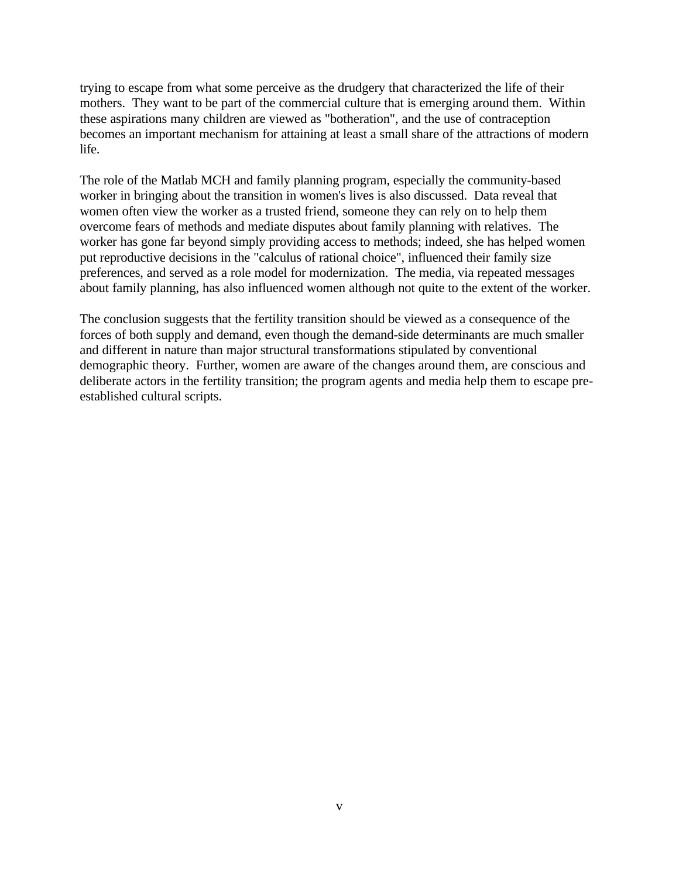trying to escape from what some perceive as the drudgery that characterized the life of their mothers. They want to be part of the commercial culture that is emerging around them. Within these aspirations many children are viewed as "botheration", and the use of contraception becomes an important mechanism for attaining at least a small share of the attractions of modern life.

The role of the Matlab MCH and family planning program, especially the community-based worker in bringing about the transition in women's lives is also discussed. Data reveal that women often view the worker as a trusted friend, someone they can rely on to help them overcome fears of methods and mediate disputes about family planning with relatives. The worker has gone far beyond simply providing access to methods; indeed, she has helped women put reproductive decisions in the "calculus of rational choice", influenced their family size preferences, and served as a role model for modernization. The media, via repeated messages about family planning, has also influenced women although not quite to the extent of the worker.

The conclusion suggests that the fertility transition should be viewed as a consequence of the forces of both supply and demand, even though the demand-side determinants are much smaller and different in nature than major structural transformations stipulated by conventional demographic theory. Further, women are aware of the changes around them, are conscious and deliberate actors in the fertility transition; the program agents and media help them to escape pre-established cultural scripts.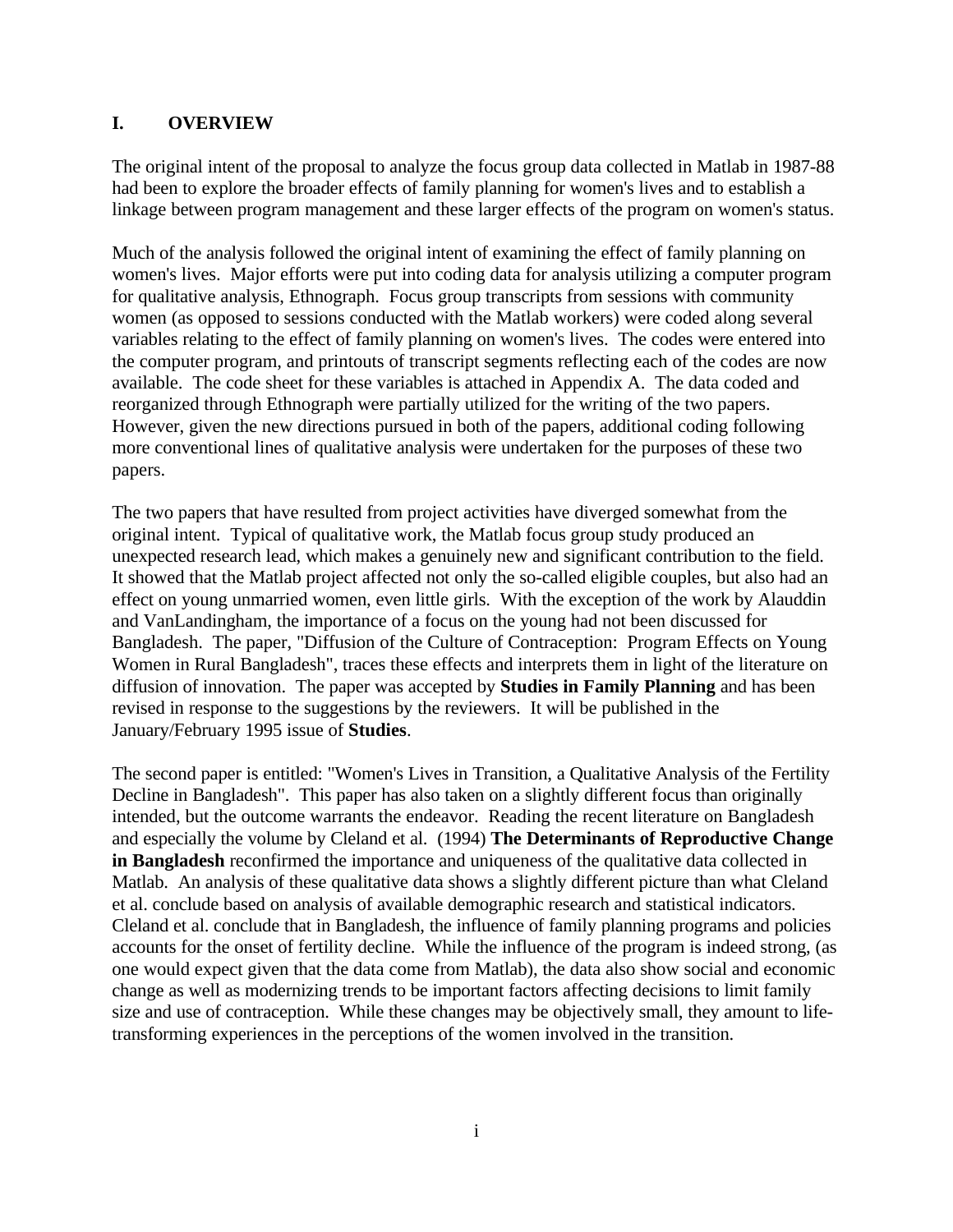## I. OVERVIEW

The original intent of the proposal to analyze the focus group data collected in Matlab in 1987-88 had been to explore the broader effects of family planning for women's lives and to establish a linkage between program management and these larger effects of the program on women's status.

Much of the analysis followed the original intent of examining the effect of family planning on women's lives. Major efforts were put into coding data for analysis utilizing a computer program for qualitative analysis, Ethnograph. Focus group transcripts from sessions with community women (as opposed to sessions conducted with the Matlab workers) were coded along several variables relating to the effect of family planning on women's lives. The codes were entered into the computer program, and printouts of transcript segments reflecting each of the codes are now available. The code sheet for these variables is attached in Appendix A. The data coded and reorganized through Ethnograph were partially utilized for the writing of the two papers. However, given the new directions pursued in both of the papers, additional coding following more conventional lines of qualitative analysis were undertaken for the purposes of these two papers.

The two papers that have resulted from project activities have diverged somewhat from the original intent. Typical of qualitative work, the Matlab focus group study produced an unexpected research lead, which makes a genuinely new and significant contribution to the field. It showed that the Matlab project affected not only the so-called eligible couples, but also had an effect on young unmarried women, even little girls. With the exception of the work by Alauddin and VanLandingham, the importance of a focus on the young had not been discussed for Bangladesh. The paper, "Diffusion of the Culture of Contraception: Program Effects on Young Women in Rural Bangladesh", traces these effects and interprets them in light of the literature on diffusion of innovation. The paper was accepted by **Studies in Family Planning** and has been revised in response to the suggestions by the reviewers. It will be published in the January/February 1995 issue of **Studies**.

The second paper is entitled: "Women's Lives in Transition, a Qualitative Analysis of the Fertility Decline in Bangladesh". This paper has also taken on a slightly different focus than originally intended, but the outcome warrants the endeavor. Reading the recent literature on Bangladesh and especially the volume by Cleland et al. (1994) **The Determinants of Reproductive Change in Bangladesh** reconfirmed the importance and uniqueness of the qualitative data collected in Matlab. An analysis of these qualitative data shows a slightly different picture than what Cleland et al. conclude based on analysis of available demographic research and statistical indicators. Cleland et al. conclude that in Bangladesh, the influence of family planning programs and policies accounts for the onset of fertility decline. While the influence of the program is indeed strong, (as one would expect given that the data come from Matlab), the data also show social and economic change as well as modernizing trends to be important factors affecting decisions to limit family size and use of contraception. While these changes may be objectively small, they amount to life-transforming experiences in the perceptions of the women involved in the transition.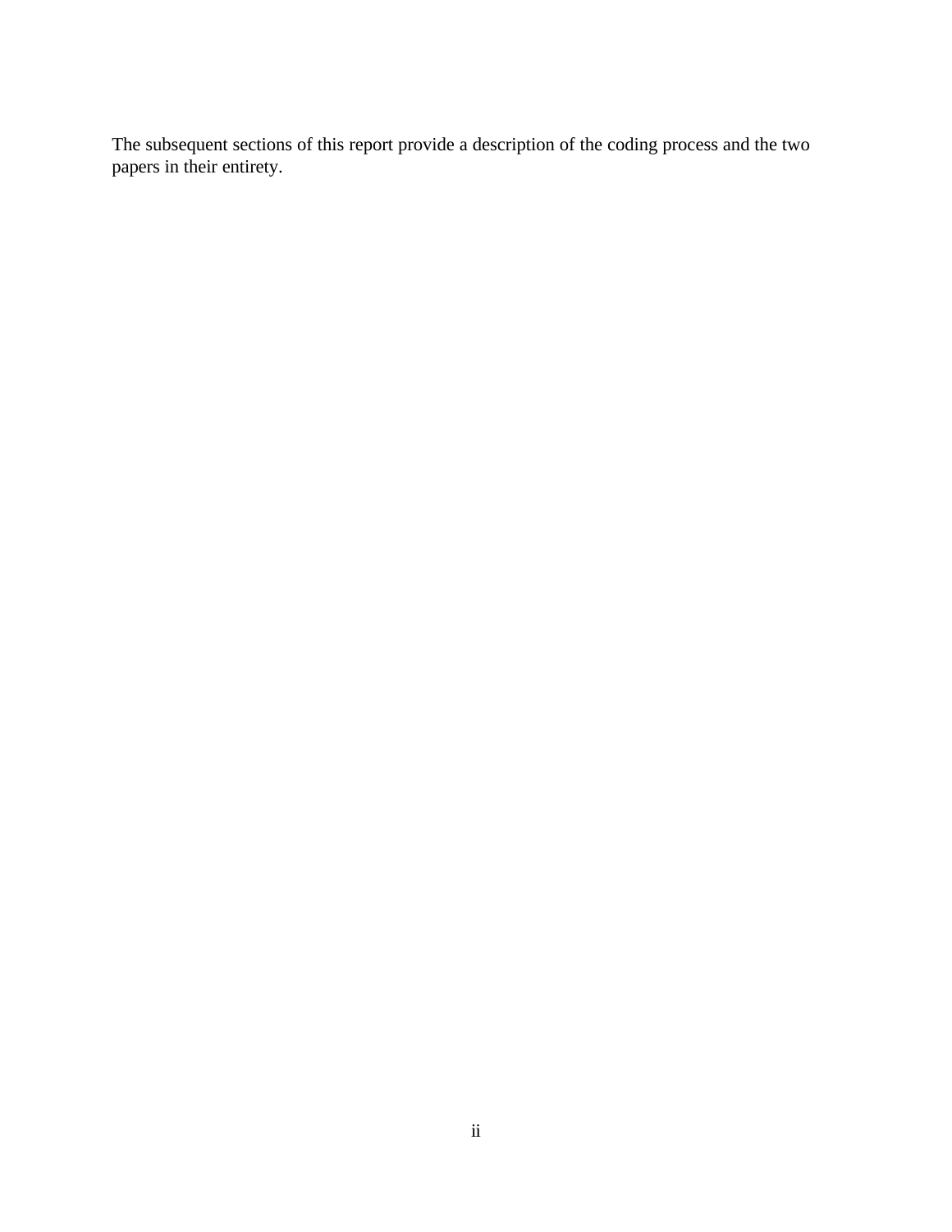The subsequent sections of this report provide a description of the coding process and the two papers in their entirety.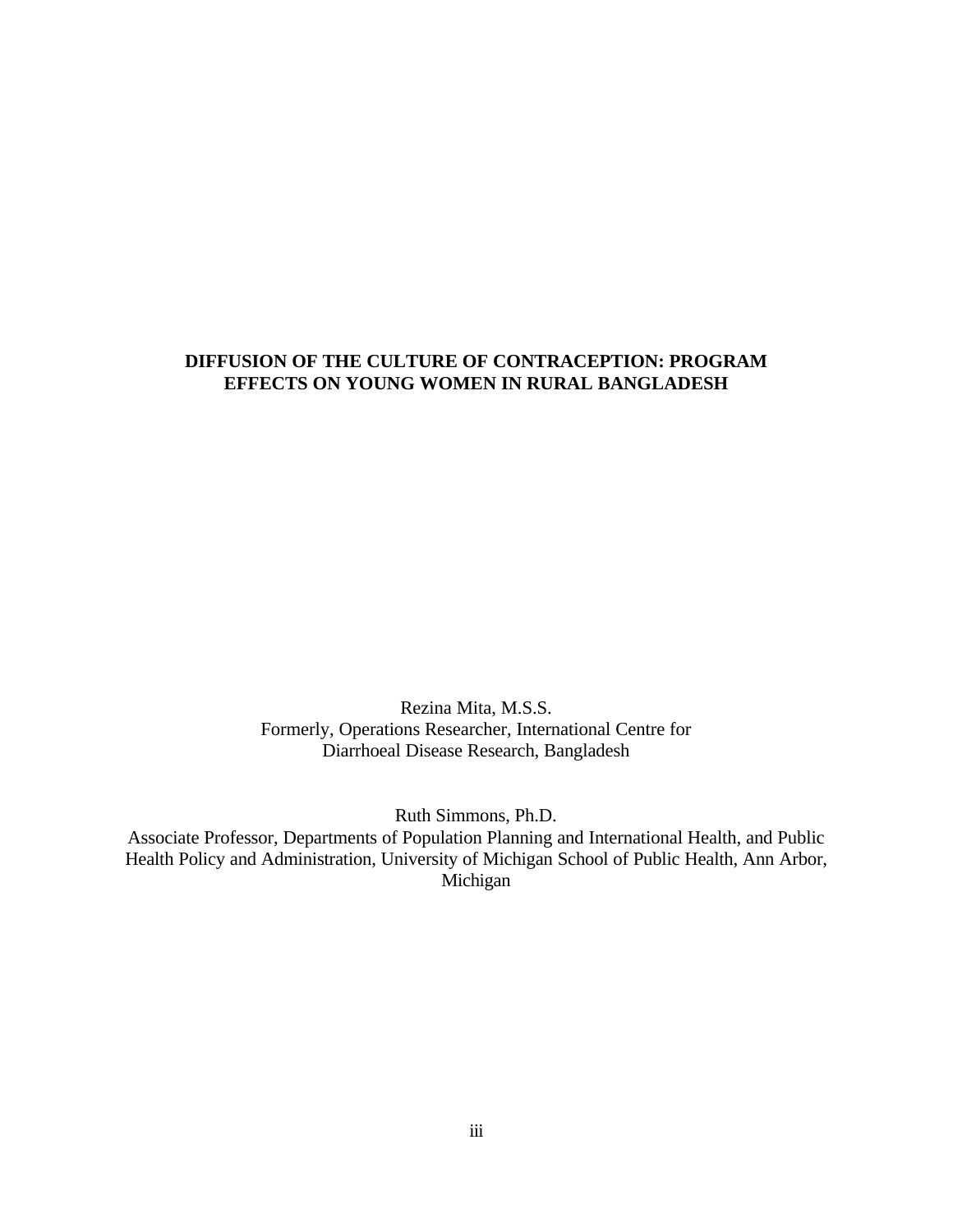# DIFFUSION OF THE CULTURE OF CONTRACEPTION: PROGRAM EFFECTS ON YOUNG WOMEN IN RURAL BANGLADESH

Rezina Mita, M.S.S.
Formerly, Operations Researcher, International Centre for Diarrhoeal Disease Research, Bangladesh

Ruth Simmons, Ph.D.
Associate Professor, Departments of Population Planning and International Health, and Public Health Policy and Administration, University of Michigan School of Public Health, Ann Arbor, Michigan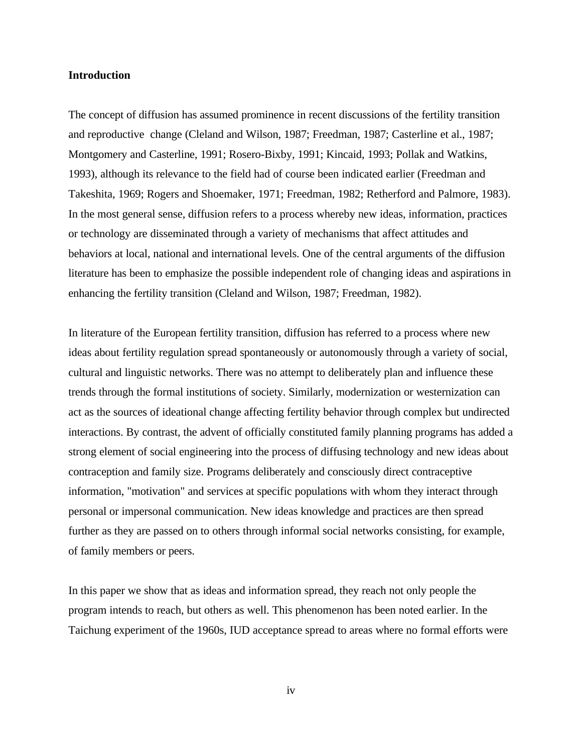## Introduction

The concept of diffusion has assumed prominence in recent discussions of the fertility transition and reproductive change (Cleland and Wilson, 1987; Freedman, 1987; Casterline et al., 1987; Montgomery and Casterline, 1991; Rosero-Bixby, 1991; Kincaid, 1993; Pollak and Watkins, 1993), although its relevance to the field had of course been indicated earlier (Freedman and Takeshita, 1969; Rogers and Shoemaker, 1971; Freedman, 1982; Retherford and Palmore, 1983). In the most general sense, diffusion refers to a process whereby new ideas, information, practices or technology are disseminated through a variety of mechanisms that affect attitudes and behaviors at local, national and international levels. One of the central arguments of the diffusion literature has been to emphasize the possible independent role of changing ideas and aspirations in enhancing the fertility transition (Cleland and Wilson, 1987; Freedman, 1982).

In literature of the European fertility transition, diffusion has referred to a process where new ideas about fertility regulation spread spontaneously or autonomously through a variety of social, cultural and linguistic networks. There was no attempt to deliberately plan and influence these trends through the formal institutions of society. Similarly, modernization or westernization can act as the sources of ideational change affecting fertility behavior through complex but undirected interactions. By contrast, the advent of officially constituted family planning programs has added a strong element of social engineering into the process of diffusing technology and new ideas about contraception and family size. Programs deliberately and consciously direct contraceptive information, "motivation" and services at specific populations with whom they interact through personal or impersonal communication. New ideas knowledge and practices are then spread further as they are passed on to others through informal social networks consisting, for example, of family members or peers.

In this paper we show that as ideas and information spread, they reach not only people the program intends to reach, but others as well. This phenomenon has been noted earlier. In the Taichung experiment of the 1960s, IUD acceptance spread to areas where no formal efforts were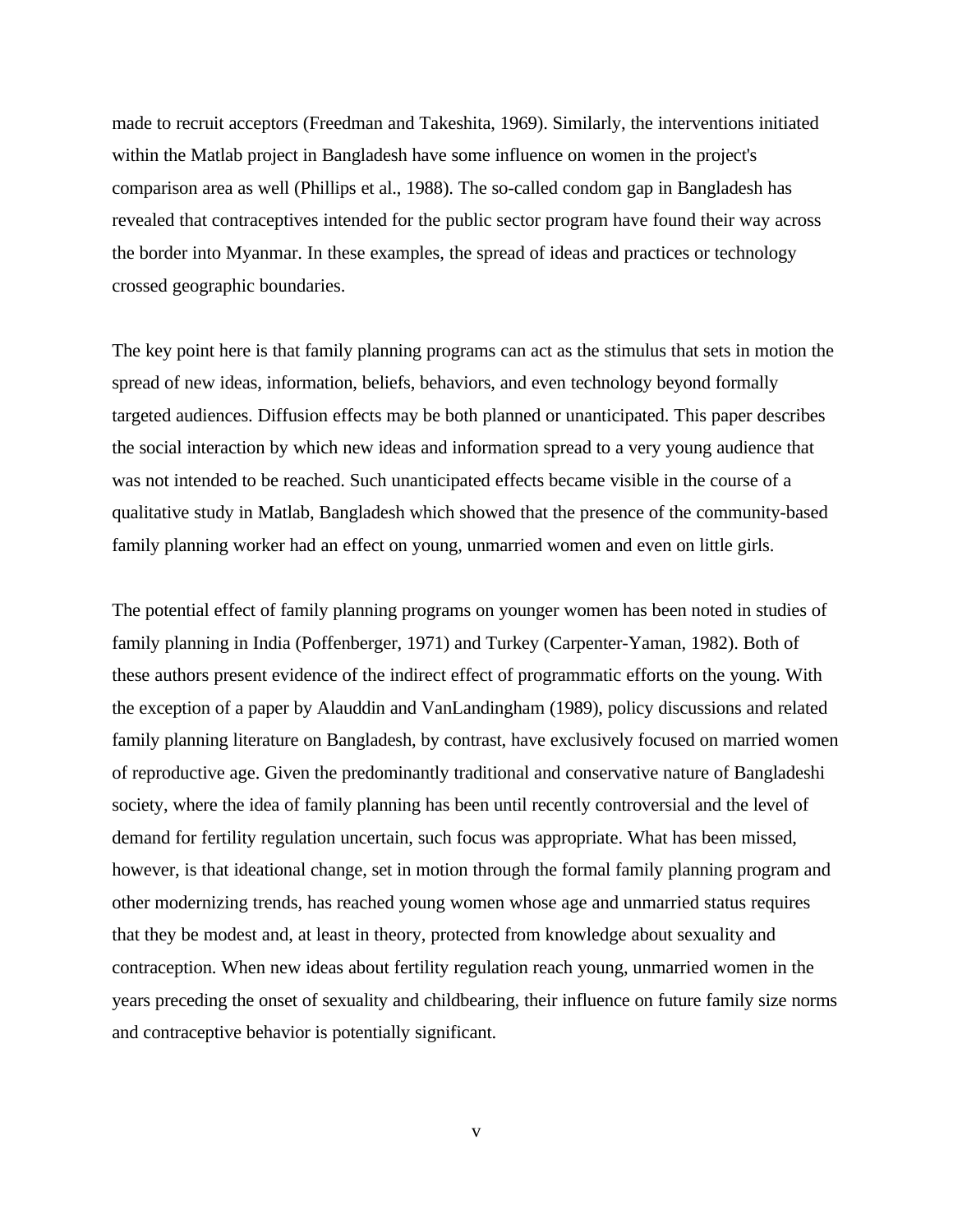made to recruit acceptors (Freedman and Takeshita, 1969). Similarly, the interventions initiated within the Matlab project in Bangladesh have some influence on women in the project's comparison area as well (Phillips et al., 1988). The so-called condom gap in Bangladesh has revealed that contraceptives intended for the public sector program have found their way across the border into Myanmar. In these examples, the spread of ideas and practices or technology crossed geographic boundaries.

The key point here is that family planning programs can act as the stimulus that sets in motion the spread of new ideas, information, beliefs, behaviors, and even technology beyond formally targeted audiences. Diffusion effects may be both planned or unanticipated. This paper describes the social interaction by which new ideas and information spread to a very young audience that was not intended to be reached. Such unanticipated effects became visible in the course of a qualitative study in Matlab, Bangladesh which showed that the presence of the community-based family planning worker had an effect on young, unmarried women and even on little girls.

The potential effect of family planning programs on younger women has been noted in studies of family planning in India (Poffenberger, 1971) and Turkey (Carpenter-Yaman, 1982). Both of these authors present evidence of the indirect effect of programmatic efforts on the young. With the exception of a paper by Alauddin and VanLandingham (1989), policy discussions and related family planning literature on Bangladesh, by contrast, have exclusively focused on married women of reproductive age. Given the predominantly traditional and conservative nature of Bangladeshi society, where the idea of family planning has been until recently controversial and the level of demand for fertility regulation uncertain, such focus was appropriate. What has been missed, however, is that ideational change, set in motion through the formal family planning program and other modernizing trends, has reached young women whose age and unmarried status requires that they be modest and, at least in theory, protected from knowledge about sexuality and contraception. When new ideas about fertility regulation reach young, unmarried women in the years preceding the onset of sexuality and childbearing, their influence on future family size norms and contraceptive behavior is potentially significant.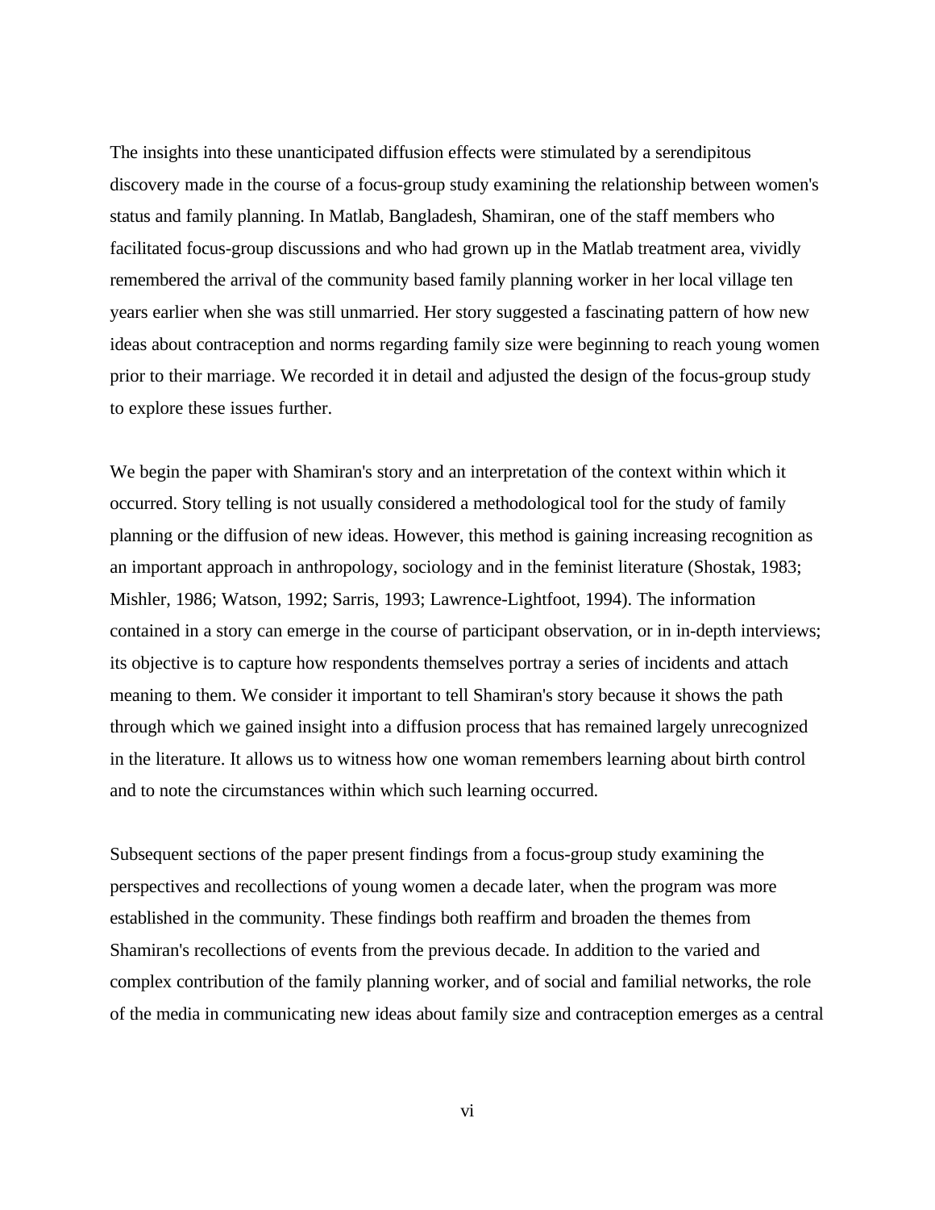The insights into these unanticipated diffusion effects were stimulated by a serendipitous discovery made in the course of a focus-group study examining the relationship between women's status and family planning. In Matlab, Bangladesh, Shamiran, one of the staff members who facilitated focus-group discussions and who had grown up in the Matlab treatment area, vividly remembered the arrival of the community based family planning worker in her local village ten years earlier when she was still unmarried. Her story suggested a fascinating pattern of how new ideas about contraception and norms regarding family size were beginning to reach young women prior to their marriage. We recorded it in detail and adjusted the design of the focus-group study to explore these issues further.

We begin the paper with Shamiran's story and an interpretation of the context within which it occurred. Story telling is not usually considered a methodological tool for the study of family planning or the diffusion of new ideas. However, this method is gaining increasing recognition as an important approach in anthropology, sociology and in the feminist literature (Shostak, 1983; Mishler, 1986; Watson, 1992; Sarris, 1993; Lawrence-Lightfoot, 1994). The information contained in a story can emerge in the course of participant observation, or in in-depth interviews; its objective is to capture how respondents themselves portray a series of incidents and attach meaning to them. We consider it important to tell Shamiran's story because it shows the path through which we gained insight into a diffusion process that has remained largely unrecognized in the literature. It allows us to witness how one woman remembers learning about birth control and to note the circumstances within which such learning occurred.

Subsequent sections of the paper present findings from a focus-group study examining the perspectives and recollections of young women a decade later, when the program was more established in the community. These findings both reaffirm and broaden the themes from Shamiran's recollections of events from the previous decade. In addition to the varied and complex contribution of the family planning worker, and of social and familial networks, the role of the media in communicating new ideas about family size and contraception emerges as a central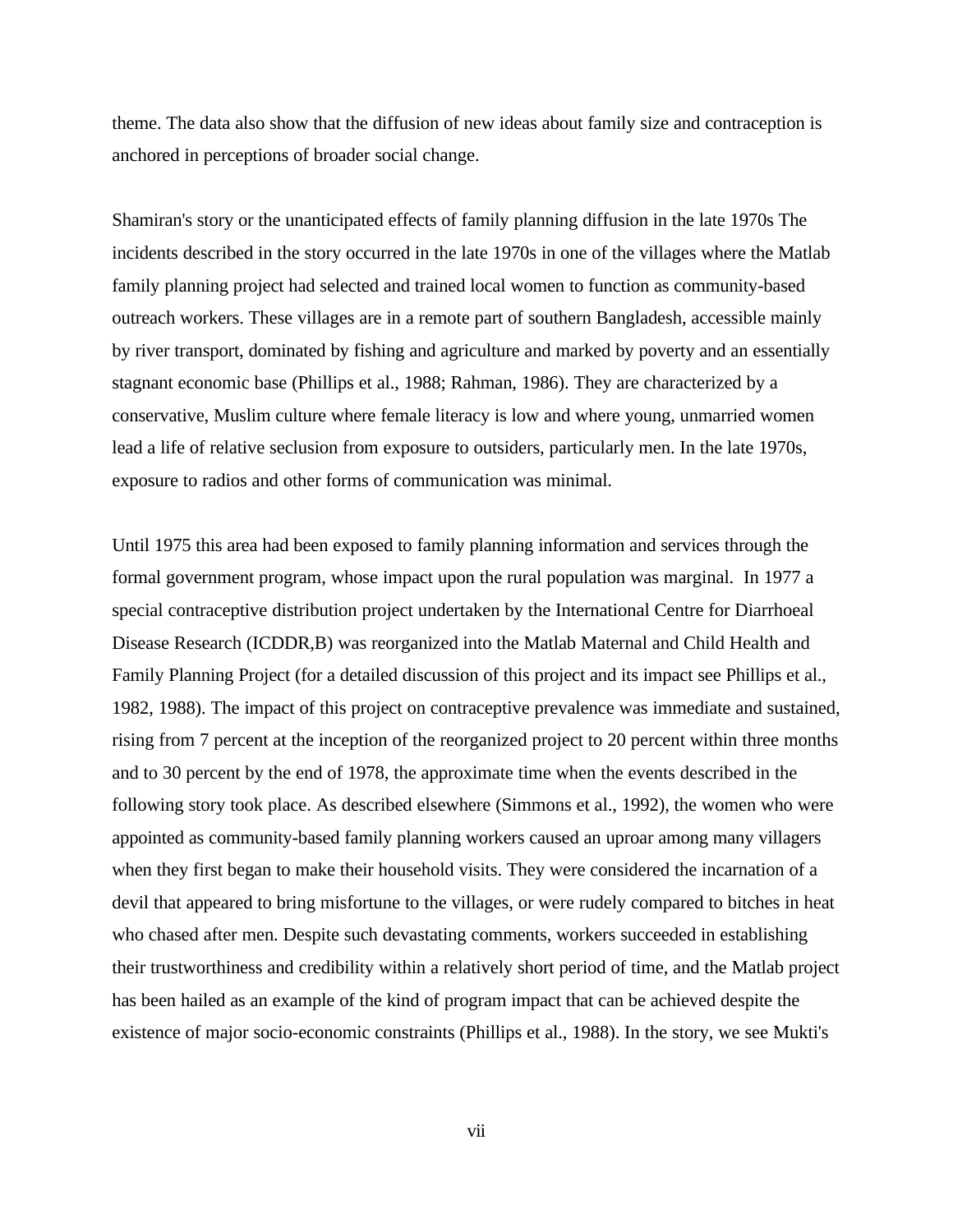theme. The data also show that the diffusion of new ideas about family size and contraception is anchored in perceptions of broader social change.

Shamiran's story or the unanticipated effects of family planning diffusion in the late 1970s The incidents described in the story occurred in the late 1970s in one of the villages where the Matlab family planning project had selected and trained local women to function as community-based outreach workers. These villages are in a remote part of southern Bangladesh, accessible mainly by river transport, dominated by fishing and agriculture and marked by poverty and an essentially stagnant economic base (Phillips et al., 1988; Rahman, 1986). They are characterized by a conservative, Muslim culture where female literacy is low and where young, unmarried women lead a life of relative seclusion from exposure to outsiders, particularly men. In the late 1970s, exposure to radios and other forms of communication was minimal.

Until 1975 this area had been exposed to family planning information and services through the formal government program, whose impact upon the rural population was marginal. In 1977 a special contraceptive distribution project undertaken by the International Centre for Diarrhoeal Disease Research (ICDDR,B) was reorganized into the Matlab Maternal and Child Health and Family Planning Project (for a detailed discussion of this project and its impact see Phillips et al., 1982, 1988). The impact of this project on contraceptive prevalence was immediate and sustained, rising from 7 percent at the inception of the reorganized project to 20 percent within three months and to 30 percent by the end of 1978, the approximate time when the events described in the following story took place. As described elsewhere (Simmons et al., 1992), the women who were appointed as community-based family planning workers caused an uproar among many villagers when they first began to make their household visits. They were considered the incarnation of a devil that appeared to bring misfortune to the villages, or were rudely compared to bitches in heat who chased after men. Despite such devastating comments, workers succeeded in establishing their trustworthiness and credibility within a relatively short period of time, and the Matlab project has been hailed as an example of the kind of program impact that can be achieved despite the existence of major socio-economic constraints (Phillips et al., 1988). In the story, we see Mukti's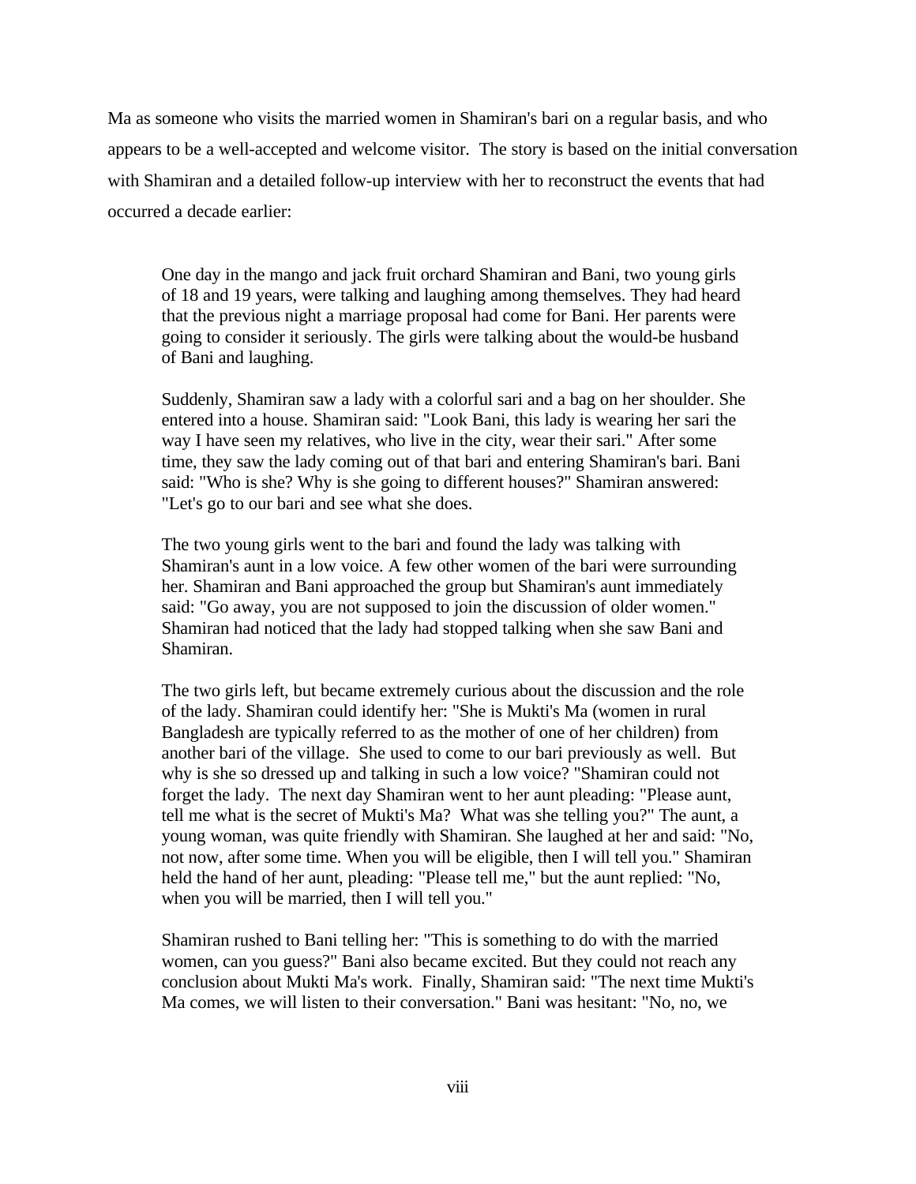Ma as someone who visits the married women in Shamiran's bari on a regular basis, and who appears to be a well-accepted and welcome visitor. The story is based on the initial conversation with Shamiran and a detailed follow-up interview with her to reconstruct the events that had occurred a decade earlier:

> One day in the mango and jack fruit orchard Shamiran and Bani, two young girls of 18 and 19 years, were talking and laughing among themselves. They had heard that the previous night a marriage proposal had come for Bani. Her parents were going to consider it seriously. The girls were talking about the would-be husband of Bani and laughing.
>
> Suddenly, Shamiran saw a lady with a colorful sari and a bag on her shoulder. She entered into a house. Shamiran said: "Look Bani, this lady is wearing her sari the way I have seen my relatives, who live in the city, wear their sari." After some time, they saw the lady coming out of that bari and entering Shamiran's bari. Bani said: "Who is she? Why is she going to different houses?" Shamiran answered: "Let's go to our bari and see what she does.
>
> The two young girls went to the bari and found the lady was talking with Shamiran's aunt in a low voice. A few other women of the bari were surrounding her. Shamiran and Bani approached the group but Shamiran's aunt immediately said: "Go away, you are not supposed to join the discussion of older women." Shamiran had noticed that the lady had stopped talking when she saw Bani and Shamiran.
>
> The two girls left, but became extremely curious about the discussion and the role of the lady. Shamiran could identify her: "She is Mukti's Ma (women in rural Bangladesh are typically referred to as the mother of one of her children) from another bari of the village. She used to come to our bari previously as well. But why is she so dressed up and talking in such a low voice? "Shamiran could not forget the lady. The next day Shamiran went to her aunt pleading: "Please aunt, tell me what is the secret of Mukti's Ma? What was she telling you?" The aunt, a young woman, was quite friendly with Shamiran. She laughed at her and said: "No, not now, after some time. When you will be eligible, then I will tell you." Shamiran held the hand of her aunt, pleading: "Please tell me," but the aunt replied: "No, when you will be married, then I will tell you."
>
> Shamiran rushed to Bani telling her: "This is something to do with the married women, can you guess?" Bani also became excited. But they could not reach any conclusion about Mukti Ma's work. Finally, Shamiran said: "The next time Mukti's Ma comes, we will listen to their conversation." Bani was hesitant: "No, no, we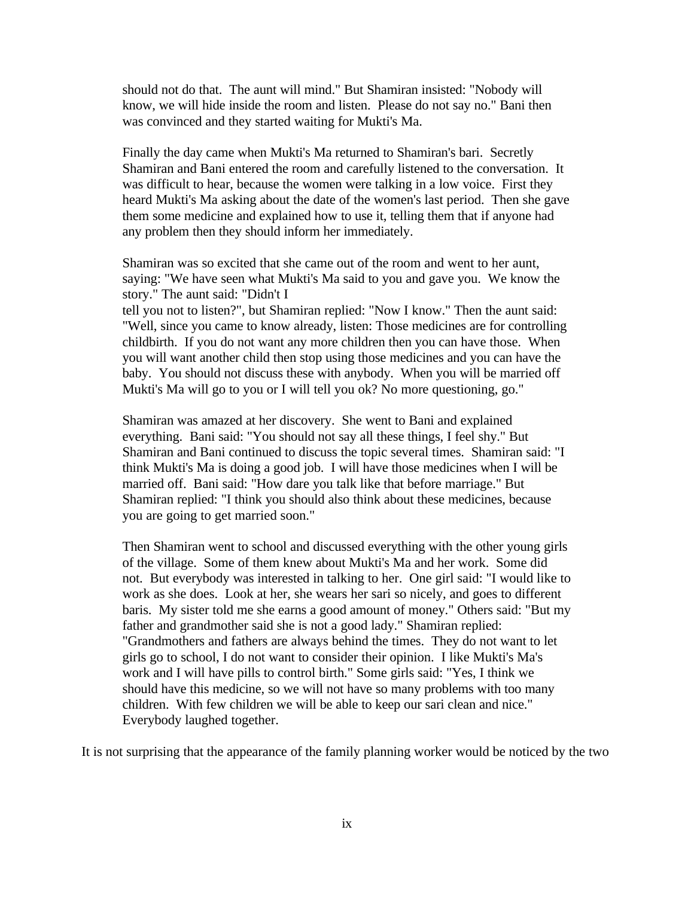should not do that. The aunt will mind." But Shamiran insisted: "Nobody will know, we will hide inside the room and listen. Please do not say no." Bani then was convinced and they started waiting for Mukti's Ma.

Finally the day came when Mukti's Ma returned to Shamiran's bari. Secretly Shamiran and Bani entered the room and carefully listened to the conversation. It was difficult to hear, because the women were talking in a low voice. First they heard Mukti's Ma asking about the date of the women's last period. Then she gave them some medicine and explained how to use it, telling them that if anyone had any problem then they should inform her immediately.

Shamiran was so excited that she came out of the room and went to her aunt, saying: "We have seen what Mukti's Ma said to you and gave you. We know the story." The aunt said: "Didn't I tell you not to listen?", but Shamiran replied: "Now I know." Then the aunt said: "Well, since you came to know already, listen: Those medicines are for controlling childbirth. If you do not want any more children then you can have those. When you will want another child then stop using those medicines and you can have the baby. You should not discuss these with anybody. When you will be married off Mukti's Ma will go to you or I will tell you ok? No more questioning, go."

Shamiran was amazed at her discovery. She went to Bani and explained everything. Bani said: "You should not say all these things, I feel shy." But Shamiran and Bani continued to discuss the topic several times. Shamiran said: "I think Mukti's Ma is doing a good job. I will have those medicines when I will be married off. Bani said: "How dare you talk like that before marriage." But Shamiran replied: "I think you should also think about these medicines, because you are going to get married soon."

Then Shamiran went to school and discussed everything with the other young girls of the village. Some of them knew about Mukti's Ma and her work. Some did not. But everybody was interested in talking to her. One girl said: "I would like to work as she does. Look at her, she wears her sari so nicely, and goes to different baris. My sister told me she earns a good amount of money." Others said: "But my father and grandmother said she is not a good lady." Shamiran replied: "Grandmothers and fathers are always behind the times. They do not want to let girls go to school, I do not want to consider their opinion. I like Mukti's Ma's work and I will have pills to control birth." Some girls said: "Yes, I think we should have this medicine, so we will not have so many problems with too many children. With few children we will be able to keep our sari clean and nice." Everybody laughed together.

It is not surprising that the appearance of the family planning worker would be noticed by the two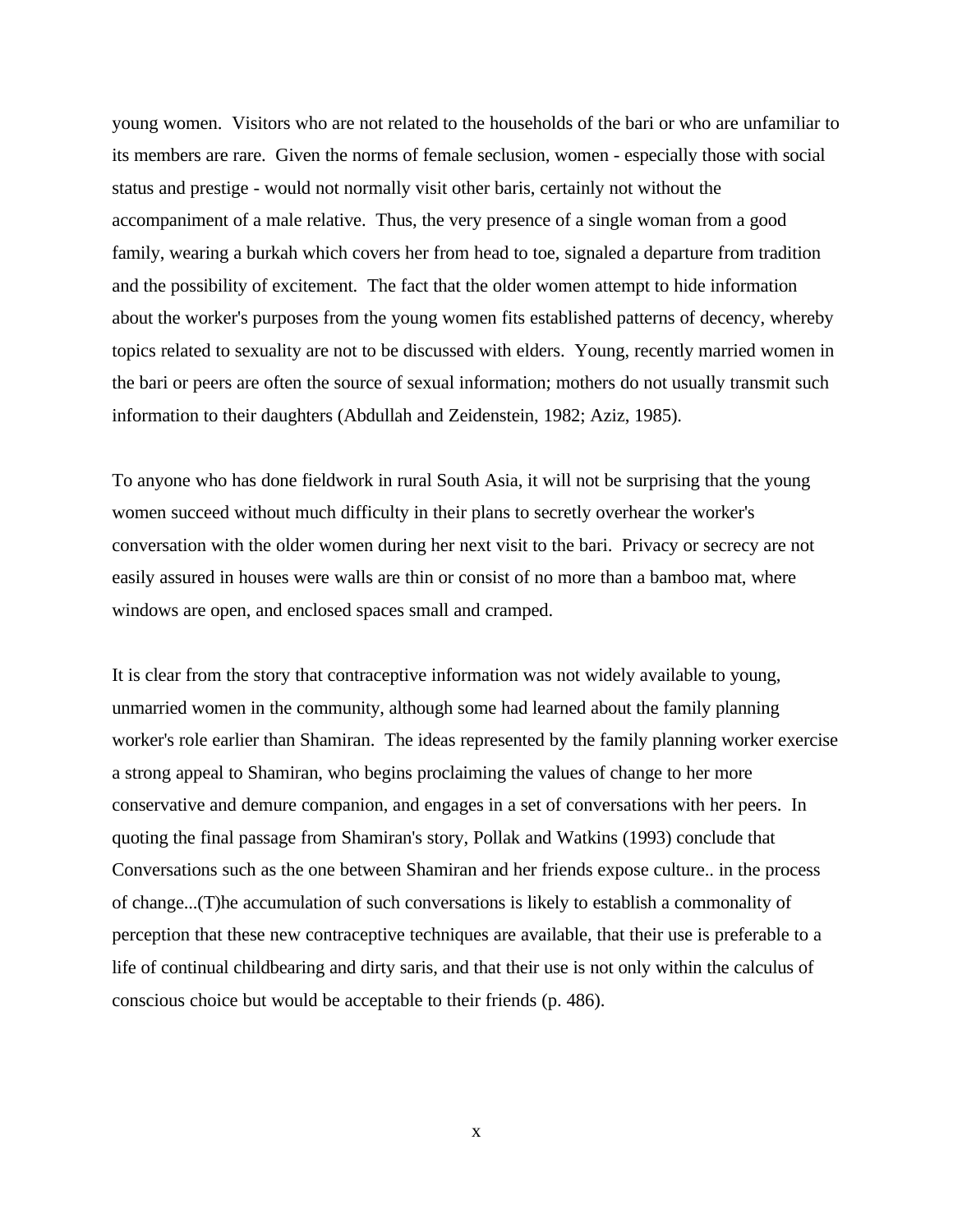young women. Visitors who are not related to the households of the bari or who are unfamiliar to its members are rare. Given the norms of female seclusion, women - especially those with social status and prestige - would not normally visit other baris, certainly not without the accompaniment of a male relative. Thus, the very presence of a single woman from a good family, wearing a burkah which covers her from head to toe, signaled a departure from tradition and the possibility of excitement. The fact that the older women attempt to hide information about the worker's purposes from the young women fits established patterns of decency, whereby topics related to sexuality are not to be discussed with elders. Young, recently married women in the bari or peers are often the source of sexual information; mothers do not usually transmit such information to their daughters (Abdullah and Zeidenstein, 1982; Aziz, 1985).

To anyone who has done fieldwork in rural South Asia, it will not be surprising that the young women succeed without much difficulty in their plans to secretly overhear the worker's conversation with the older women during her next visit to the bari. Privacy or secrecy are not easily assured in houses were walls are thin or consist of no more than a bamboo mat, where windows are open, and enclosed spaces small and cramped.

It is clear from the story that contraceptive information was not widely available to young, unmarried women in the community, although some had learned about the family planning worker's role earlier than Shamiran. The ideas represented by the family planning worker exercise a strong appeal to Shamiran, who begins proclaiming the values of change to her more conservative and demure companion, and engages in a set of conversations with her peers. In quoting the final passage from Shamiran's story, Pollak and Watkins (1993) conclude that Conversations such as the one between Shamiran and her friends expose culture.. in the process of change...(T)he accumulation of such conversations is likely to establish a commonality of perception that these new contraceptive techniques are available, that their use is preferable to a life of continual childbearing and dirty saris, and that their use is not only within the calculus of conscious choice but would be acceptable to their friends (p. 486).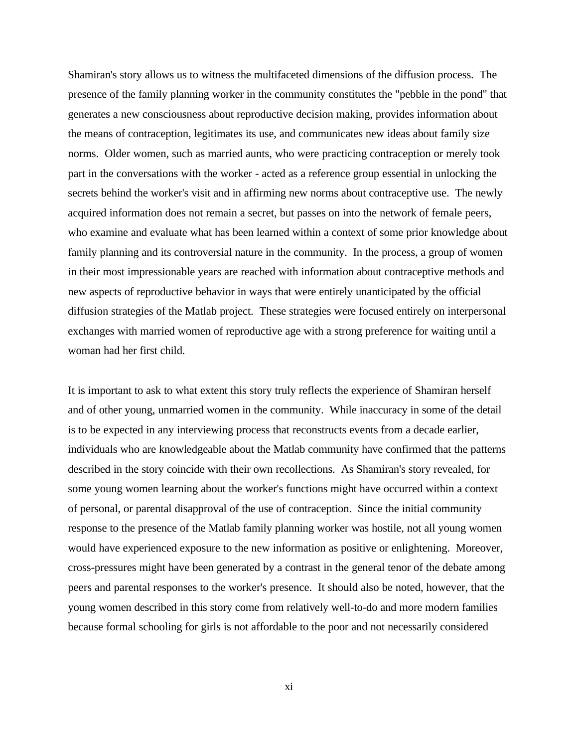Shamiran's story allows us to witness the multifaceted dimensions of the diffusion process. The presence of the family planning worker in the community constitutes the "pebble in the pond" that generates a new consciousness about reproductive decision making, provides information about the means of contraception, legitimates its use, and communicates new ideas about family size norms. Older women, such as married aunts, who were practicing contraception or merely took part in the conversations with the worker - acted as a reference group essential in unlocking the secrets behind the worker's visit and in affirming new norms about contraceptive use. The newly acquired information does not remain a secret, but passes on into the network of female peers, who examine and evaluate what has been learned within a context of some prior knowledge about family planning and its controversial nature in the community. In the process, a group of women in their most impressionable years are reached with information about contraceptive methods and new aspects of reproductive behavior in ways that were entirely unanticipated by the official diffusion strategies of the Matlab project. These strategies were focused entirely on interpersonal exchanges with married women of reproductive age with a strong preference for waiting until a woman had her first child.

It is important to ask to what extent this story truly reflects the experience of Shamiran herself and of other young, unmarried women in the community. While inaccuracy in some of the detail is to be expected in any interviewing process that reconstructs events from a decade earlier, individuals who are knowledgeable about the Matlab community have confirmed that the patterns described in the story coincide with their own recollections. As Shamiran's story revealed, for some young women learning about the worker's functions might have occurred within a context of personal, or parental disapproval of the use of contraception. Since the initial community response to the presence of the Matlab family planning worker was hostile, not all young women would have experienced exposure to the new information as positive or enlightening. Moreover, cross-pressures might have been generated by a contrast in the general tenor of the debate among peers and parental responses to the worker's presence. It should also be noted, however, that the young women described in this story come from relatively well-to-do and more modern families because formal schooling for girls is not affordable to the poor and not necessarily considered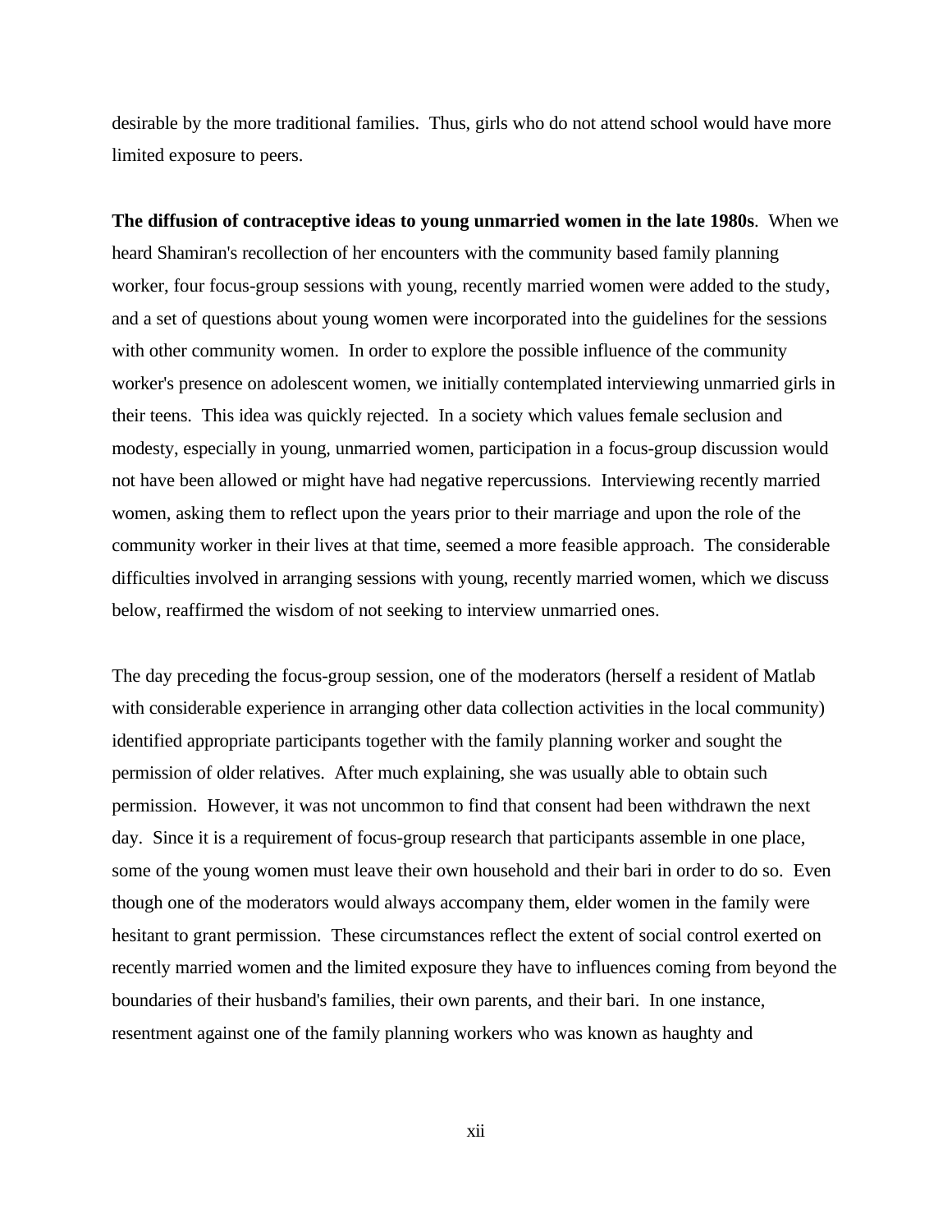desirable by the more traditional families. Thus, girls who do not attend school would have more limited exposure to peers.

**The diffusion of contraceptive ideas to young unmarried women in the late 1980s**. When we heard Shamiran's recollection of her encounters with the community based family planning worker, four focus-group sessions with young, recently married women were added to the study, and a set of questions about young women were incorporated into the guidelines for the sessions with other community women. In order to explore the possible influence of the community worker's presence on adolescent women, we initially contemplated interviewing unmarried girls in their teens. This idea was quickly rejected. In a society which values female seclusion and modesty, especially in young, unmarried women, participation in a focus-group discussion would not have been allowed or might have had negative repercussions. Interviewing recently married women, asking them to reflect upon the years prior to their marriage and upon the role of the community worker in their lives at that time, seemed a more feasible approach. The considerable difficulties involved in arranging sessions with young, recently married women, which we discuss below, reaffirmed the wisdom of not seeking to interview unmarried ones.

The day preceding the focus-group session, one of the moderators (herself a resident of Matlab with considerable experience in arranging other data collection activities in the local community) identified appropriate participants together with the family planning worker and sought the permission of older relatives. After much explaining, she was usually able to obtain such permission. However, it was not uncommon to find that consent had been withdrawn the next day. Since it is a requirement of focus-group research that participants assemble in one place, some of the young women must leave their own household and their bari in order to do so. Even though one of the moderators would always accompany them, elder women in the family were hesitant to grant permission. These circumstances reflect the extent of social control exerted on recently married women and the limited exposure they have to influences coming from beyond the boundaries of their husband's families, their own parents, and their bari. In one instance, resentment against one of the family planning workers who was known as haughty and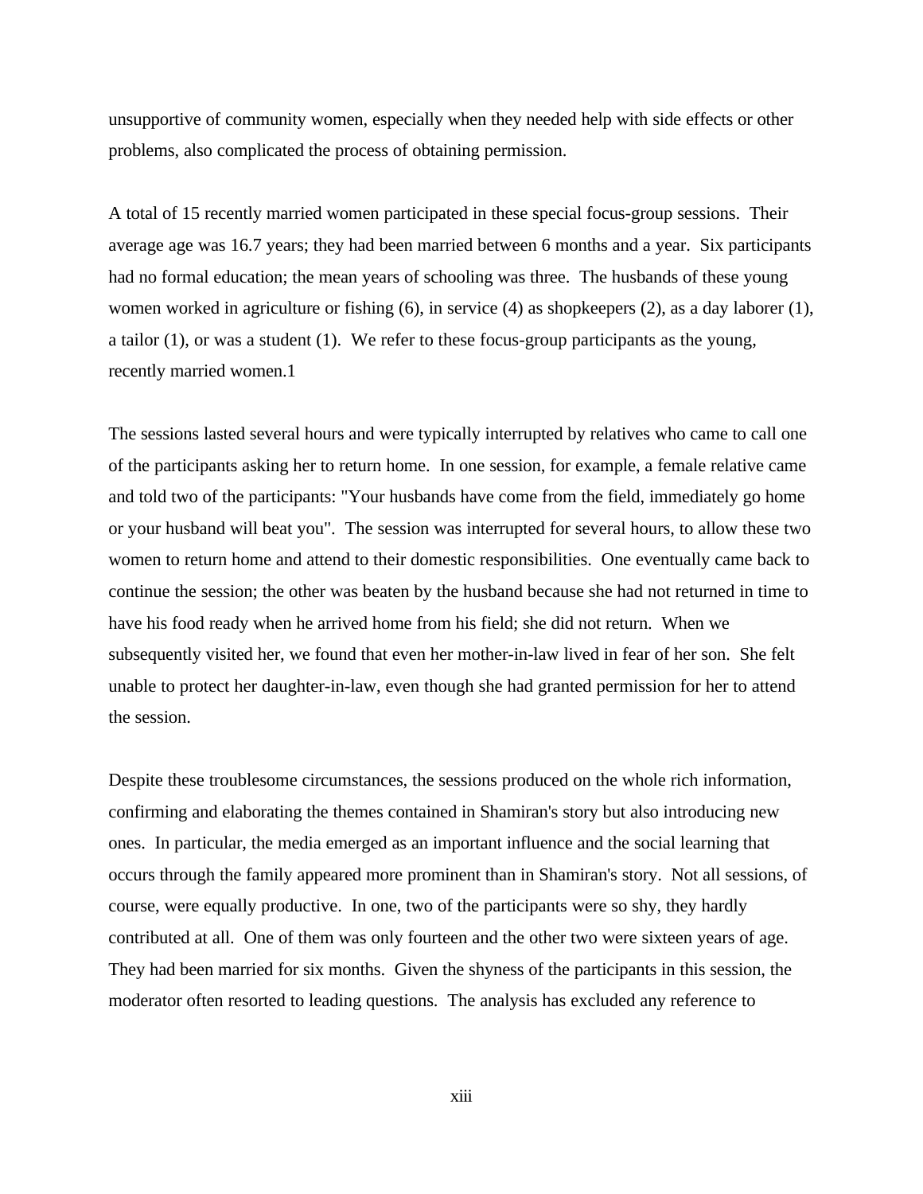unsupportive of community women, especially when they needed help with side effects or other problems, also complicated the process of obtaining permission.

A total of 15 recently married women participated in these special focus-group sessions. Their average age was 16.7 years; they had been married between 6 months and a year. Six participants had no formal education; the mean years of schooling was three. The husbands of these young women worked in agriculture or fishing (6), in service (4) as shopkeepers (2), as a day laborer (1), a tailor (1), or was a student (1). We refer to these focus-group participants as the young, recently married women.1

The sessions lasted several hours and were typically interrupted by relatives who came to call one of the participants asking her to return home. In one session, for example, a female relative came and told two of the participants: "Your husbands have come from the field, immediately go home or your husband will beat you". The session was interrupted for several hours, to allow these two women to return home and attend to their domestic responsibilities. One eventually came back to continue the session; the other was beaten by the husband because she had not returned in time to have his food ready when he arrived home from his field; she did not return. When we subsequently visited her, we found that even her mother-in-law lived in fear of her son. She felt unable to protect her daughter-in-law, even though she had granted permission for her to attend the session.

Despite these troublesome circumstances, the sessions produced on the whole rich information, confirming and elaborating the themes contained in Shamiran's story but also introducing new ones. In particular, the media emerged as an important influence and the social learning that occurs through the family appeared more prominent than in Shamiran's story. Not all sessions, of course, were equally productive. In one, two of the participants were so shy, they hardly contributed at all. One of them was only fourteen and the other two were sixteen years of age. They had been married for six months. Given the shyness of the participants in this session, the moderator often resorted to leading questions. The analysis has excluded any reference to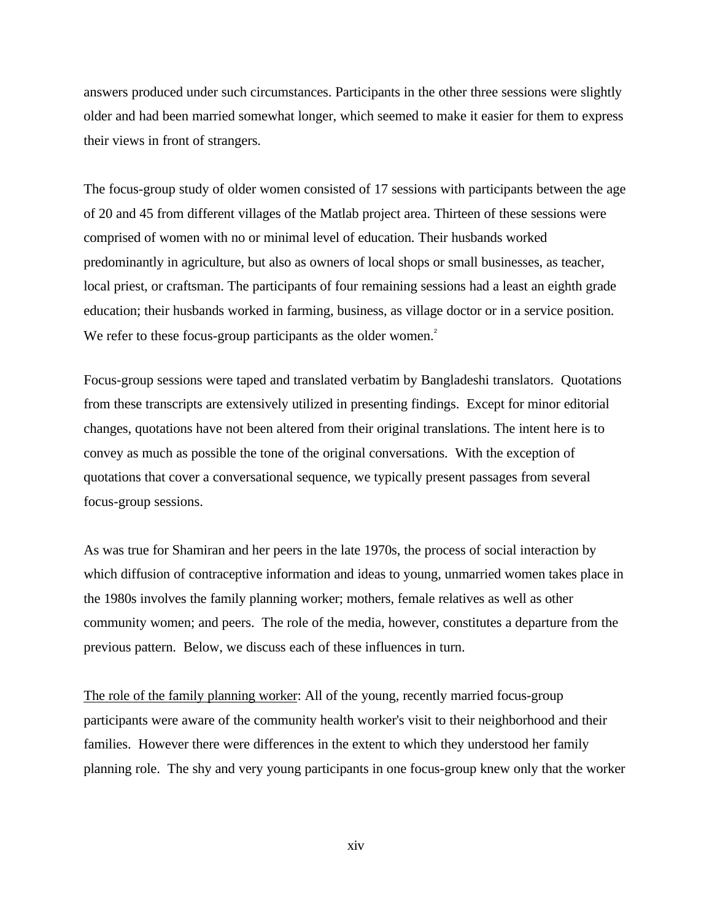answers produced under such circumstances. Participants in the other three sessions were slightly older and had been married somewhat longer, which seemed to make it easier for them to express their views in front of strangers.

The focus-group study of older women consisted of 17 sessions with participants between the age of 20 and 45 from different villages of the Matlab project area. Thirteen of these sessions were comprised of women with no or minimal level of education. Their husbands worked predominantly in agriculture, but also as owners of local shops or small businesses, as teacher, local priest, or craftsman. The participants of four remaining sessions had a least an eighth grade education; their husbands worked in farming, business, as village doctor or in a service position. We refer to these focus-group participants as the older women.[2]

Focus-group sessions were taped and translated verbatim by Bangladeshi translators. Quotations from these transcripts are extensively utilized in presenting findings. Except for minor editorial changes, quotations have not been altered from their original translations. The intent here is to convey as much as possible the tone of the original conversations. With the exception of quotations that cover a conversational sequence, we typically present passages from several focus-group sessions.

As was true for Shamiran and her peers in the late 1970s, the process of social interaction by which diffusion of contraceptive information and ideas to young, unmarried women takes place in the 1980s involves the family planning worker; mothers, female relatives as well as other community women; and peers. The role of the media, however, constitutes a departure from the previous pattern. Below, we discuss each of these influences in turn.

<u>The role of the family planning worker</u>: All of the young, recently married focus-group participants were aware of the community health worker's visit to their neighborhood and their families. However there were differences in the extent to which they understood her family planning role. The shy and very young participants in one focus-group knew only that the worker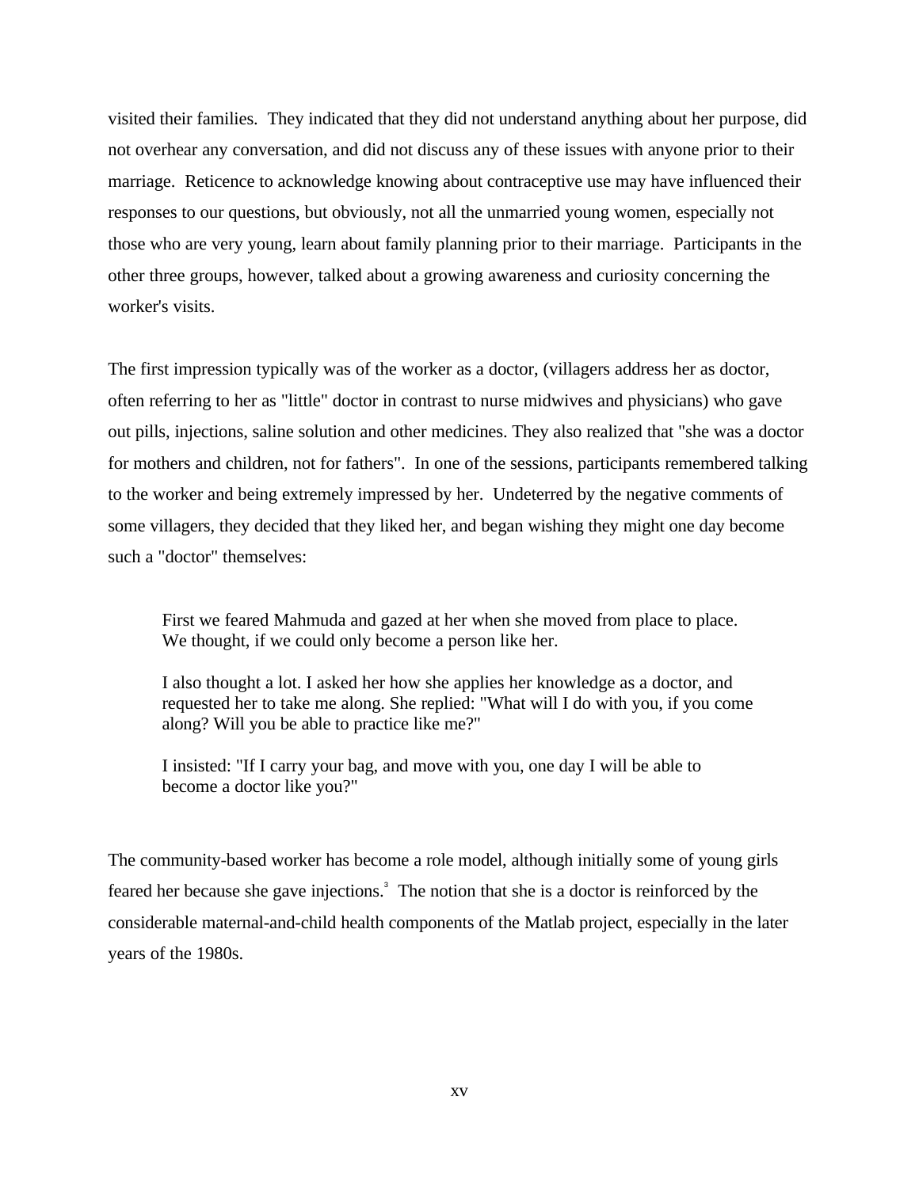visited their families. They indicated that they did not understand anything about her purpose, did not overhear any conversation, and did not discuss any of these issues with anyone prior to their marriage. Reticence to acknowledge knowing about contraceptive use may have influenced their responses to our questions, but obviously, not all the unmarried young women, especially not those who are very young, learn about family planning prior to their marriage. Participants in the other three groups, however, talked about a growing awareness and curiosity concerning the worker's visits.

The first impression typically was of the worker as a doctor, (villagers address her as doctor, often referring to her as "little" doctor in contrast to nurse midwives and physicians) who gave out pills, injections, saline solution and other medicines. They also realized that "she was a doctor for mothers and children, not for fathers". In one of the sessions, participants remembered talking to the worker and being extremely impressed by her. Undeterred by the negative comments of some villagers, they decided that they liked her, and began wishing they might one day become such a "doctor" themselves:

> First we feared Mahmuda and gazed at her when she moved from place to place. We thought, if we could only become a person like her.
>
> I also thought a lot. I asked her how she applies her knowledge as a doctor, and requested her to take me along. She replied: "What will I do with you, if you come along? Will you be able to practice like me?"
>
> I insisted: "If I carry your bag, and move with you, one day I will be able to become a doctor like you?"

The community-based worker has become a role model, although initially some of young girls feared her because she gave injections.[3] The notion that she is a doctor is reinforced by the considerable maternal-and-child health components of the Matlab project, especially in the later years of the 1980s.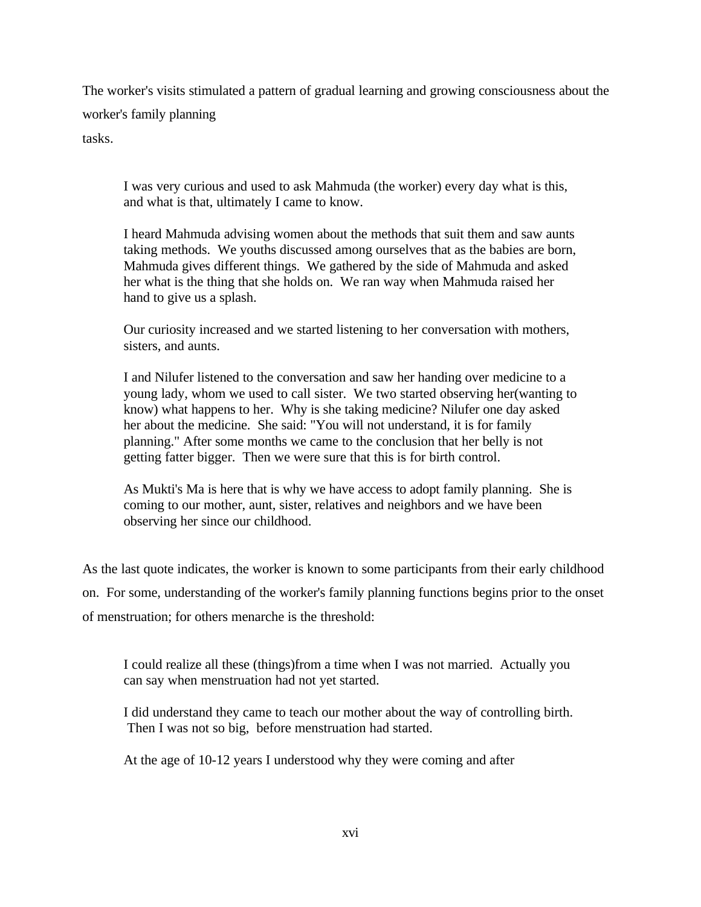The worker's visits stimulated a pattern of gradual learning and growing consciousness about the worker's family planning tasks.

> I was very curious and used to ask Mahmuda (the worker) every day what is this, and what is that, ultimately I came to know.
>
> I heard Mahmuda advising women about the methods that suit them and saw aunts taking methods. We youths discussed among ourselves that as the babies are born, Mahmuda gives different things. We gathered by the side of Mahmuda and asked her what is the thing that she holds on. We ran way when Mahmuda raised her hand to give us a splash.
>
> Our curiosity increased and we started listening to her conversation with mothers, sisters, and aunts.
>
> I and Nilufer listened to the conversation and saw her handing over medicine to a young lady, whom we used to call sister. We two started observing her(wanting to know) what happens to her. Why is she taking medicine? Nilufer one day asked her about the medicine. She said: "You will not understand, it is for family planning." After some months we came to the conclusion that her belly is not getting fatter bigger. Then we were sure that this is for birth control.
>
> As Mukti's Ma is here that is why we have access to adopt family planning. She is coming to our mother, aunt, sister, relatives and neighbors and we have been observing her since our childhood.

As the last quote indicates, the worker is known to some participants from their early childhood on. For some, understanding of the worker's family planning functions begins prior to the onset of menstruation; for others menarche is the threshold:

> I could realize all these (things)from a time when I was not married. Actually you can say when menstruation had not yet started.
>
> I did understand they came to teach our mother about the way of controlling birth. Then I was not so big, before menstruation had started.
>
> At the age of 10-12 years I understood why they were coming and after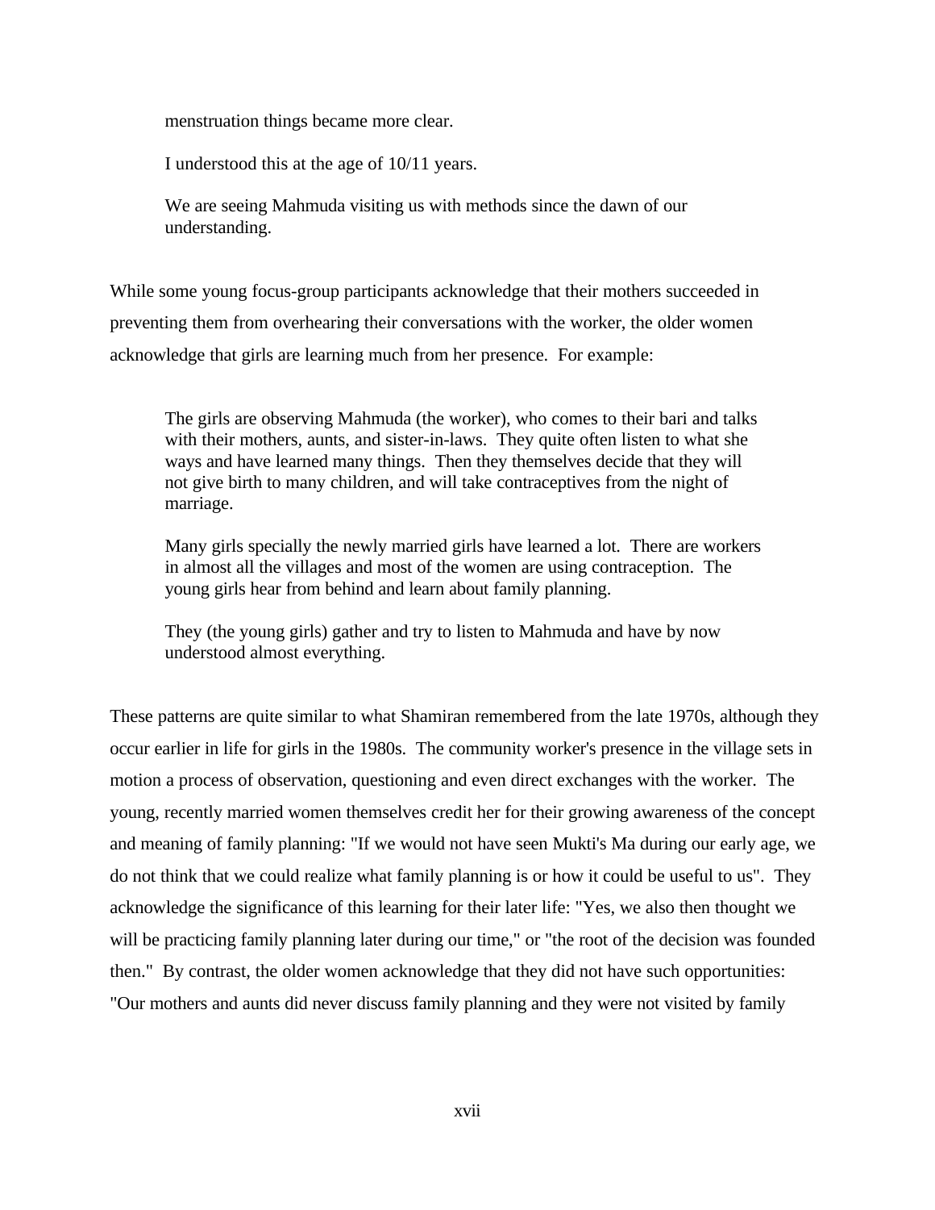> menstruation things became more clear.
>
> I understood this at the age of 10/11 years.
>
> We are seeing Mahmuda visiting us with methods since the dawn of our understanding.

While some young focus-group participants acknowledge that their mothers succeeded in preventing them from overhearing their conversations with the worker, the older women acknowledge that girls are learning much from her presence. For example:

> The girls are observing Mahmuda (the worker), who comes to their bari and talks with their mothers, aunts, and sister-in-laws. They quite often listen to what she ways and have learned many things. Then they themselves decide that they will not give birth to many children, and will take contraceptives from the night of marriage.
>
> Many girls specially the newly married girls have learned a lot. There are workers in almost all the villages and most of the women are using contraception. The young girls hear from behind and learn about family planning.
>
> They (the young girls) gather and try to listen to Mahmuda and have by now understood almost everything.

These patterns are quite similar to what Shamiran remembered from the late 1970s, although they occur earlier in life for girls in the 1980s. The community worker's presence in the village sets in motion a process of observation, questioning and even direct exchanges with the worker. The young, recently married women themselves credit her for their growing awareness of the concept and meaning of family planning: "If we would not have seen Mukti's Ma during our early age, we do not think that we could realize what family planning is or how it could be useful to us". They acknowledge the significance of this learning for their later life: "Yes, we also then thought we will be practicing family planning later during our time," or "the root of the decision was founded then." By contrast, the older women acknowledge that they did not have such opportunities: "Our mothers and aunts did never discuss family planning and they were not visited by family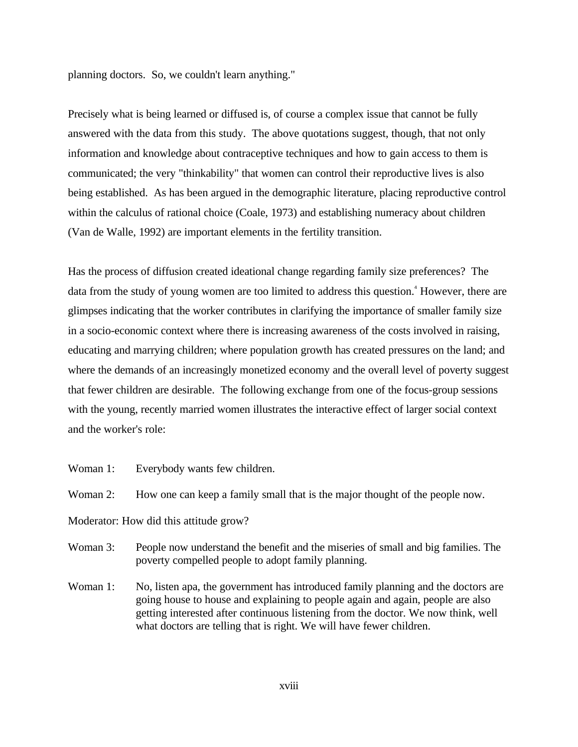planning doctors. So, we couldn't learn anything."

Precisely what is being learned or diffused is, of course a complex issue that cannot be fully answered with the data from this study. The above quotations suggest, though, that not only information and knowledge about contraceptive techniques and how to gain access to them is communicated; the very "thinkability" that women can control their reproductive lives is also being established. As has been argued in the demographic literature, placing reproductive control within the calculus of rational choice (Coale, 1973) and establishing numeracy about children (Van de Walle, 1992) are important elements in the fertility transition.

Has the process of diffusion created ideational change regarding family size preferences? The data from the study of young women are too limited to address this question.[4] However, there are glimpses indicating that the worker contributes in clarifying the importance of smaller family size in a socio-economic context where there is increasing awareness of the costs involved in raising, educating and marrying children; where population growth has created pressures on the land; and where the demands of an increasingly monetized economy and the overall level of poverty suggest that fewer children are desirable. The following exchange from one of the focus-group sessions with the young, recently married women illustrates the interactive effect of larger social context and the worker's role:

Woman 1: Everybody wants few children.

Woman 2: How one can keep a family small that is the major thought of the people now.

Moderator: How did this attitude grow?

Woman 3: People now understand the benefit and the miseries of small and big families. The poverty compelled people to adopt family planning.

Woman 1: No, listen apa, the government has introduced family planning and the doctors are going house to house and explaining to people again and again, people are also getting interested after continuous listening from the doctor. We now think, well what doctors are telling that is right. We will have fewer children.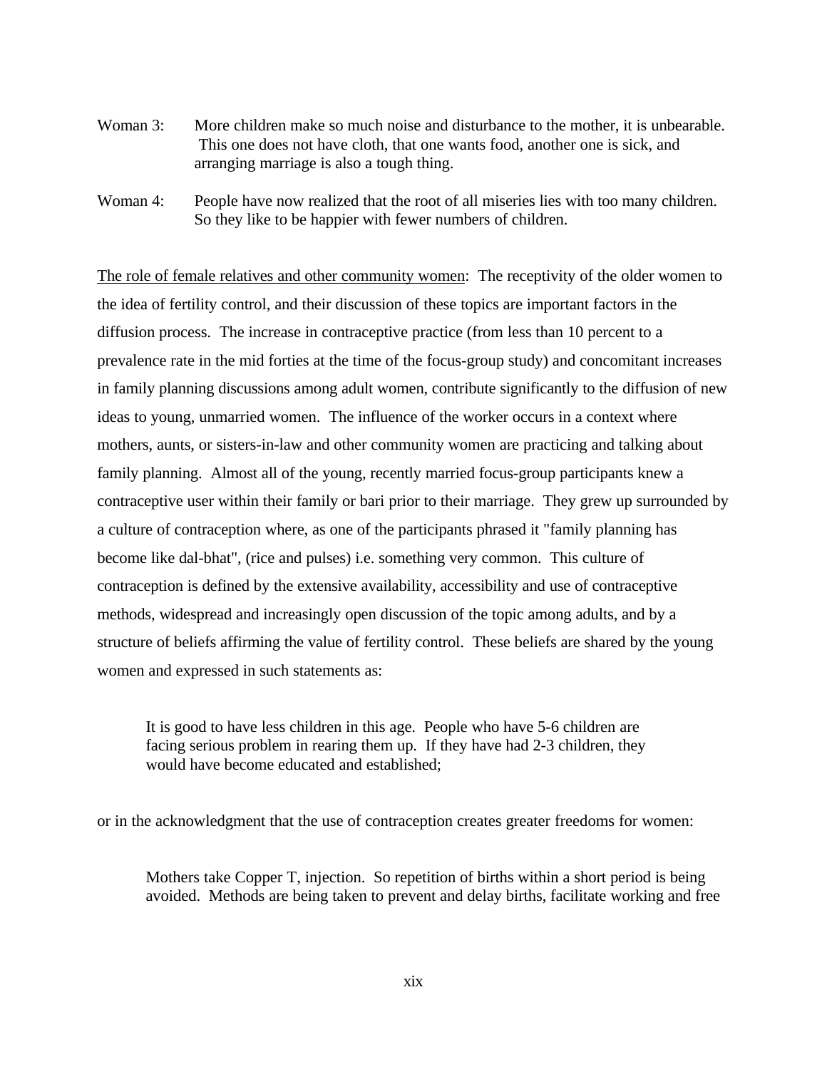Woman 3: More children make so much noise and disturbance to the mother, it is unbearable. This one does not have cloth, that one wants food, another one is sick, and arranging marriage is also a tough thing.

Woman 4: People have now realized that the root of all miseries lies with too many children. So they like to be happier with fewer numbers of children.

<u>The role of female relatives and other community women</u>: The receptivity of the older women to the idea of fertility control, and their discussion of these topics are important factors in the diffusion process. The increase in contraceptive practice (from less than 10 percent to a prevalence rate in the mid forties at the time of the focus-group study) and concomitant increases in family planning discussions among adult women, contribute significantly to the diffusion of new ideas to young, unmarried women. The influence of the worker occurs in a context where mothers, aunts, or sisters-in-law and other community women are practicing and talking about family planning. Almost all of the young, recently married focus-group participants knew a contraceptive user within their family or bari prior to their marriage. They grew up surrounded by a culture of contraception where, as one of the participants phrased it "family planning has become like dal-bhat", (rice and pulses) i.e. something very common. This culture of contraception is defined by the extensive availability, accessibility and use of contraceptive methods, widespread and increasingly open discussion of the topic among adults, and by a structure of beliefs affirming the value of fertility control. These beliefs are shared by the young women and expressed in such statements as:

> It is good to have less children in this age. People who have 5-6 children are facing serious problem in rearing them up. If they have had 2-3 children, they would have become educated and established;

or in the acknowledgment that the use of contraception creates greater freedoms for women:

> Mothers take Copper T, injection. So repetition of births within a short period is being avoided. Methods are being taken to prevent and delay births, facilitate working and free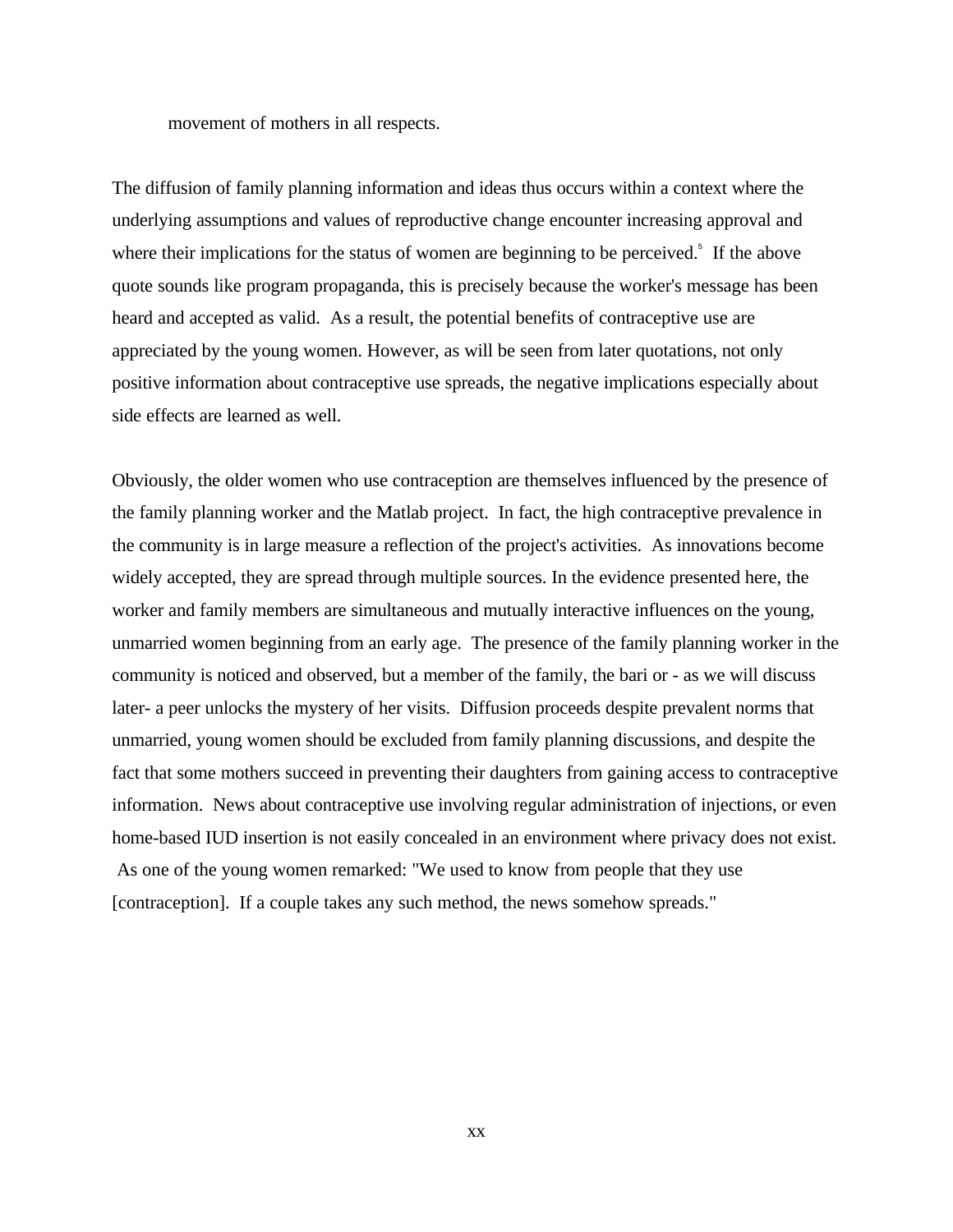movement of mothers in all respects.

The diffusion of family planning information and ideas thus occurs within a context where the underlying assumptions and values of reproductive change encounter increasing approval and where their implications for the status of women are beginning to be perceived.[5] If the above quote sounds like program propaganda, this is precisely because the worker's message has been heard and accepted as valid. As a result, the potential benefits of contraceptive use are appreciated by the young women. However, as will be seen from later quotations, not only positive information about contraceptive use spreads, the negative implications especially about side effects are learned as well.

Obviously, the older women who use contraception are themselves influenced by the presence of the family planning worker and the Matlab project. In fact, the high contraceptive prevalence in the community is in large measure a reflection of the project's activities. As innovations become widely accepted, they are spread through multiple sources. In the evidence presented here, the worker and family members are simultaneous and mutually interactive influences on the young, unmarried women beginning from an early age. The presence of the family planning worker in the community is noticed and observed, but a member of the family, the bari or - as we will discuss later- a peer unlocks the mystery of her visits. Diffusion proceeds despite prevalent norms that unmarried, young women should be excluded from family planning discussions, and despite the fact that some mothers succeed in preventing their daughters from gaining access to contraceptive information. News about contraceptive use involving regular administration of injections, or even home-based IUD insertion is not easily concealed in an environment where privacy does not exist. As one of the young women remarked: "We used to know from people that they use [contraception]. If a couple takes any such method, the news somehow spreads."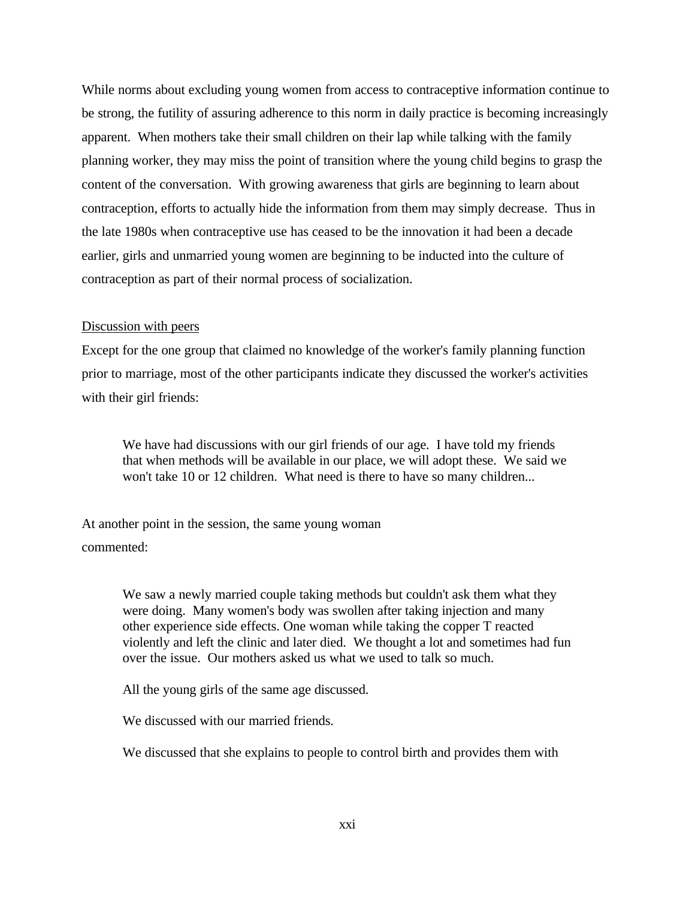While norms about excluding young women from access to contraceptive information continue to be strong, the futility of assuring adherence to this norm in daily practice is becoming increasingly apparent. When mothers take their small children on their lap while talking with the family planning worker, they may miss the point of transition where the young child begins to grasp the content of the conversation. With growing awareness that girls are beginning to learn about contraception, efforts to actually hide the information from them may simply decrease. Thus in the late 1980s when contraceptive use has ceased to be the innovation it had been a decade earlier, girls and unmarried young women are beginning to be inducted into the culture of contraception as part of their normal process of socialization.

<u>Discussion with peers</u>

Except for the one group that claimed no knowledge of the worker's family planning function prior to marriage, most of the other participants indicate they discussed the worker's activities with their girl friends:

> We have had discussions with our girl friends of our age. I have told my friends that when methods will be available in our place, we will adopt these. We said we won't take 10 or 12 children. What need is there to have so many children...

At another point in the session, the same young woman commented:

> We saw a newly married couple taking methods but couldn't ask them what they were doing. Many women's body was swollen after taking injection and many other experience side effects. One woman while taking the copper T reacted violently and left the clinic and later died. We thought a lot and sometimes had fun over the issue. Our mothers asked us what we used to talk so much.
>
> All the young girls of the same age discussed.
>
> We discussed with our married friends.
>
> We discussed that she explains to people to control birth and provides them with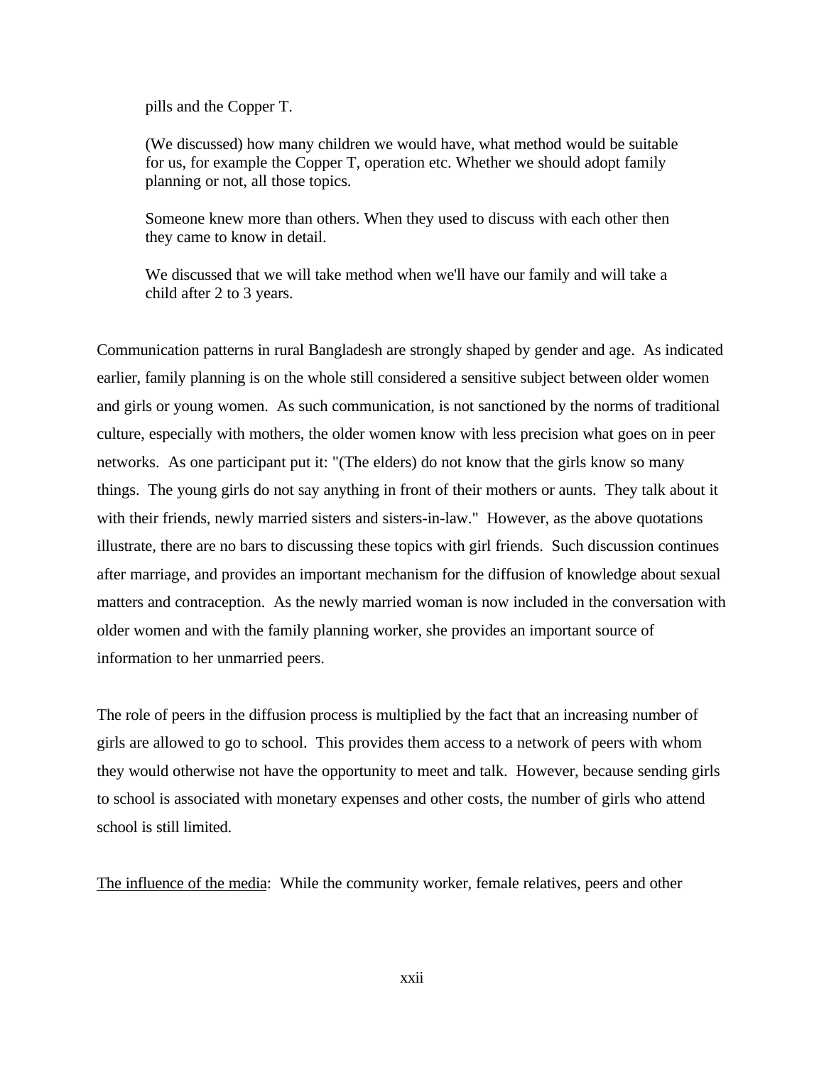> pills and the Copper T.
>
> (We discussed) how many children we would have, what method would be suitable for us, for example the Copper T, operation etc. Whether we should adopt family planning or not, all those topics.
>
> Someone knew more than others. When they used to discuss with each other then they came to know in detail.
>
> We discussed that we will take method when we'll have our family and will take a child after 2 to 3 years.

Communication patterns in rural Bangladesh are strongly shaped by gender and age. As indicated earlier, family planning is on the whole still considered a sensitive subject between older women and girls or young women. As such communication, is not sanctioned by the norms of traditional culture, especially with mothers, the older women know with less precision what goes on in peer networks. As one participant put it: "(The elders) do not know that the girls know so many things. The young girls do not say anything in front of their mothers or aunts. They talk about it with their friends, newly married sisters and sisters-in-law." However, as the above quotations illustrate, there are no bars to discussing these topics with girl friends. Such discussion continues after marriage, and provides an important mechanism for the diffusion of knowledge about sexual matters and contraception. As the newly married woman is now included in the conversation with older women and with the family planning worker, she provides an important source of information to her unmarried peers.

The role of peers in the diffusion process is multiplied by the fact that an increasing number of girls are allowed to go to school. This provides them access to a network of peers with whom they would otherwise not have the opportunity to meet and talk. However, because sending girls to school is associated with monetary expenses and other costs, the number of girls who attend school is still limited.

<u>The influence of the media</u>: While the community worker, female relatives, peers and other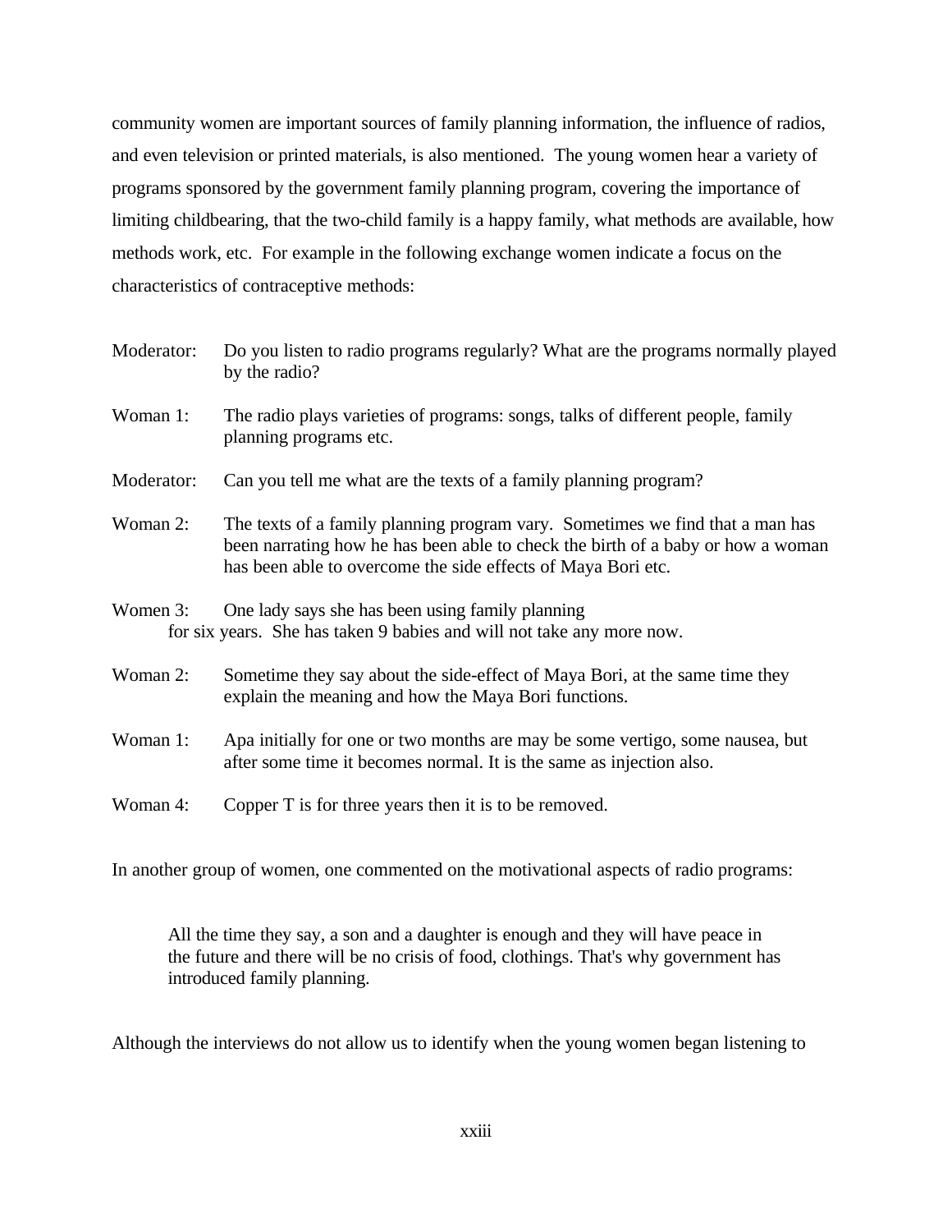community women are important sources of family planning information, the influence of radios, and even television or printed materials, is also mentioned. The young women hear a variety of programs sponsored by the government family planning program, covering the importance of limiting childbearing, that the two-child family is a happy family, what methods are available, how methods work, etc. For example in the following exchange women indicate a focus on the characteristics of contraceptive methods:

Moderator: Do you listen to radio programs regularly? What are the programs normally played by the radio?

Woman 1: The radio plays varieties of programs: songs, talks of different people, family planning programs etc.

Moderator: Can you tell me what are the texts of a family planning program?

Woman 2: The texts of a family planning program vary. Sometimes we find that a man has been narrating how he has been able to check the birth of a baby or how a woman has been able to overcome the side effects of Maya Bori etc.

Women 3: One lady says she has been using family planning for six years. She has taken 9 babies and will not take any more now.

Woman 2: Sometime they say about the side-effect of Maya Bori, at the same time they explain the meaning and how the Maya Bori functions.

Woman 1: Apa initially for one or two months are may be some vertigo, some nausea, but after some time it becomes normal. It is the same as injection also.

Woman 4: Copper T is for three years then it is to be removed.

In another group of women, one commented on the motivational aspects of radio programs:

> All the time they say, a son and a daughter is enough and they will have peace in the future and there will be no crisis of food, clothings. That's why government has introduced family planning.

Although the interviews do not allow us to identify when the young women began listening to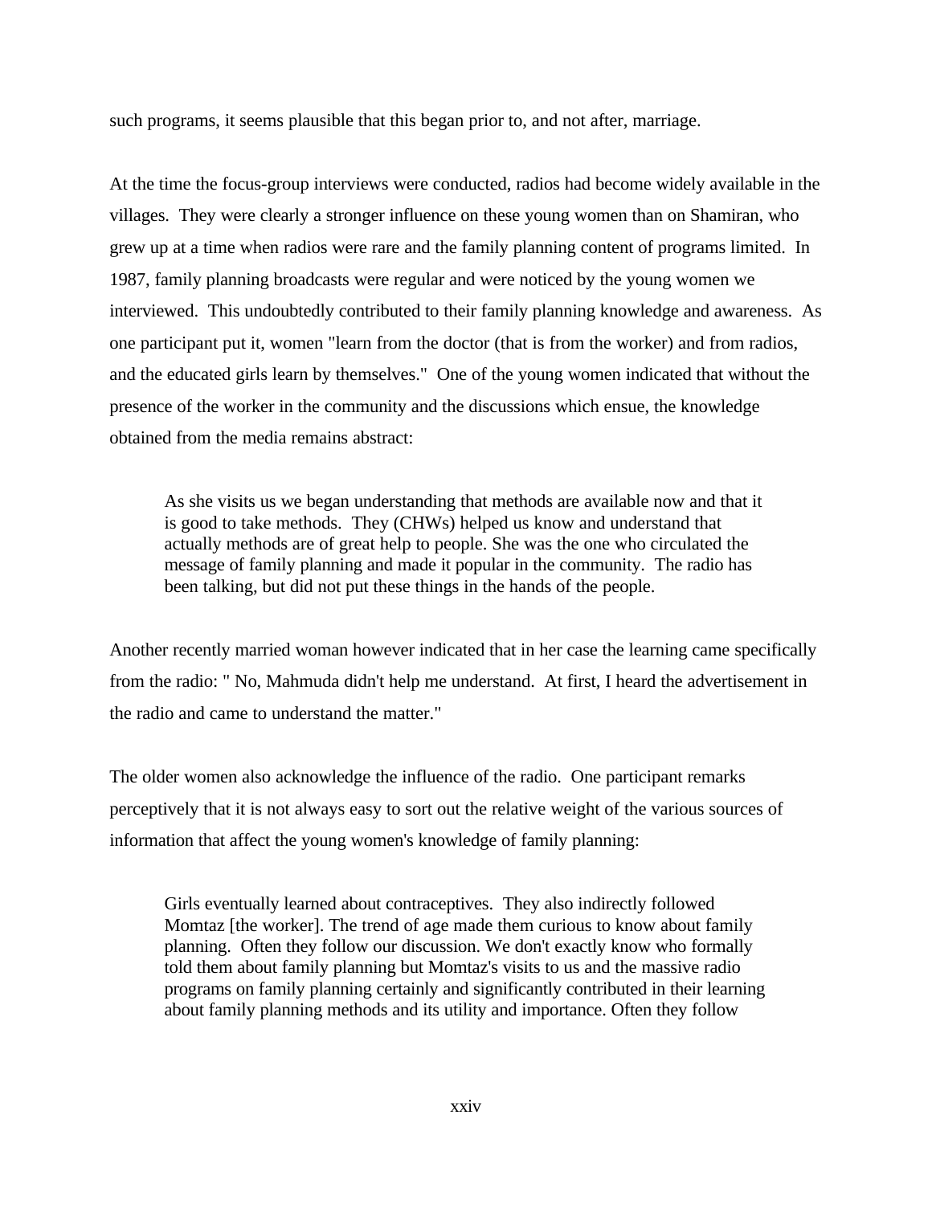such programs, it seems plausible that this began prior to, and not after, marriage.

At the time the focus-group interviews were conducted, radios had become widely available in the villages. They were clearly a stronger influence on these young women than on Shamiran, who grew up at a time when radios were rare and the family planning content of programs limited. In 1987, family planning broadcasts were regular and were noticed by the young women we interviewed. This undoubtedly contributed to their family planning knowledge and awareness. As one participant put it, women "learn from the doctor (that is from the worker) and from radios, and the educated girls learn by themselves." One of the young women indicated that without the presence of the worker in the community and the discussions which ensue, the knowledge obtained from the media remains abstract:

> As she visits us we began understanding that methods are available now and that it is good to take methods. They (CHWs) helped us know and understand that actually methods are of great help to people. She was the one who circulated the message of family planning and made it popular in the community. The radio has been talking, but did not put these things in the hands of the people.

Another recently married woman however indicated that in her case the learning came specifically from the radio: " No, Mahmuda didn't help me understand. At first, I heard the advertisement in the radio and came to understand the matter."

The older women also acknowledge the influence of the radio. One participant remarks perceptively that it is not always easy to sort out the relative weight of the various sources of information that affect the young women's knowledge of family planning:

> Girls eventually learned about contraceptives. They also indirectly followed Momtaz [the worker]. The trend of age made them curious to know about family planning. Often they follow our discussion. We don't exactly know who formally told them about family planning but Momtaz's visits to us and the massive radio programs on family planning certainly and significantly contributed in their learning about family planning methods and its utility and importance. Often they follow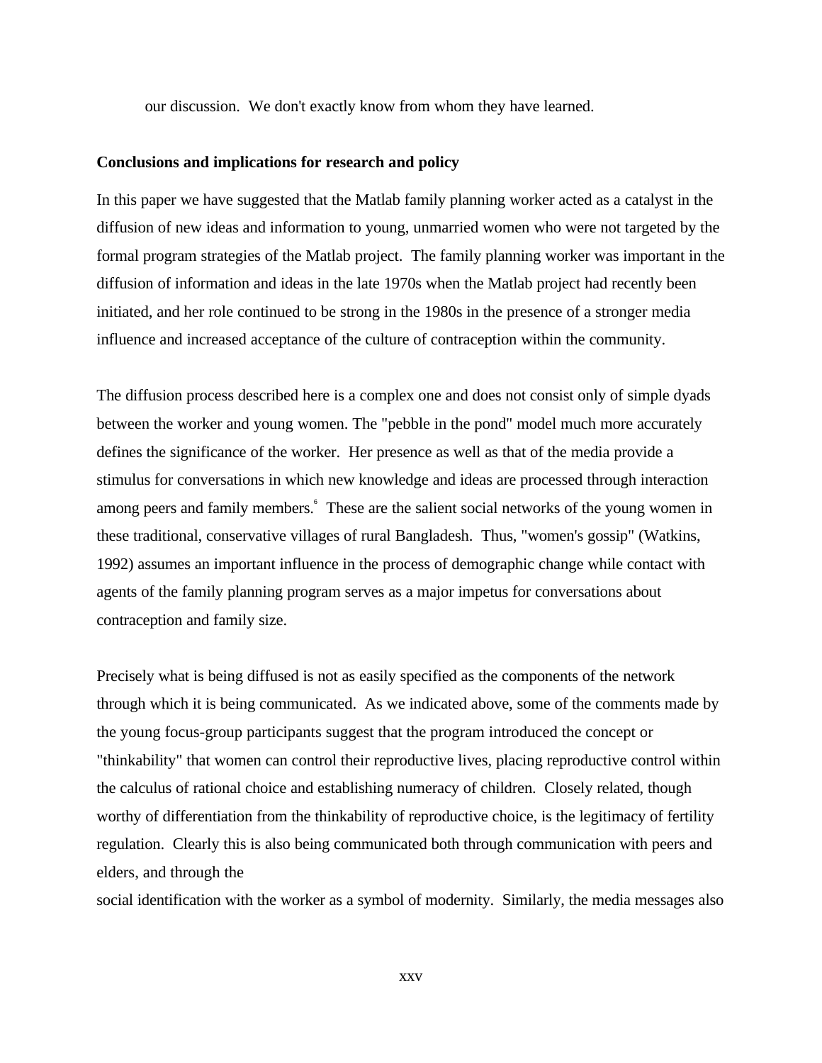our discussion. We don't exactly know from whom they have learned.

**Conclusions and implications for research and policy**

In this paper we have suggested that the Matlab family planning worker acted as a catalyst in the diffusion of new ideas and information to young, unmarried women who were not targeted by the formal program strategies of the Matlab project. The family planning worker was important in the diffusion of information and ideas in the late 1970s when the Matlab project had recently been initiated, and her role continued to be strong in the 1980s in the presence of a stronger media influence and increased acceptance of the culture of contraception within the community.

The diffusion process described here is a complex one and does not consist only of simple dyads between the worker and young women. The "pebble in the pond" model much more accurately defines the significance of the worker. Her presence as well as that of the media provide a stimulus for conversations in which new knowledge and ideas are processed through interaction among peers and family members.[6] These are the salient social networks of the young women in these traditional, conservative villages of rural Bangladesh. Thus, "women's gossip" (Watkins, 1992) assumes an important influence in the process of demographic change while contact with agents of the family planning program serves as a major impetus for conversations about contraception and family size.

Precisely what is being diffused is not as easily specified as the components of the network through which it is being communicated. As we indicated above, some of the comments made by the young focus-group participants suggest that the program introduced the concept or "thinkability" that women can control their reproductive lives, placing reproductive control within the calculus of rational choice and establishing numeracy of children. Closely related, though worthy of differentiation from the thinkability of reproductive choice, is the legitimacy of fertility regulation. Clearly this is also being communicated both through communication with peers and elders, and through the social identification with the worker as a symbol of modernity. Similarly, the media messages also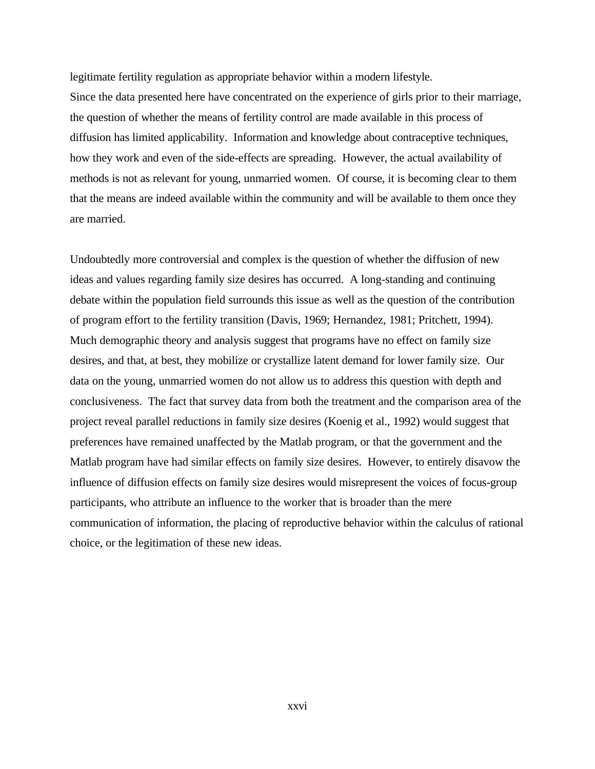legitimate fertility regulation as appropriate behavior within a modern lifestyle.

Since the data presented here have concentrated on the experience of girls prior to their marriage, the question of whether the means of fertility control are made available in this process of diffusion has limited applicability. Information and knowledge about contraceptive techniques, how they work and even of the side-effects are spreading. However, the actual availability of methods is not as relevant for young, unmarried women. Of course, it is becoming clear to them that the means are indeed available within the community and will be available to them once they are married.

Undoubtedly more controversial and complex is the question of whether the diffusion of new ideas and values regarding family size desires has occurred. A long-standing and continuing debate within the population field surrounds this issue as well as the question of the contribution of program effort to the fertility transition (Davis, 1969; Hernandez, 1981; Pritchett, 1994). Much demographic theory and analysis suggest that programs have no effect on family size desires, and that, at best, they mobilize or crystallize latent demand for lower family size. Our data on the young, unmarried women do not allow us to address this question with depth and conclusiveness. The fact that survey data from both the treatment and the comparison area of the project reveal parallel reductions in family size desires (Koenig et al., 1992) would suggest that preferences have remained unaffected by the Matlab program, or that the government and the Matlab program have had similar effects on family size desires. However, to entirely disavow the influence of diffusion effects on family size desires would misrepresent the voices of focus-group participants, who attribute an influence to the worker that is broader than the mere communication of information, the placing of reproductive behavior within the calculus of rational choice, or the legitimation of these new ideas.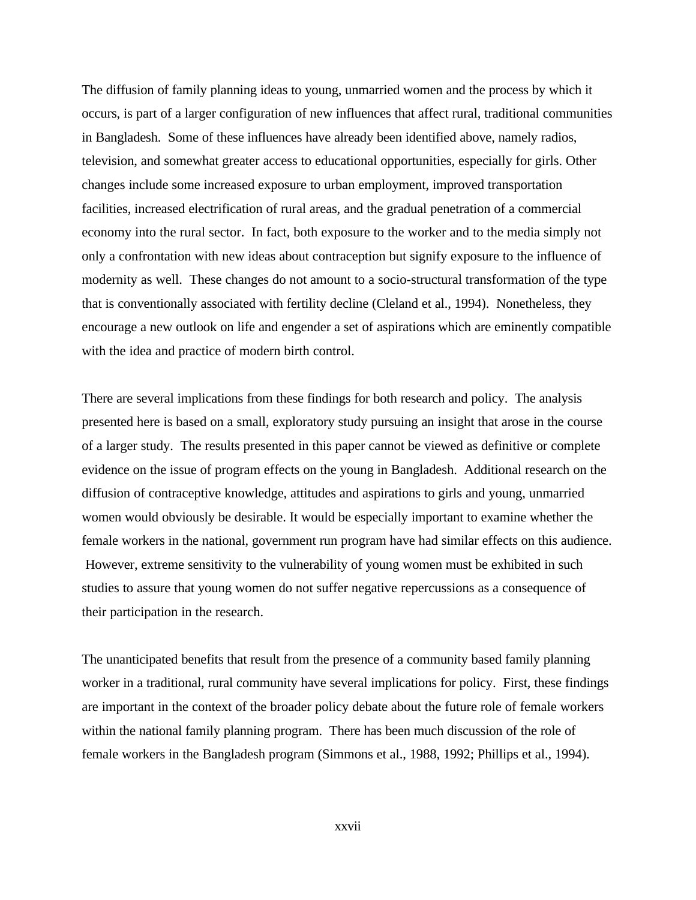The diffusion of family planning ideas to young, unmarried women and the process by which it occurs, is part of a larger configuration of new influences that affect rural, traditional communities in Bangladesh. Some of these influences have already been identified above, namely radios, television, and somewhat greater access to educational opportunities, especially for girls. Other changes include some increased exposure to urban employment, improved transportation facilities, increased electrification of rural areas, and the gradual penetration of a commercial economy into the rural sector. In fact, both exposure to the worker and to the media simply not only a confrontation with new ideas about contraception but signify exposure to the influence of modernity as well. These changes do not amount to a socio-structural transformation of the type that is conventionally associated with fertility decline (Cleland et al., 1994). Nonetheless, they encourage a new outlook on life and engender a set of aspirations which are eminently compatible with the idea and practice of modern birth control.

There are several implications from these findings for both research and policy. The analysis presented here is based on a small, exploratory study pursuing an insight that arose in the course of a larger study. The results presented in this paper cannot be viewed as definitive or complete evidence on the issue of program effects on the young in Bangladesh. Additional research on the diffusion of contraceptive knowledge, attitudes and aspirations to girls and young, unmarried women would obviously be desirable. It would be especially important to examine whether the female workers in the national, government run program have had similar effects on this audience. However, extreme sensitivity to the vulnerability of young women must be exhibited in such studies to assure that young women do not suffer negative repercussions as a consequence of their participation in the research.

The unanticipated benefits that result from the presence of a community based family planning worker in a traditional, rural community have several implications for policy. First, these findings are important in the context of the broader policy debate about the future role of female workers within the national family planning program. There has been much discussion of the role of female workers in the Bangladesh program (Simmons et al., 1988, 1992; Phillips et al., 1994).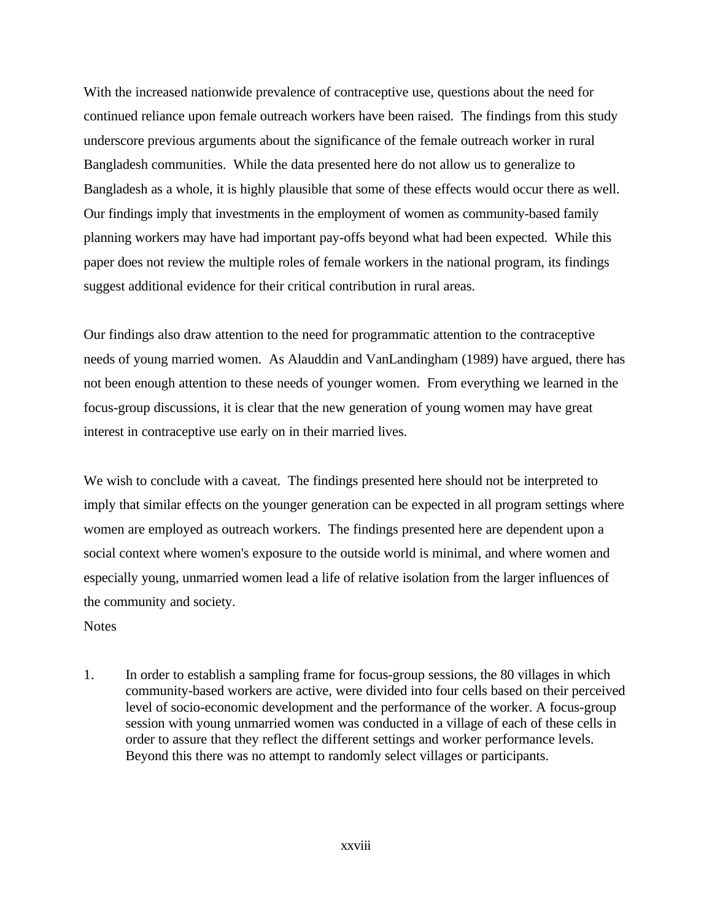With the increased nationwide prevalence of contraceptive use, questions about the need for continued reliance upon female outreach workers have been raised. The findings from this study underscore previous arguments about the significance of the female outreach worker in rural Bangladesh communities. While the data presented here do not allow us to generalize to Bangladesh as a whole, it is highly plausible that some of these effects would occur there as well. Our findings imply that investments in the employment of women as community-based family planning workers may have had important pay-offs beyond what had been expected. While this paper does not review the multiple roles of female workers in the national program, its findings suggest additional evidence for their critical contribution in rural areas.

Our findings also draw attention to the need for programmatic attention to the contraceptive needs of young married women. As Alauddin and VanLandingham (1989) have argued, there has not been enough attention to these needs of younger women. From everything we learned in the focus-group discussions, it is clear that the new generation of young women may have great interest in contraceptive use early on in their married lives.

We wish to conclude with a caveat. The findings presented here should not be interpreted to imply that similar effects on the younger generation can be expected in all program settings where women are employed as outreach workers. The findings presented here are dependent upon a social context where women's exposure to the outside world is minimal, and where women and especially young, unmarried women lead a life of relative isolation from the larger influences of the community and society.

Notes

1. In order to establish a sampling frame for focus-group sessions, the 80 villages in which community-based workers are active, were divided into four cells based on their perceived level of socio-economic development and the performance of the worker. A focus-group session with young unmarried women was conducted in a village of each of these cells in order to assure that they reflect the different settings and worker performance levels. Beyond this there was no attempt to randomly select villages or participants.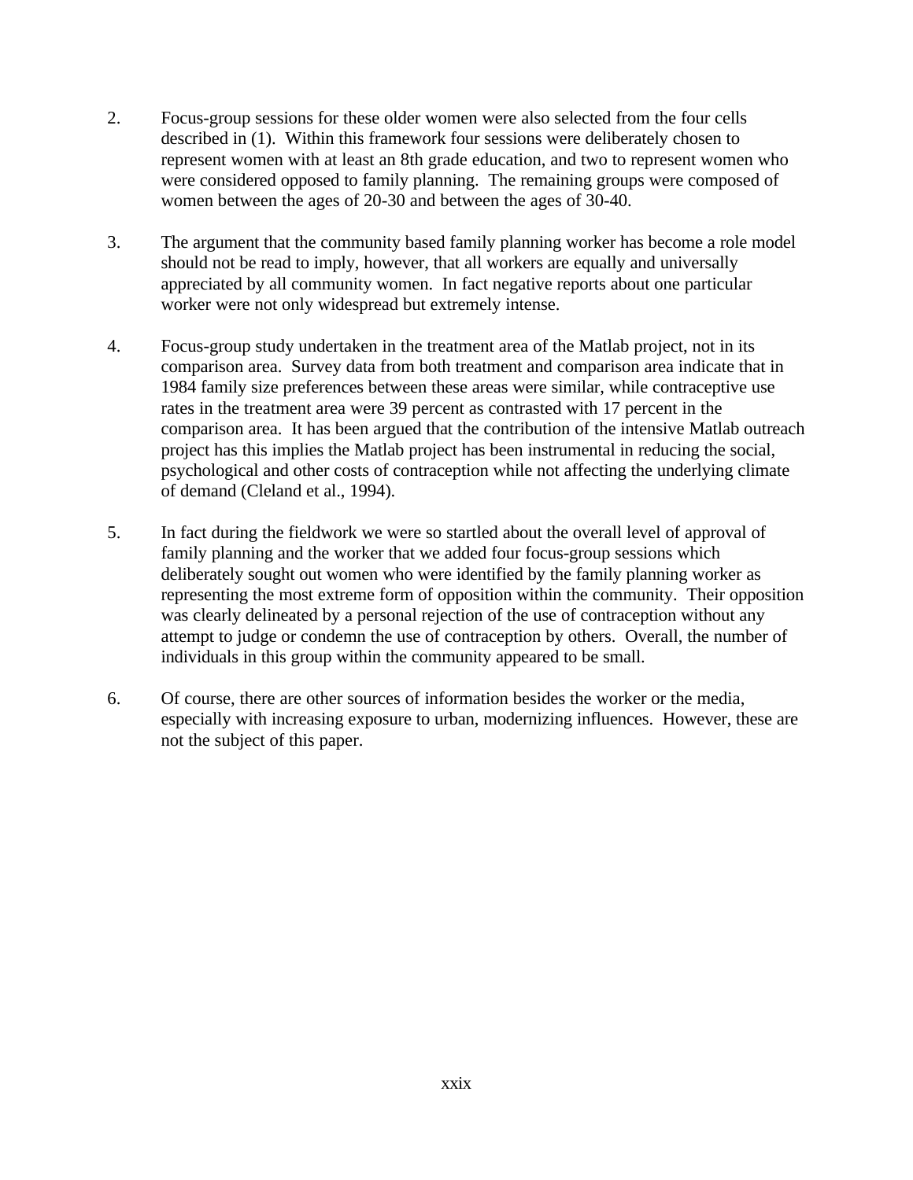2. Focus-group sessions for these older women were also selected from the four cells described in (1). Within this framework four sessions were deliberately chosen to represent women with at least an 8th grade education, and two to represent women who were considered opposed to family planning. The remaining groups were composed of women between the ages of 20-30 and between the ages of 30-40.

3. The argument that the community based family planning worker has become a role model should not be read to imply, however, that all workers are equally and universally appreciated by all community women. In fact negative reports about one particular worker were not only widespread but extremely intense.

4. Focus-group study undertaken in the treatment area of the Matlab project, not in its comparison area. Survey data from both treatment and comparison area indicate that in 1984 family size preferences between these areas were similar, while contraceptive use rates in the treatment area were 39 percent as contrasted with 17 percent in the comparison area. It has been argued that the contribution of the intensive Matlab outreach project has this implies the Matlab project has been instrumental in reducing the social, psychological and other costs of contraception while not affecting the underlying climate of demand (Cleland et al., 1994).

5. In fact during the fieldwork we were so startled about the overall level of approval of family planning and the worker that we added four focus-group sessions which deliberately sought out women who were identified by the family planning worker as representing the most extreme form of opposition within the community. Their opposition was clearly delineated by a personal rejection of the use of contraception without any attempt to judge or condemn the use of contraception by others. Overall, the number of individuals in this group within the community appeared to be small.

6. Of course, there are other sources of information besides the worker or the media, especially with increasing exposure to urban, modernizing influences. However, these are not the subject of this paper.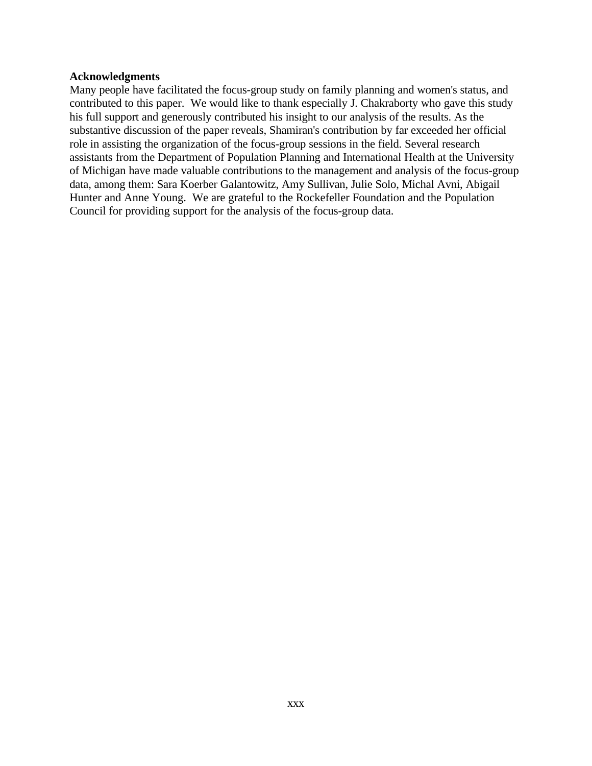**Acknowledgments**

Many people have facilitated the focus-group study on family planning and women's status, and contributed to this paper. We would like to thank especially J. Chakraborty who gave this study his full support and generously contributed his insight to our analysis of the results. As the substantive discussion of the paper reveals, Shamiran's contribution by far exceeded her official role in assisting the organization of the focus-group sessions in the field. Several research assistants from the Department of Population Planning and International Health at the University of Michigan have made valuable contributions to the management and analysis of the focus-group data, among them: Sara Koerber Galantowitz, Amy Sullivan, Julie Solo, Michal Avni, Abigail Hunter and Anne Young. We are grateful to the Rockefeller Foundation and the Population Council for providing support for the analysis of the focus-group data.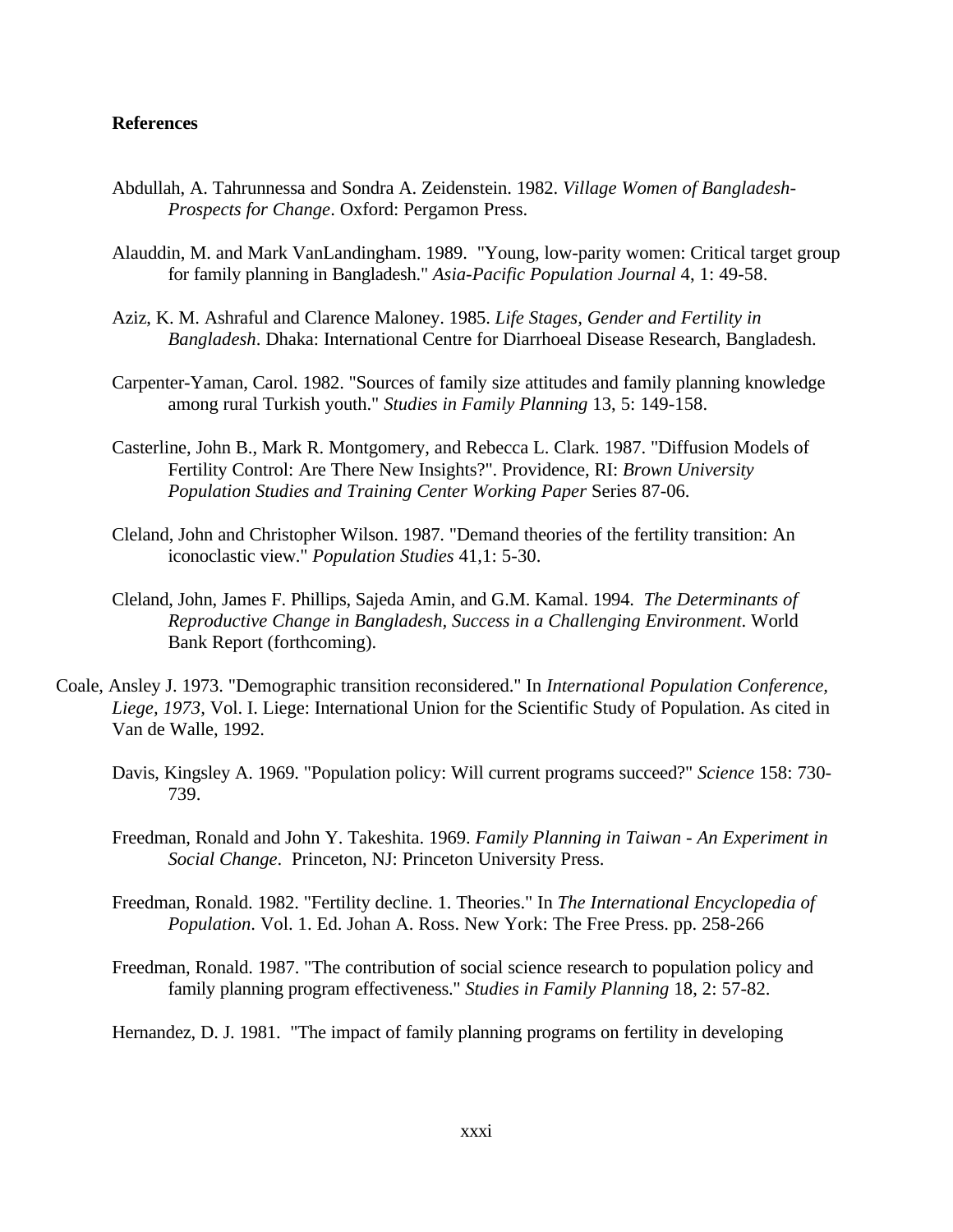**References**

Abdullah, A. Tahrunnessa and Sondra A. Zeidenstein. 1982. *Village Women of Bangladesh-Prospects for Change*. Oxford: Pergamon Press.

Alauddin, M. and Mark VanLandingham. 1989. "Young, low-parity women: Critical target group for family planning in Bangladesh." *Asia-Pacific Population Journal* 4, 1: 49-58.

Aziz, K. M. Ashraful and Clarence Maloney. 1985. *Life Stages, Gender and Fertility in Bangladesh*. Dhaka: International Centre for Diarrhoeal Disease Research, Bangladesh.

Carpenter-Yaman, Carol. 1982. "Sources of family size attitudes and family planning knowledge among rural Turkish youth." *Studies in Family Planning* 13, 5: 149-158.

Casterline, John B., Mark R. Montgomery, and Rebecca L. Clark. 1987. "Diffusion Models of Fertility Control: Are There New Insights?". Providence, RI: *Brown University Population Studies and Training Center Working Paper* Series 87-06.

Cleland, John and Christopher Wilson. 1987. "Demand theories of the fertility transition: An iconoclastic view." *Population Studies* 41,1: 5-30.

Cleland, John, James F. Phillips, Sajeda Amin, and G.M. Kamal. 1994. *The Determinants of Reproductive Change in Bangladesh, Success in a Challenging Environment*. World Bank Report (forthcoming).

Coale, Ansley J. 1973. "Demographic transition reconsidered." In *International Population Conference, Liege, 1973*, Vol. I. Liege: International Union for the Scientific Study of Population. As cited in Van de Walle, 1992.

Davis, Kingsley A. 1969. "Population policy: Will current programs succeed?" *Science* 158: 730-739.

Freedman, Ronald and John Y. Takeshita. 1969. *Family Planning in Taiwan - An Experiment in Social Change*. Princeton, NJ: Princeton University Press.

Freedman, Ronald. 1982. "Fertility decline. 1. Theories." In *The International Encyclopedia of Population*. Vol. 1. Ed. Johan A. Ross. New York: The Free Press. pp. 258-266

Freedman, Ronald. 1987. "The contribution of social science research to population policy and family planning program effectiveness." *Studies in Family Planning* 18, 2: 57-82.

Hernandez, D. J. 1981. "The impact of family planning programs on fertility in developing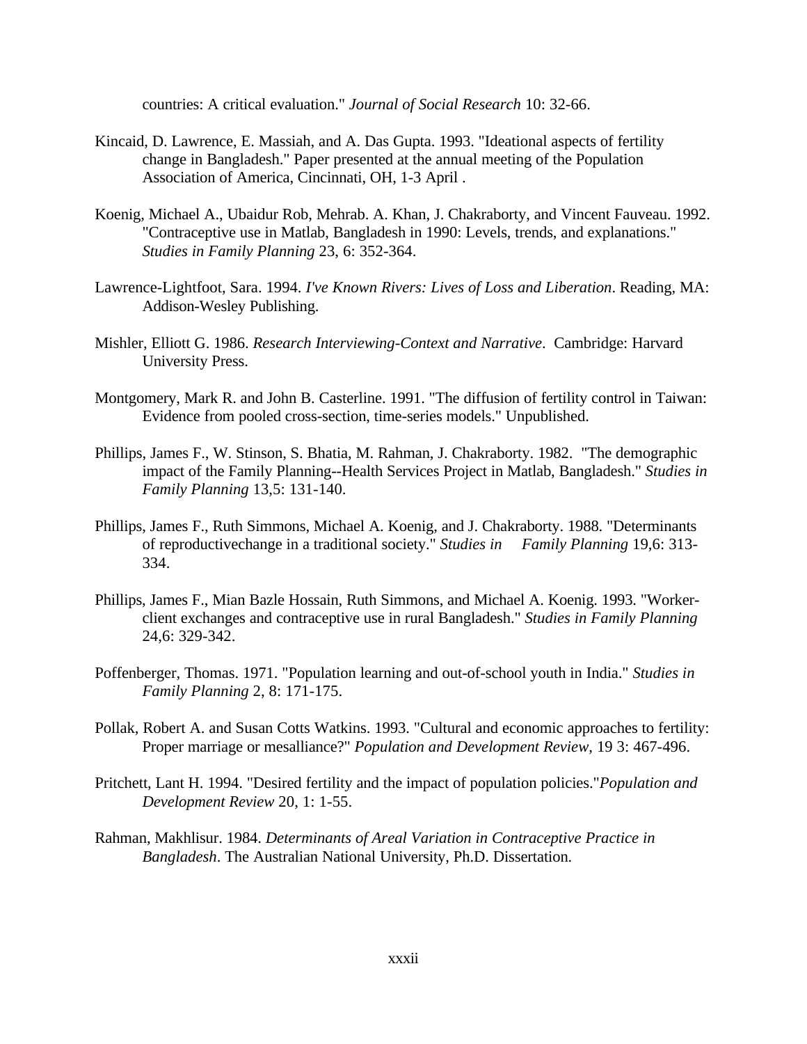countries: A critical evaluation." *Journal of Social Research* 10: 32-66.

Kincaid, D. Lawrence, E. Massiah, and A. Das Gupta. 1993. "Ideational aspects of fertility change in Bangladesh." Paper presented at the annual meeting of the Population Association of America, Cincinnati, OH, 1-3 April .

Koenig, Michael A., Ubaidur Rob, Mehrab. A. Khan, J. Chakraborty, and Vincent Fauveau. 1992. "Contraceptive use in Matlab, Bangladesh in 1990: Levels, trends, and explanations." *Studies in Family Planning* 23, 6: 352-364.

Lawrence-Lightfoot, Sara. 1994. *I've Known Rivers: Lives of Loss and Liberation*. Reading, MA: Addison-Wesley Publishing.

Mishler, Elliott G. 1986. *Research Interviewing-Context and Narrative*. Cambridge: Harvard University Press.

Montgomery, Mark R. and John B. Casterline. 1991. "The diffusion of fertility control in Taiwan: Evidence from pooled cross-section, time-series models." Unpublished.

Phillips, James F., W. Stinson, S. Bhatia, M. Rahman, J. Chakraborty. 1982. "The demographic impact of the Family Planning--Health Services Project in Matlab, Bangladesh." *Studies in Family Planning* 13,5: 131-140.

Phillips, James F., Ruth Simmons, Michael A. Koenig, and J. Chakraborty. 1988. "Determinants of reproductivechange in a traditional society." *Studies in Family Planning* 19,6: 313-334.

Phillips, James F., Mian Bazle Hossain, Ruth Simmons, and Michael A. Koenig. 1993. "Worker-client exchanges and contraceptive use in rural Bangladesh." *Studies in Family Planning* 24,6: 329-342.

Poffenberger, Thomas. 1971. "Population learning and out-of-school youth in India." *Studies in Family Planning* 2, 8: 171-175.

Pollak, Robert A. and Susan Cotts Watkins. 1993. "Cultural and economic approaches to fertility: Proper marriage or mesalliance?" *Population and Development Review*, 19 3: 467-496.

Pritchett, Lant H. 1994. "Desired fertility and the impact of population policies."*Population and Development Review* 20, 1: 1-55.

Rahman, Makhlisur. 1984. *Determinants of Areal Variation in Contraceptive Practice in Bangladesh*. The Australian National University, Ph.D. Dissertation.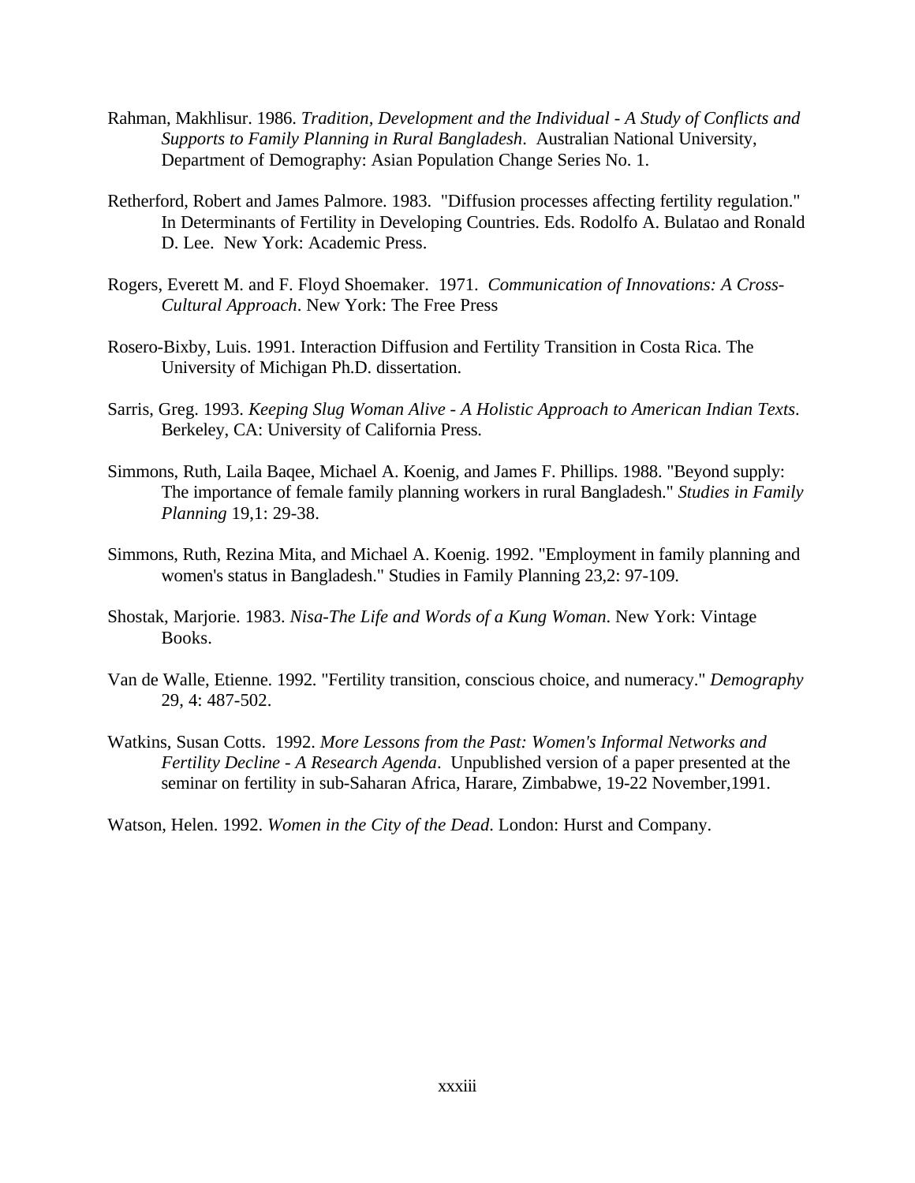Rahman, Makhlisur. 1986. *Tradition, Development and the Individual - A Study of Conflicts and Supports to Family Planning in Rural Bangladesh*. Australian National University, Department of Demography: Asian Population Change Series No. 1.

Retherford, Robert and James Palmore. 1983. "Diffusion processes affecting fertility regulation." In Determinants of Fertility in Developing Countries. Eds. Rodolfo A. Bulatao and Ronald D. Lee. New York: Academic Press.

Rogers, Everett M. and F. Floyd Shoemaker. 1971. *Communication of Innovations: A Cross-Cultural Approach*. New York: The Free Press

Rosero-Bixby, Luis. 1991. Interaction Diffusion and Fertility Transition in Costa Rica. The University of Michigan Ph.D. dissertation.

Sarris, Greg. 1993. *Keeping Slug Woman Alive - A Holistic Approach to American Indian Texts*. Berkeley, CA: University of California Press.

Simmons, Ruth, Laila Baqee, Michael A. Koenig, and James F. Phillips. 1988. "Beyond supply: The importance of female family planning workers in rural Bangladesh." *Studies in Family Planning* 19,1: 29-38.

Simmons, Ruth, Rezina Mita, and Michael A. Koenig. 1992. "Employment in family planning and women's status in Bangladesh." Studies in Family Planning 23,2: 97-109.

Shostak, Marjorie. 1983. *Nisa-The Life and Words of a Kung Woman*. New York: Vintage Books.

Van de Walle, Etienne. 1992. "Fertility transition, conscious choice, and numeracy." *Demography* 29, 4: 487-502.

Watkins, Susan Cotts. 1992. *More Lessons from the Past: Women's Informal Networks and Fertility Decline - A Research Agenda*. Unpublished version of a paper presented at the seminar on fertility in sub-Saharan Africa, Harare, Zimbabwe, 19-22 November,1991.

Watson, Helen. 1992. *Women in the City of the Dead*. London: Hurst and Company.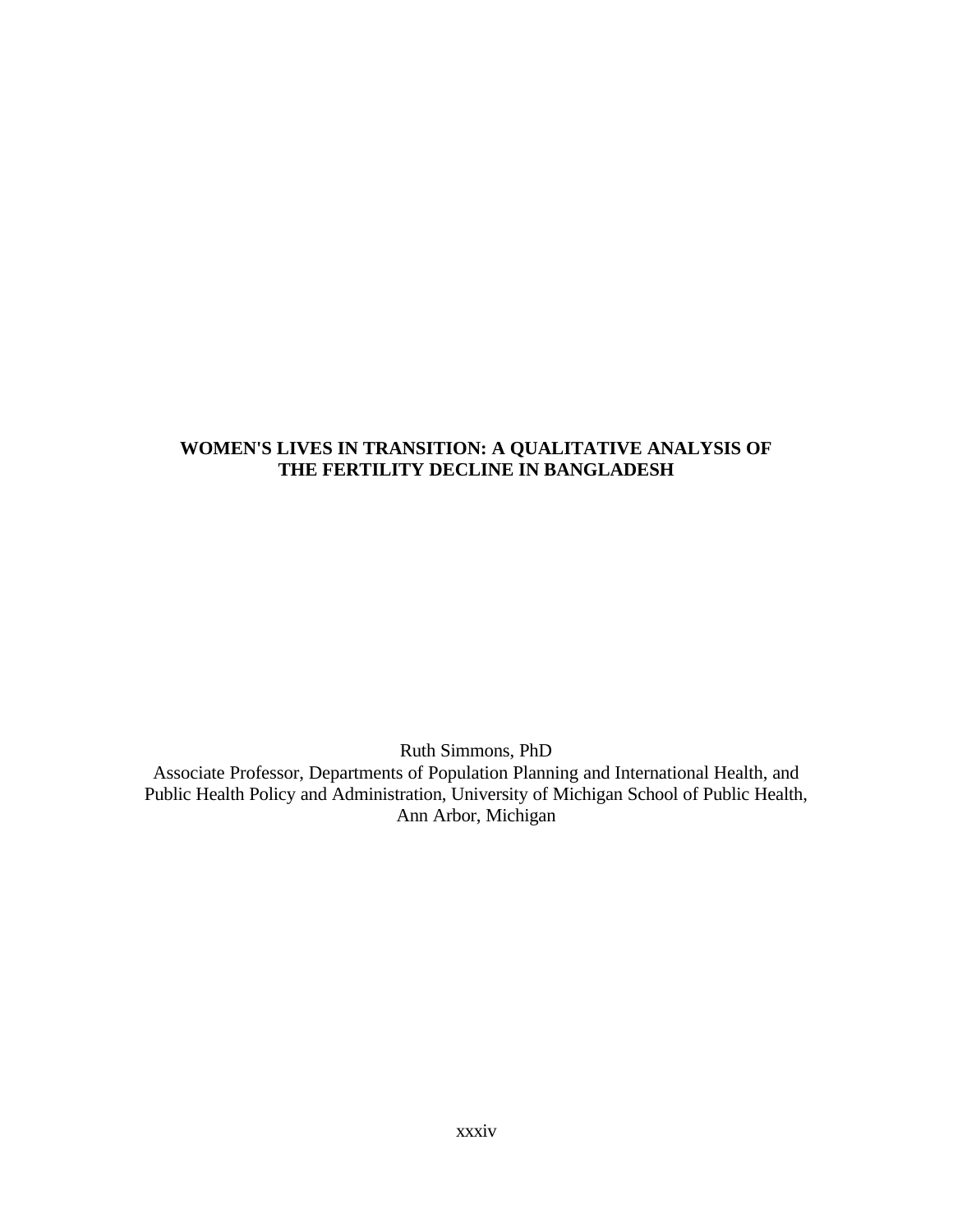# WOMEN'S LIVES IN TRANSITION: A QUALITATIVE ANALYSIS OF THE FERTILITY DECLINE IN BANGLADESH

Ruth Simmons, PhD
Associate Professor, Departments of Population Planning and International Health, and Public Health Policy and Administration, University of Michigan School of Public Health, Ann Arbor, Michigan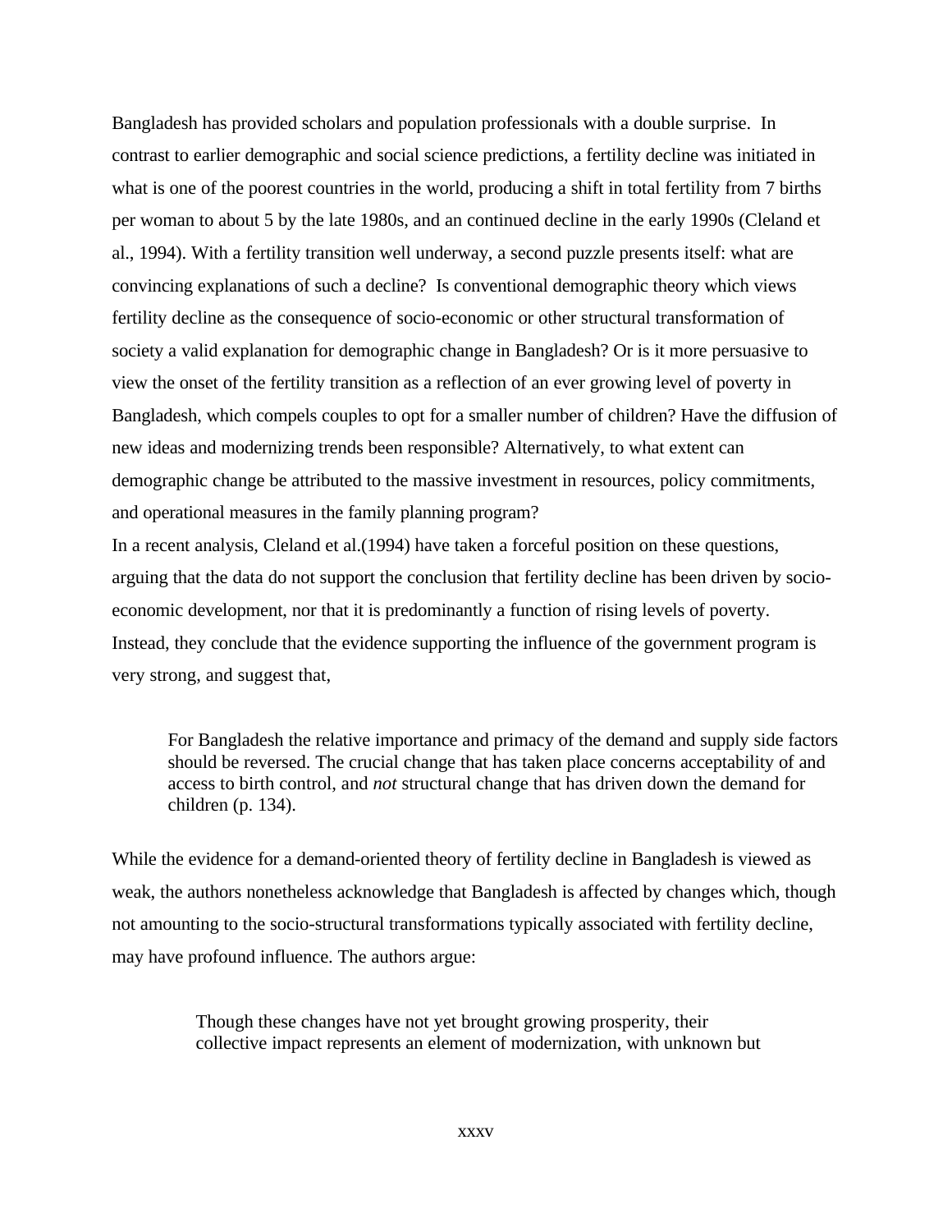Bangladesh has provided scholars and population professionals with a double surprise. In contrast to earlier demographic and social science predictions, a fertility decline was initiated in what is one of the poorest countries in the world, producing a shift in total fertility from 7 births per woman to about 5 by the late 1980s, and an continued decline in the early 1990s (Cleland et al., 1994). With a fertility transition well underway, a second puzzle presents itself: what are convincing explanations of such a decline? Is conventional demographic theory which views fertility decline as the consequence of socio-economic or other structural transformation of society a valid explanation for demographic change in Bangladesh? Or is it more persuasive to view the onset of the fertility transition as a reflection of an ever growing level of poverty in Bangladesh, which compels couples to opt for a smaller number of children? Have the diffusion of new ideas and modernizing trends been responsible? Alternatively, to what extent can demographic change be attributed to the massive investment in resources, policy commitments, and operational measures in the family planning program?

In a recent analysis, Cleland et al.(1994) have taken a forceful position on these questions, arguing that the data do not support the conclusion that fertility decline has been driven by socio-economic development, nor that it is predominantly a function of rising levels of poverty. Instead, they conclude that the evidence supporting the influence of the government program is very strong, and suggest that,

> For Bangladesh the relative importance and primacy of the demand and supply side factors should be reversed. The crucial change that has taken place concerns acceptability of and access to birth control, and *not* structural change that has driven down the demand for children (p. 134).

While the evidence for a demand-oriented theory of fertility decline in Bangladesh is viewed as weak, the authors nonetheless acknowledge that Bangladesh is affected by changes which, though not amounting to the socio-structural transformations typically associated with fertility decline, may have profound influence. The authors argue:

> Though these changes have not yet brought growing prosperity, their collective impact represents an element of modernization, with unknown but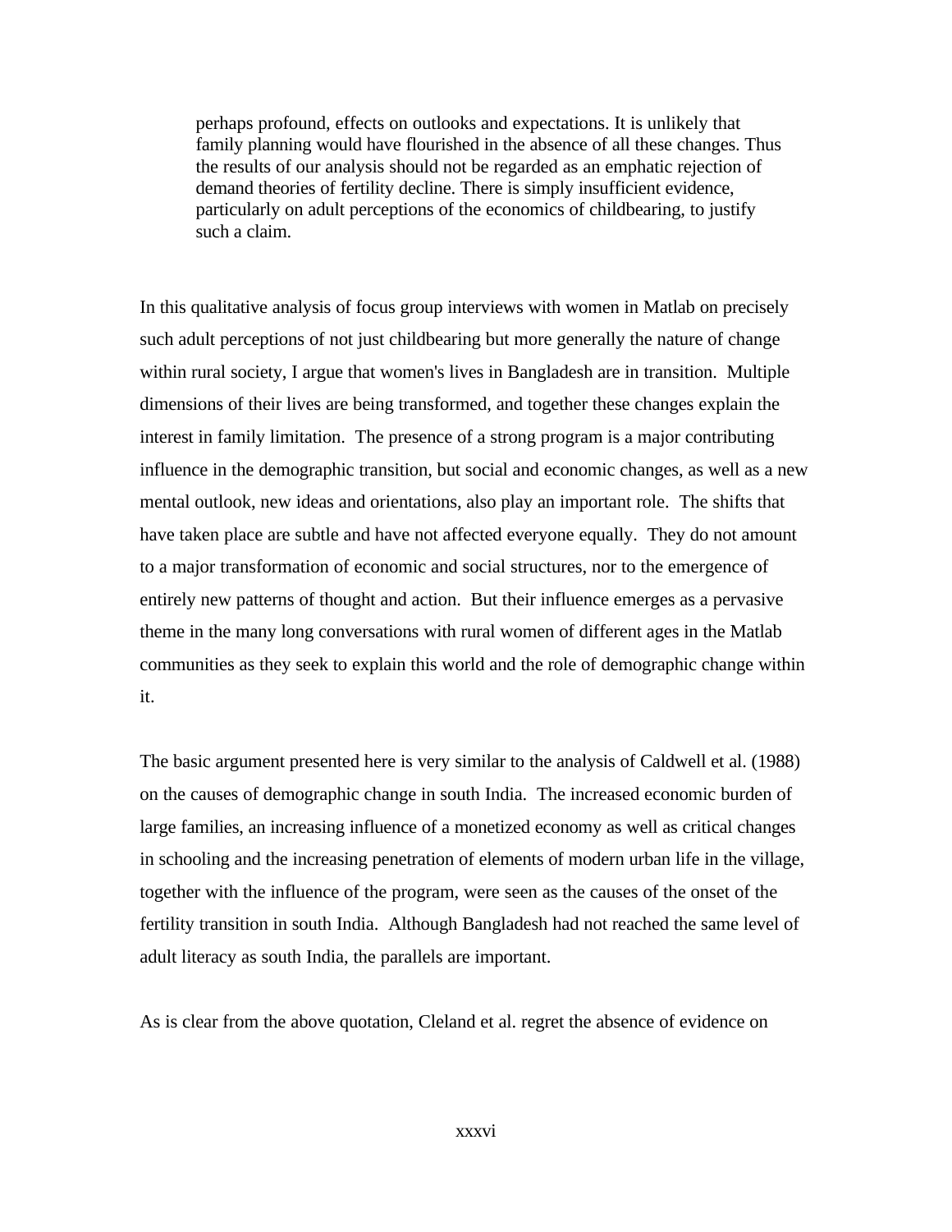> perhaps profound, effects on outlooks and expectations. It is unlikely that family planning would have flourished in the absence of all these changes. Thus the results of our analysis should not be regarded as an emphatic rejection of demand theories of fertility decline. There is simply insufficient evidence, particularly on adult perceptions of the economics of childbearing, to justify such a claim.

In this qualitative analysis of focus group interviews with women in Matlab on precisely such adult perceptions of not just childbearing but more generally the nature of change within rural society, I argue that women's lives in Bangladesh are in transition. Multiple dimensions of their lives are being transformed, and together these changes explain the interest in family limitation. The presence of a strong program is a major contributing influence in the demographic transition, but social and economic changes, as well as a new mental outlook, new ideas and orientations, also play an important role. The shifts that have taken place are subtle and have not affected everyone equally. They do not amount to a major transformation of economic and social structures, nor to the emergence of entirely new patterns of thought and action. But their influence emerges as a pervasive theme in the many long conversations with rural women of different ages in the Matlab communities as they seek to explain this world and the role of demographic change within it.

The basic argument presented here is very similar to the analysis of Caldwell et al. (1988) on the causes of demographic change in south India. The increased economic burden of large families, an increasing influence of a monetized economy as well as critical changes in schooling and the increasing penetration of elements of modern urban life in the village, together with the influence of the program, were seen as the causes of the onset of the fertility transition in south India. Although Bangladesh had not reached the same level of adult literacy as south India, the parallels are important.

As is clear from the above quotation, Cleland et al. regret the absence of evidence on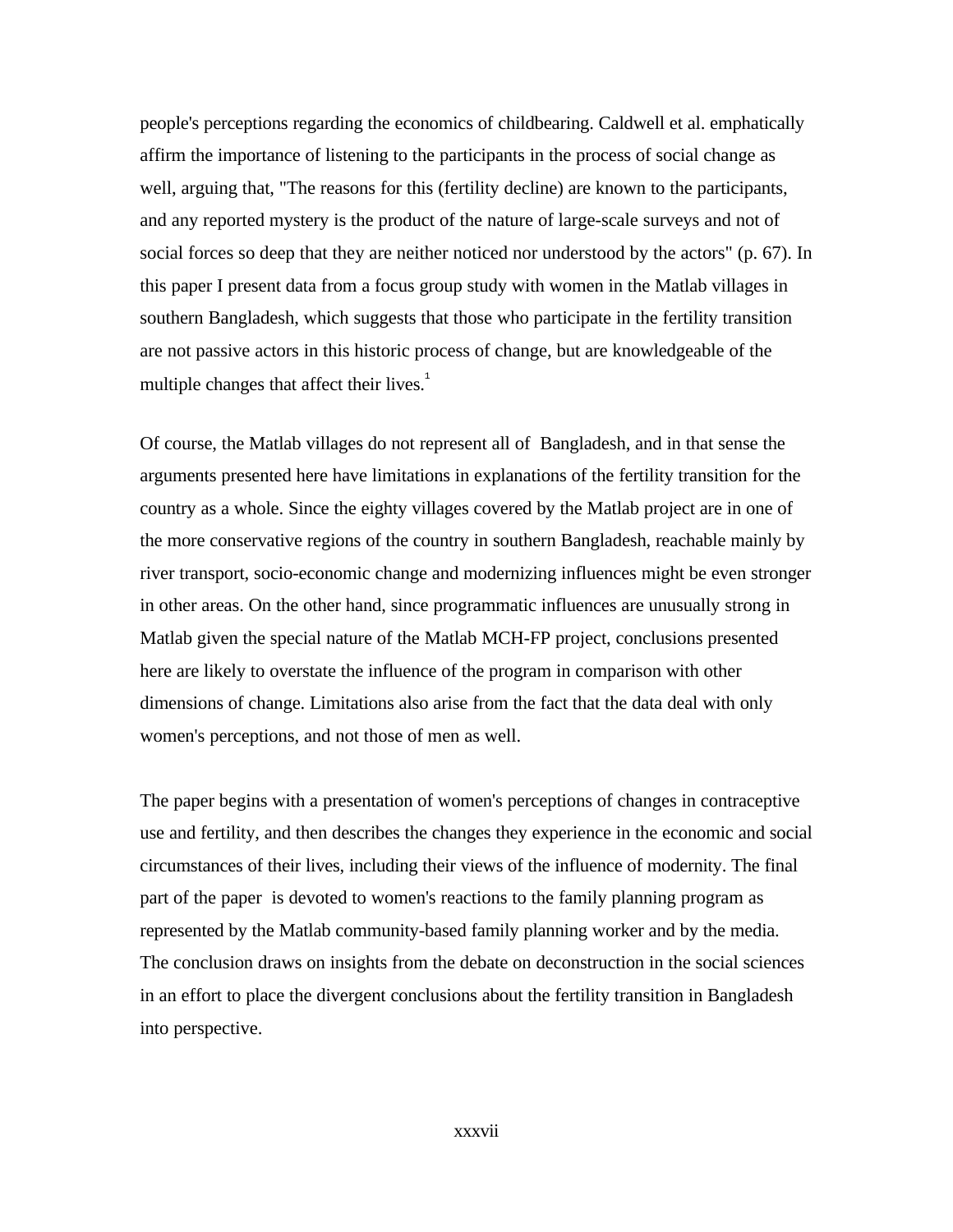people's perceptions regarding the economics of childbearing. Caldwell et al. emphatically affirm the importance of listening to the participants in the process of social change as well, arguing that, "The reasons for this (fertility decline) are known to the participants, and any reported mystery is the product of the nature of large-scale surveys and not of social forces so deep that they are neither noticed nor understood by the actors" (p. 67). In this paper I present data from a focus group study with women in the Matlab villages in southern Bangladesh, which suggests that those who participate in the fertility transition are not passive actors in this historic process of change, but are knowledgeable of the multiple changes that affect their lives.[1]

Of course, the Matlab villages do not represent all of Bangladesh, and in that sense the arguments presented here have limitations in explanations of the fertility transition for the country as a whole. Since the eighty villages covered by the Matlab project are in one of the more conservative regions of the country in southern Bangladesh, reachable mainly by river transport, socio-economic change and modernizing influences might be even stronger in other areas. On the other hand, since programmatic influences are unusually strong in Matlab given the special nature of the Matlab MCH-FP project, conclusions presented here are likely to overstate the influence of the program in comparison with other dimensions of change. Limitations also arise from the fact that the data deal with only women's perceptions, and not those of men as well.

The paper begins with a presentation of women's perceptions of changes in contraceptive use and fertility, and then describes the changes they experience in the economic and social circumstances of their lives, including their views of the influence of modernity. The final part of the paper is devoted to women's reactions to the family planning program as represented by the Matlab community-based family planning worker and by the media. The conclusion draws on insights from the debate on deconstruction in the social sciences in an effort to place the divergent conclusions about the fertility transition in Bangladesh into perspective.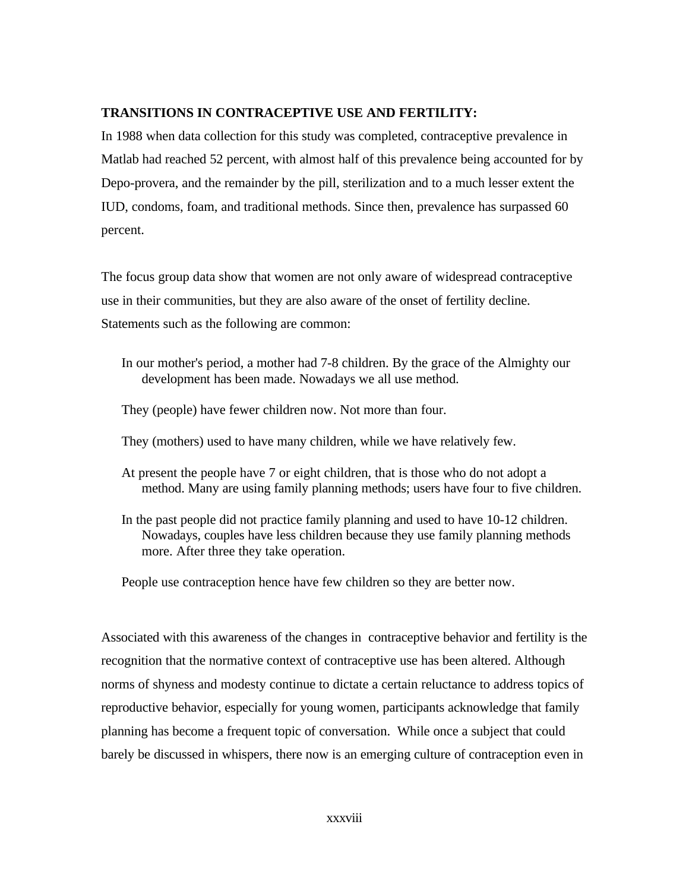**TRANSITIONS IN CONTRACEPTIVE USE AND FERTILITY:**

In 1988 when data collection for this study was completed, contraceptive prevalence in Matlab had reached 52 percent, with almost half of this prevalence being accounted for by Depo-provera, and the remainder by the pill, sterilization and to a much lesser extent the IUD, condoms, foam, and traditional methods. Since then, prevalence has surpassed 60 percent.

The focus group data show that women are not only aware of widespread contraceptive use in their communities, but they are also aware of the onset of fertility decline. Statements such as the following are common:

> In our mother's period, a mother had 7-8 children. By the grace of the Almighty our development has been made. Nowadays we all use method.
>
> They (people) have fewer children now. Not more than four.
>
> They (mothers) used to have many children, while we have relatively few.
>
> At present the people have 7 or eight children, that is those who do not adopt a method. Many are using family planning methods; users have four to five children.
>
> In the past people did not practice family planning and used to have 10-12 children. Nowadays, couples have less children because they use family planning methods more. After three they take operation.
>
> People use contraception hence have few children so they are better now.

Associated with this awareness of the changes in contraceptive behavior and fertility is the recognition that the normative context of contraceptive use has been altered. Although norms of shyness and modesty continue to dictate a certain reluctance to address topics of reproductive behavior, especially for young women, participants acknowledge that family planning has become a frequent topic of conversation. While once a subject that could barely be discussed in whispers, there now is an emerging culture of contraception even in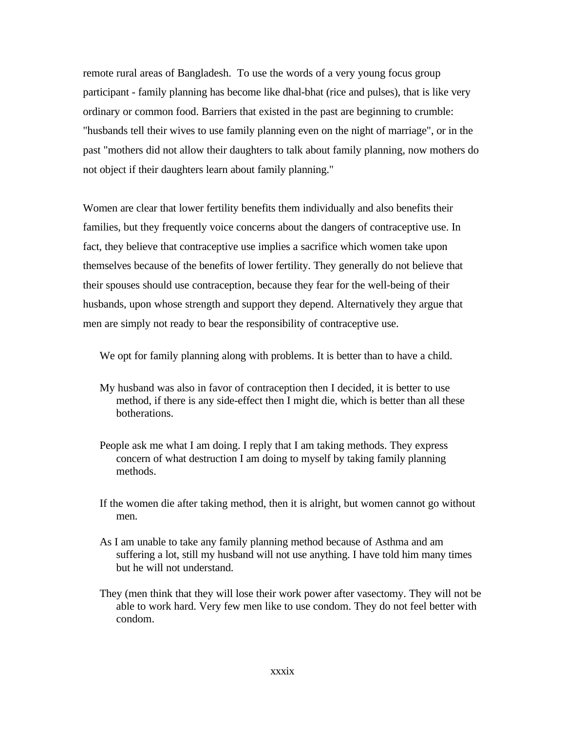remote rural areas of Bangladesh. To use the words of a very young focus group participant - family planning has become like dhal-bhat (rice and pulses), that is like very ordinary or common food. Barriers that existed in the past are beginning to crumble: "husbands tell their wives to use family planning even on the night of marriage", or in the past "mothers did not allow their daughters to talk about family planning, now mothers do not object if their daughters learn about family planning."

Women are clear that lower fertility benefits them individually and also benefits their families, but they frequently voice concerns about the dangers of contraceptive use. In fact, they believe that contraceptive use implies a sacrifice which women take upon themselves because of the benefits of lower fertility. They generally do not believe that their spouses should use contraception, because they fear for the well-being of their husbands, upon whose strength and support they depend. Alternatively they argue that men are simply not ready to bear the responsibility of contraceptive use.

> We opt for family planning along with problems. It is better than to have a child.
>
> My husband was also in favor of contraception then I decided, it is better to use method, if there is any side-effect then I might die, which is better than all these botherations.
>
> People ask me what I am doing. I reply that I am taking methods. They express concern of what destruction I am doing to myself by taking family planning methods.
>
> If the women die after taking method, then it is alright, but women cannot go without men.
>
> As I am unable to take any family planning method because of Asthma and am suffering a lot, still my husband will not use anything. I have told him many times but he will not understand.
>
> They (men think that they will lose their work power after vasectomy. They will not be able to work hard. Very few men like to use condom. They do not feel better with condom.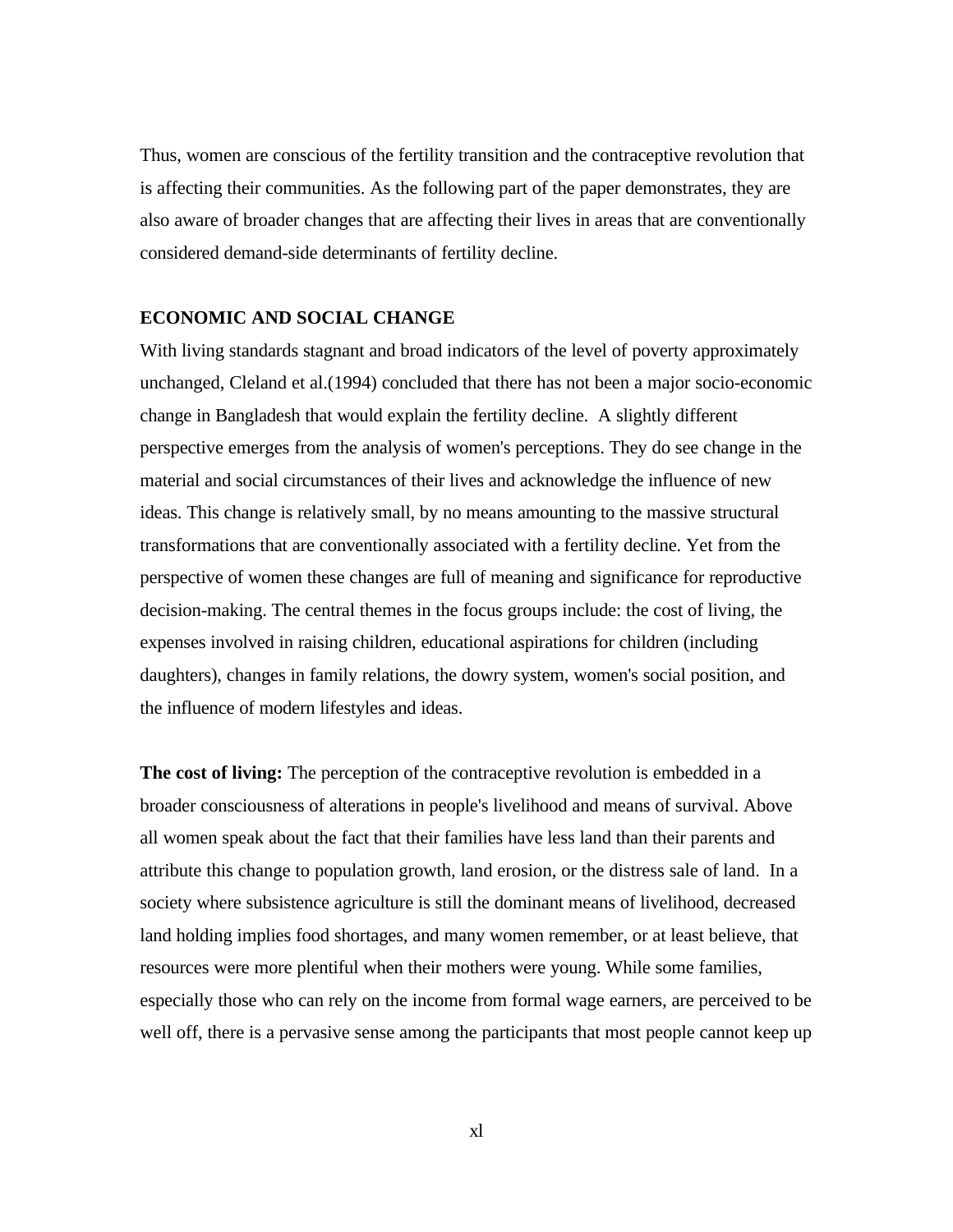Thus, women are conscious of the fertility transition and the contraceptive revolution that is affecting their communities. As the following part of the paper demonstrates, they are also aware of broader changes that are affecting their lives in areas that are conventionally considered demand-side determinants of fertility decline.

## ECONOMIC AND SOCIAL CHANGE

With living standards stagnant and broad indicators of the level of poverty approximately unchanged, Cleland et al.(1994) concluded that there has not been a major socio-economic change in Bangladesh that would explain the fertility decline. A slightly different perspective emerges from the analysis of women's perceptions. They do see change in the material and social circumstances of their lives and acknowledge the influence of new ideas. This change is relatively small, by no means amounting to the massive structural transformations that are conventionally associated with a fertility decline. Yet from the perspective of women these changes are full of meaning and significance for reproductive decision-making. The central themes in the focus groups include: the cost of living, the expenses involved in raising children, educational aspirations for children (including daughters), changes in family relations, the dowry system, women's social position, and the influence of modern lifestyles and ideas.

**The cost of living:** The perception of the contraceptive revolution is embedded in a broader consciousness of alterations in people's livelihood and means of survival. Above all women speak about the fact that their families have less land than their parents and attribute this change to population growth, land erosion, or the distress sale of land. In a society where subsistence agriculture is still the dominant means of livelihood, decreased land holding implies food shortages, and many women remember, or at least believe, that resources were more plentiful when their mothers were young. While some families, especially those who can rely on the income from formal wage earners, are perceived to be well off, there is a pervasive sense among the participants that most people cannot keep up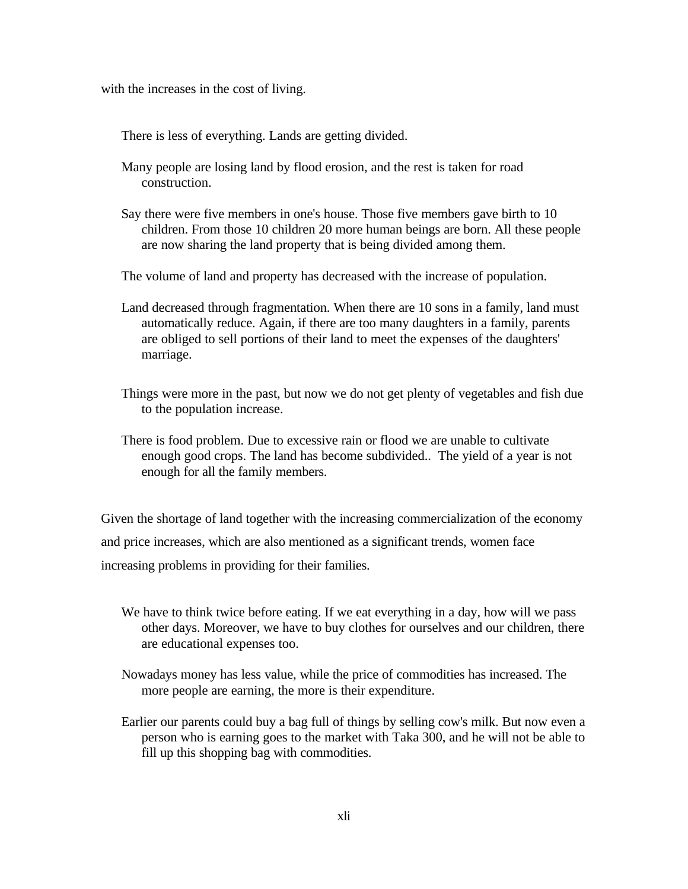with the increases in the cost of living.

> There is less of everything. Lands are getting divided.
>
> Many people are losing land by flood erosion, and the rest is taken for road construction.
>
> Say there were five members in one's house. Those five members gave birth to 10 children. From those 10 children 20 more human beings are born. All these people are now sharing the land property that is being divided among them.
>
> The volume of land and property has decreased with the increase of population.
>
> Land decreased through fragmentation. When there are 10 sons in a family, land must automatically reduce. Again, if there are too many daughters in a family, parents are obliged to sell portions of their land to meet the expenses of the daughters' marriage.
>
> Things were more in the past, but now we do not get plenty of vegetables and fish due to the population increase.
>
> There is food problem. Due to excessive rain or flood we are unable to cultivate enough good crops. The land has become subdivided.. The yield of a year is not enough for all the family members.

Given the shortage of land together with the increasing commercialization of the economy and price increases, which are also mentioned as a significant trends, women face increasing problems in providing for their families.

> We have to think twice before eating. If we eat everything in a day, how will we pass other days. Moreover, we have to buy clothes for ourselves and our children, there are educational expenses too.
>
> Nowadays money has less value, while the price of commodities has increased. The more people are earning, the more is their expenditure.
>
> Earlier our parents could buy a bag full of things by selling cow's milk. But now even a person who is earning goes to the market with Taka 300, and he will not be able to fill up this shopping bag with commodities.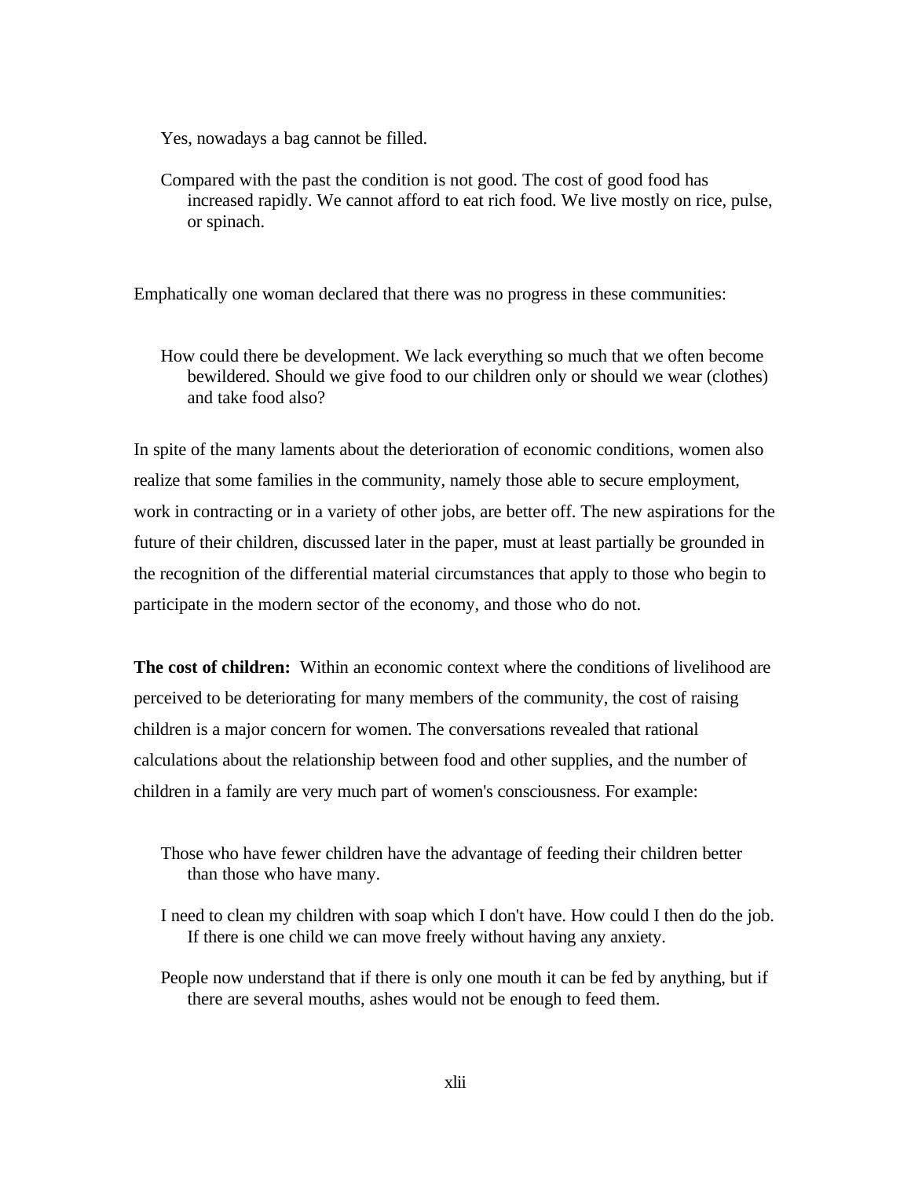> Yes, nowadays a bag cannot be filled.
>
> Compared with the past the condition is not good. The cost of good food has increased rapidly. We cannot afford to eat rich food. We live mostly on rice, pulse, or spinach.

Emphatically one woman declared that there was no progress in these communities:

> How could there be development. We lack everything so much that we often become bewildered. Should we give food to our children only or should we wear (clothes) and take food also?

In spite of the many laments about the deterioration of economic conditions, women also realize that some families in the community, namely those able to secure employment, work in contracting or in a variety of other jobs, are better off. The new aspirations for the future of their children, discussed later in the paper, must at least partially be grounded in the recognition of the differential material circumstances that apply to those who begin to participate in the modern sector of the economy, and those who do not.

**The cost of children:** Within an economic context where the conditions of livelihood are perceived to be deteriorating for many members of the community, the cost of raising children is a major concern for women. The conversations revealed that rational calculations about the relationship between food and other supplies, and the number of children in a family are very much part of women's consciousness. For example:

> Those who have fewer children have the advantage of feeding their children better than those who have many.
>
> I need to clean my children with soap which I don't have. How could I then do the job. If there is one child we can move freely without having any anxiety.
>
> People now understand that if there is only one mouth it can be fed by anything, but if there are several mouths, ashes would not be enough to feed them.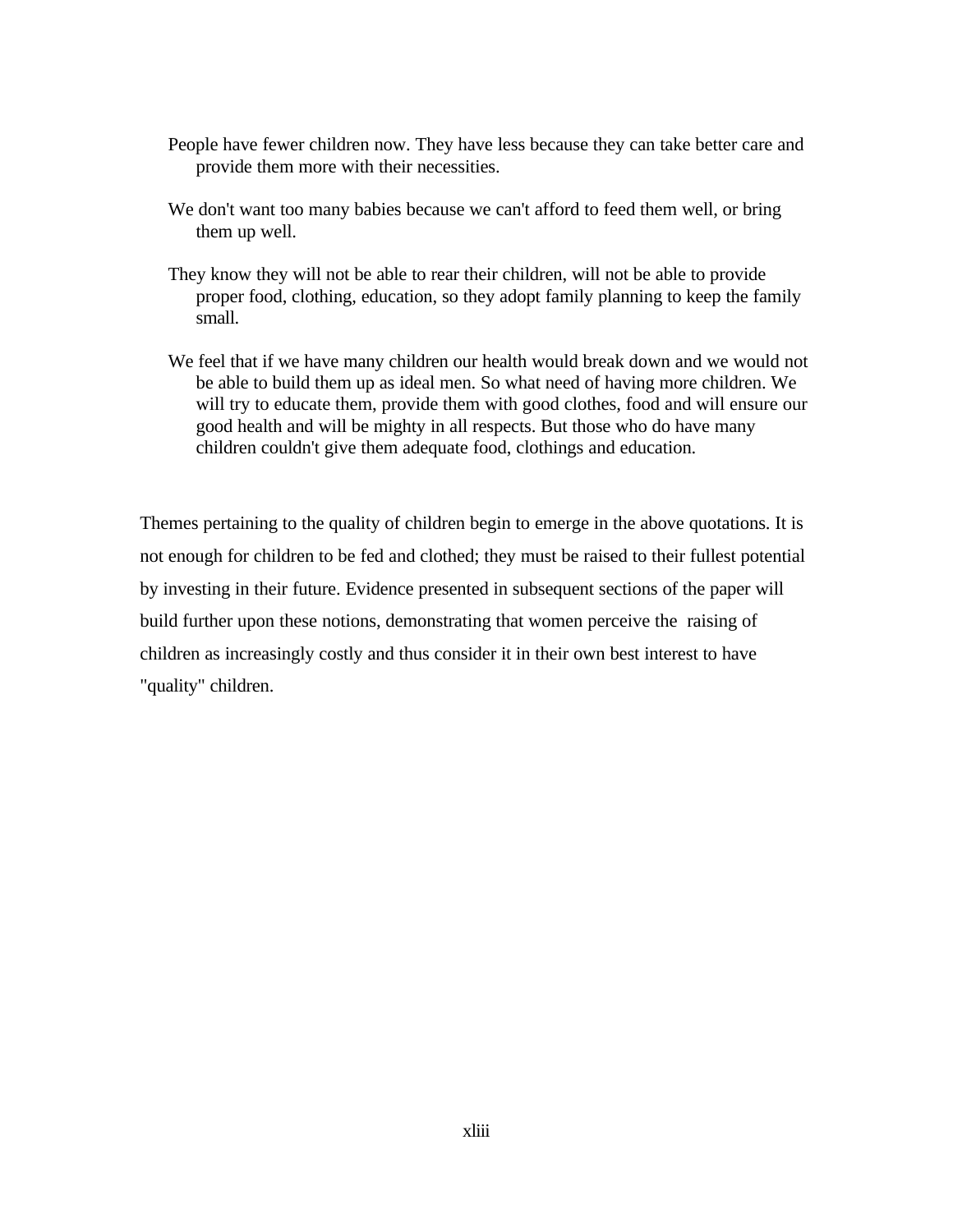> People have fewer children now. They have less because they can take better care and provide them more with their necessities.

> We don't want too many babies because we can't afford to feed them well, or bring them up well.

> They know they will not be able to rear their children, will not be able to provide proper food, clothing, education, so they adopt family planning to keep the family small.

> We feel that if we have many children our health would break down and we would not be able to build them up as ideal men. So what need of having more children. We will try to educate them, provide them with good clothes, food and will ensure our good health and will be mighty in all respects. But those who do have many children couldn't give them adequate food, clothings and education.

Themes pertaining to the quality of children begin to emerge in the above quotations. It is not enough for children to be fed and clothed; they must be raised to their fullest potential by investing in their future. Evidence presented in subsequent sections of the paper will build further upon these notions, demonstrating that women perceive the raising of children as increasingly costly and thus consider it in their own best interest to have "quality" children.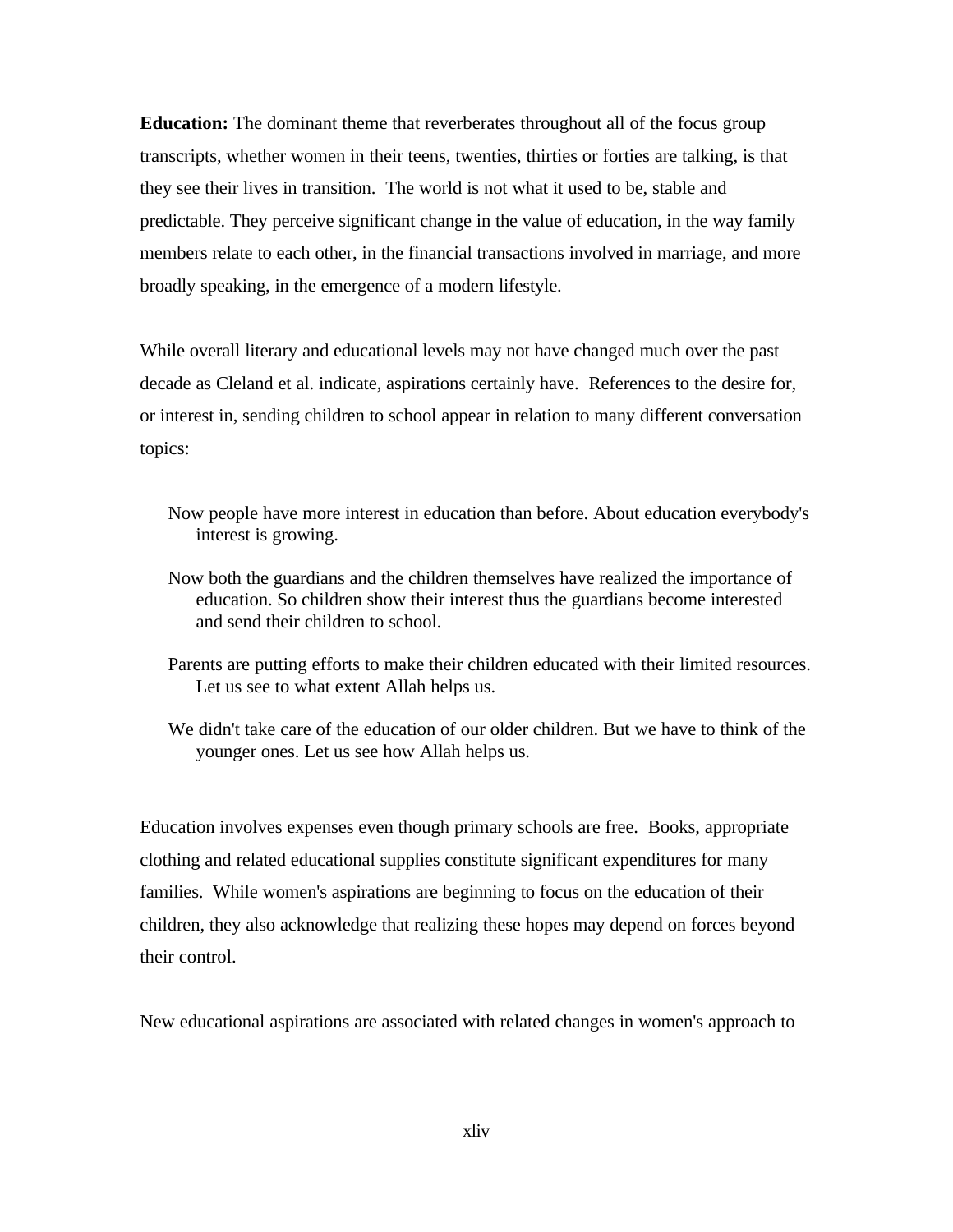**Education:** The dominant theme that reverberates throughout all of the focus group transcripts, whether women in their teens, twenties, thirties or forties are talking, is that they see their lives in transition. The world is not what it used to be, stable and predictable. They perceive significant change in the value of education, in the way family members relate to each other, in the financial transactions involved in marriage, and more broadly speaking, in the emergence of a modern lifestyle.

While overall literary and educational levels may not have changed much over the past decade as Cleland et al. indicate, aspirations certainly have. References to the desire for, or interest in, sending children to school appear in relation to many different conversation topics:

> Now people have more interest in education than before. About education everybody's interest is growing.
>
> Now both the guardians and the children themselves have realized the importance of education. So children show their interest thus the guardians become interested and send their children to school.
>
> Parents are putting efforts to make their children educated with their limited resources. Let us see to what extent Allah helps us.
>
> We didn't take care of the education of our older children. But we have to think of the younger ones. Let us see how Allah helps us.

Education involves expenses even though primary schools are free. Books, appropriate clothing and related educational supplies constitute significant expenditures for many families. While women's aspirations are beginning to focus on the education of their children, they also acknowledge that realizing these hopes may depend on forces beyond their control.

New educational aspirations are associated with related changes in women's approach to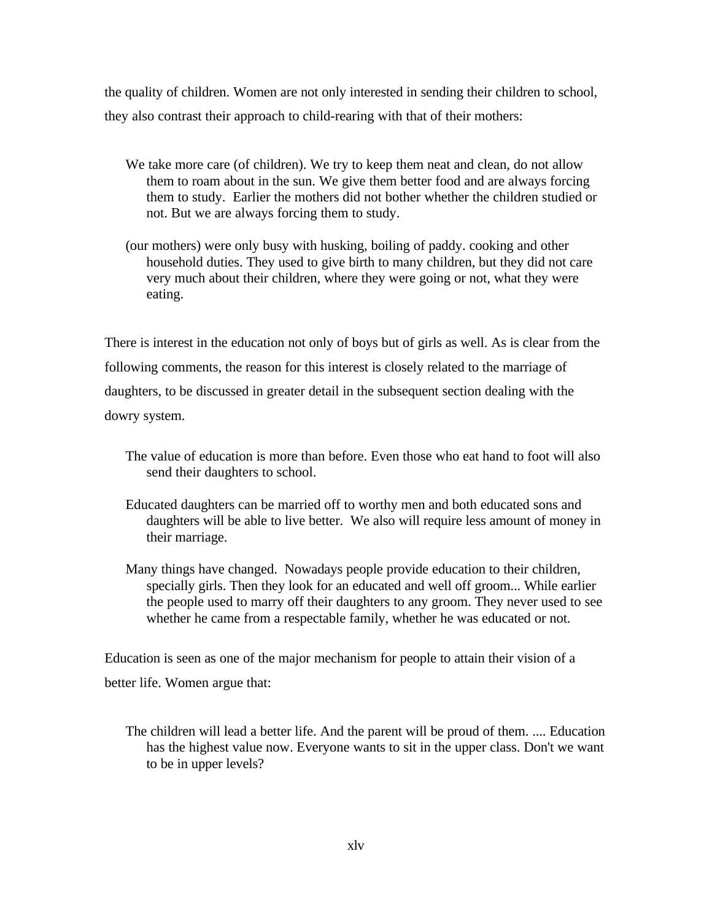the quality of children. Women are not only interested in sending their children to school, they also contrast their approach to child-rearing with that of their mothers:

> We take more care (of children). We try to keep them neat and clean, do not allow them to roam about in the sun. We give them better food and are always forcing them to study. Earlier the mothers did not bother whether the children studied or not. But we are always forcing them to study.

> (our mothers) were only busy with husking, boiling of paddy. cooking and other household duties. They used to give birth to many children, but they did not care very much about their children, where they were going or not, what they were eating.

There is interest in the education not only of boys but of girls as well. As is clear from the following comments, the reason for this interest is closely related to the marriage of daughters, to be discussed in greater detail in the subsequent section dealing with the dowry system.

> The value of education is more than before. Even those who eat hand to foot will also send their daughters to school.

> Educated daughters can be married off to worthy men and both educated sons and daughters will be able to live better. We also will require less amount of money in their marriage.

> Many things have changed. Nowadays people provide education to their children, specially girls. Then they look for an educated and well off groom... While earlier the people used to marry off their daughters to any groom. They never used to see whether he came from a respectable family, whether he was educated or not.

Education is seen as one of the major mechanism for people to attain their vision of a better life. Women argue that:

> The children will lead a better life. And the parent will be proud of them. .... Education has the highest value now. Everyone wants to sit in the upper class. Don't we want to be in upper levels?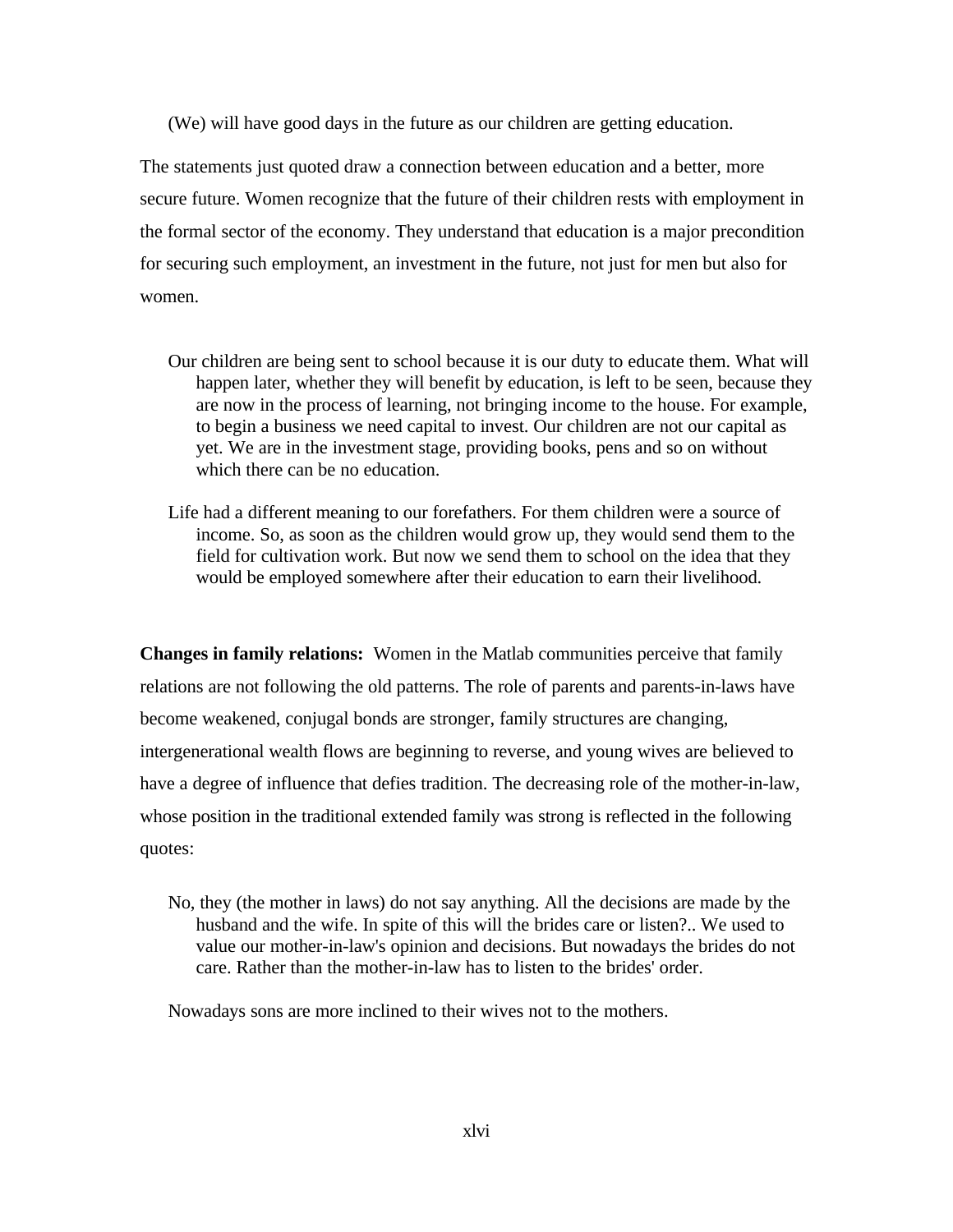> (We) will have good days in the future as our children are getting education.

The statements just quoted draw a connection between education and a better, more secure future. Women recognize that the future of their children rests with employment in the formal sector of the economy. They understand that education is a major precondition for securing such employment, an investment in the future, not just for men but also for women.

> Our children are being sent to school because it is our duty to educate them. What will happen later, whether they will benefit by education, is left to be seen, because they are now in the process of learning, not bringing income to the house. For example, to begin a business we need capital to invest. Our children are not our capital as yet. We are in the investment stage, providing books, pens and so on without which there can be no education.

> Life had a different meaning to our forefathers. For them children were a source of income. So, as soon as the children would grow up, they would send them to the field for cultivation work. But now we send them to school on the idea that they would be employed somewhere after their education to earn their livelihood.

**Changes in family relations:** Women in the Matlab communities perceive that family relations are not following the old patterns. The role of parents and parents-in-laws have become weakened, conjugal bonds are stronger, family structures are changing, intergenerational wealth flows are beginning to reverse, and young wives are believed to have a degree of influence that defies tradition. The decreasing role of the mother-in-law, whose position in the traditional extended family was strong is reflected in the following quotes:

> No, they (the mother in laws) do not say anything. All the decisions are made by the husband and the wife. In spite of this will the brides care or listen?.. We used to value our mother-in-law's opinion and decisions. But nowadays the brides do not care. Rather than the mother-in-law has to listen to the brides' order.

> Nowadays sons are more inclined to their wives not to the mothers.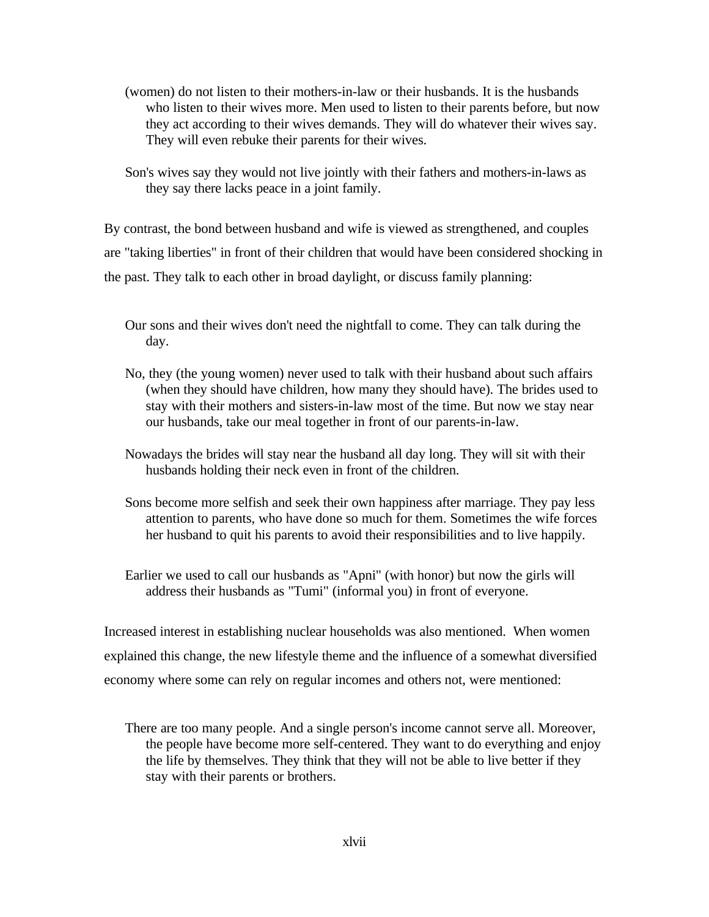> (women) do not listen to their mothers-in-law or their husbands. It is the husbands who listen to their wives more. Men used to listen to their parents before, but now they act according to their wives demands. They will do whatever their wives say. They will even rebuke their parents for their wives.

> Son's wives say they would not live jointly with their fathers and mothers-in-laws as they say there lacks peace in a joint family.

By contrast, the bond between husband and wife is viewed as strengthened, and couples are "taking liberties" in front of their children that would have been considered shocking in the past. They talk to each other in broad daylight, or discuss family planning:

> Our sons and their wives don't need the nightfall to come. They can talk during the day.

> No, they (the young women) never used to talk with their husband about such affairs (when they should have children, how many they should have). The brides used to stay with their mothers and sisters-in-law most of the time. But now we stay near our husbands, take our meal together in front of our parents-in-law.

> Nowadays the brides will stay near the husband all day long. They will sit with their husbands holding their neck even in front of the children.

> Sons become more selfish and seek their own happiness after marriage. They pay less attention to parents, who have done so much for them. Sometimes the wife forces her husband to quit his parents to avoid their responsibilities and to live happily.

> Earlier we used to call our husbands as "Apni" (with honor) but now the girls will address their husbands as "Tumi" (informal you) in front of everyone.

Increased interest in establishing nuclear households was also mentioned. When women explained this change, the new lifestyle theme and the influence of a somewhat diversified economy where some can rely on regular incomes and others not, were mentioned:

> There are too many people. And a single person's income cannot serve all. Moreover, the people have become more self-centered. They want to do everything and enjoy the life by themselves. They think that they will not be able to live better if they stay with their parents or brothers.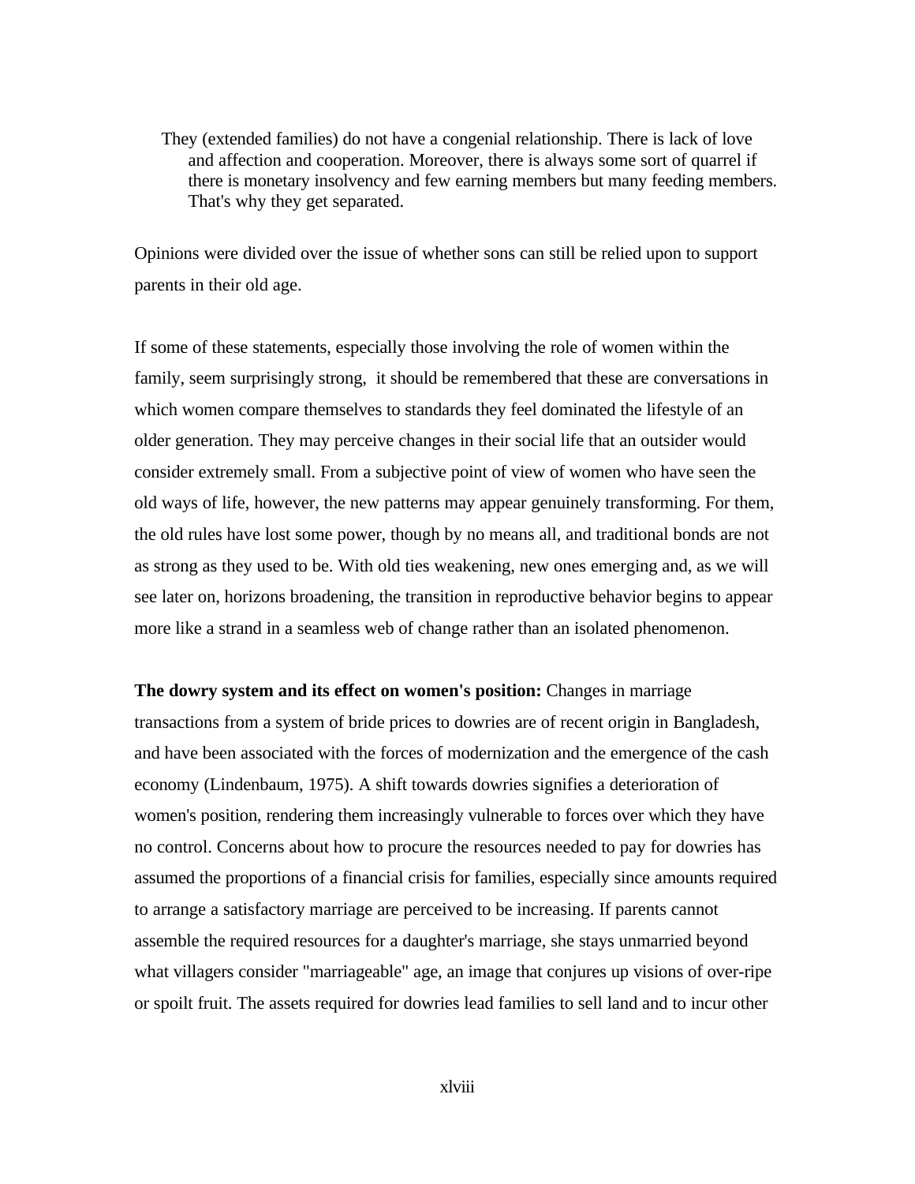> They (extended families) do not have a congenial relationship. There is lack of love and affection and cooperation. Moreover, there is always some sort of quarrel if there is monetary insolvency and few earning members but many feeding members. That's why they get separated.

Opinions were divided over the issue of whether sons can still be relied upon to support parents in their old age.

If some of these statements, especially those involving the role of women within the family, seem surprisingly strong, it should be remembered that these are conversations in which women compare themselves to standards they feel dominated the lifestyle of an older generation. They may perceive changes in their social life that an outsider would consider extremely small. From a subjective point of view of women who have seen the old ways of life, however, the new patterns may appear genuinely transforming. For them, the old rules have lost some power, though by no means all, and traditional bonds are not as strong as they used to be. With old ties weakening, new ones emerging and, as we will see later on, horizons broadening, the transition in reproductive behavior begins to appear more like a strand in a seamless web of change rather than an isolated phenomenon.

**The dowry system and its effect on women's position:** Changes in marriage transactions from a system of bride prices to dowries are of recent origin in Bangladesh, and have been associated with the forces of modernization and the emergence of the cash economy (Lindenbaum, 1975). A shift towards dowries signifies a deterioration of women's position, rendering them increasingly vulnerable to forces over which they have no control. Concerns about how to procure the resources needed to pay for dowries has assumed the proportions of a financial crisis for families, especially since amounts required to arrange a satisfactory marriage are perceived to be increasing. If parents cannot assemble the required resources for a daughter's marriage, she stays unmarried beyond what villagers consider "marriageable" age, an image that conjures up visions of over-ripe or spoilt fruit. The assets required for dowries lead families to sell land and to incur other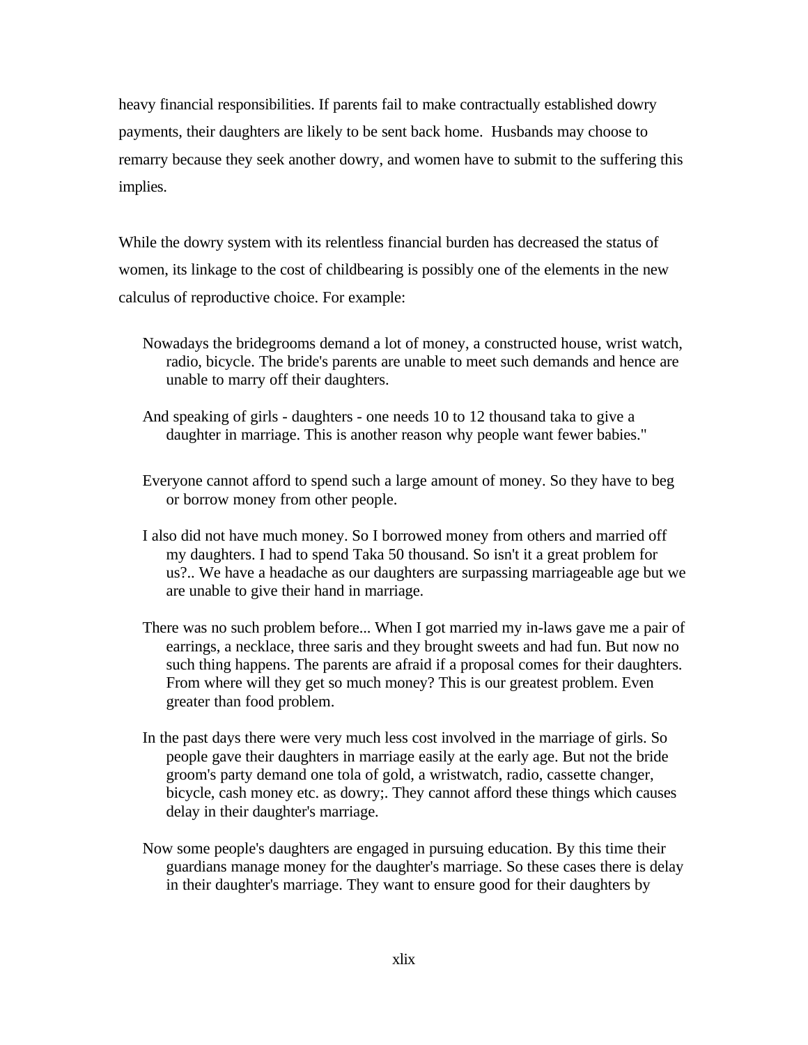heavy financial responsibilities. If parents fail to make contractually established dowry payments, their daughters are likely to be sent back home. Husbands may choose to remarry because they seek another dowry, and women have to submit to the suffering this implies.

While the dowry system with its relentless financial burden has decreased the status of women, its linkage to the cost of childbearing is possibly one of the elements in the new calculus of reproductive choice. For example:

> Nowadays the bridegrooms demand a lot of money, a constructed house, wrist watch, radio, bicycle. The bride's parents are unable to meet such demands and hence are unable to marry off their daughters.

> And speaking of girls - daughters - one needs 10 to 12 thousand taka to give a daughter in marriage. This is another reason why people want fewer babies."

> Everyone cannot afford to spend such a large amount of money. So they have to beg or borrow money from other people.

> I also did not have much money. So I borrowed money from others and married off my daughters. I had to spend Taka 50 thousand. So isn't it a great problem for us?.. We have a headache as our daughters are surpassing marriageable age but we are unable to give their hand in marriage.

> There was no such problem before... When I got married my in-laws gave me a pair of earrings, a necklace, three saris and they brought sweets and had fun. But now no such thing happens. The parents are afraid if a proposal comes for their daughters. From where will they get so much money? This is our greatest problem. Even greater than food problem.

> In the past days there were very much less cost involved in the marriage of girls. So people gave their daughters in marriage easily at the early age. But not the bride groom's party demand one tola of gold, a wristwatch, radio, cassette changer, bicycle, cash money etc. as dowry;. They cannot afford these things which causes delay in their daughter's marriage.

> Now some people's daughters are engaged in pursuing education. By this time their guardians manage money for the daughter's marriage. So these cases there is delay in their daughter's marriage. They want to ensure good for their daughters by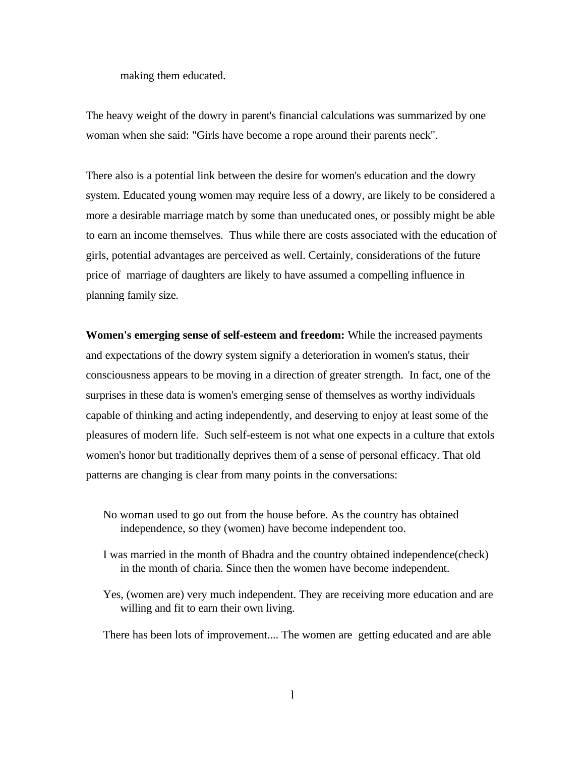making them educated.

The heavy weight of the dowry in parent's financial calculations was summarized by one woman when she said: "Girls have become a rope around their parents neck".

There also is a potential link between the desire for women's education and the dowry system. Educated young women may require less of a dowry, are likely to be considered a more a desirable marriage match by some than uneducated ones, or possibly might be able to earn an income themselves. Thus while there are costs associated with the education of girls, potential advantages are perceived as well. Certainly, considerations of the future price of marriage of daughters are likely to have assumed a compelling influence in planning family size.

**Women's emerging sense of self-esteem and freedom:** While the increased payments and expectations of the dowry system signify a deterioration in women's status, their consciousness appears to be moving in a direction of greater strength. In fact, one of the surprises in these data is women's emerging sense of themselves as worthy individuals capable of thinking and acting independently, and deserving to enjoy at least some of the pleasures of modern life. Such self-esteem is not what one expects in a culture that extols women's honor but traditionally deprives them of a sense of personal efficacy. That old patterns are changing is clear from many points in the conversations:

> No woman used to go out from the house before. As the country has obtained independence, so they (women) have become independent too.

> I was married in the month of Bhadra and the country obtained independence(check) in the month of charia. Since then the women have become independent.

> Yes, (women are) very much independent. They are receiving more education and are willing and fit to earn their own living.

> There has been lots of improvement.... The women are getting educated and are able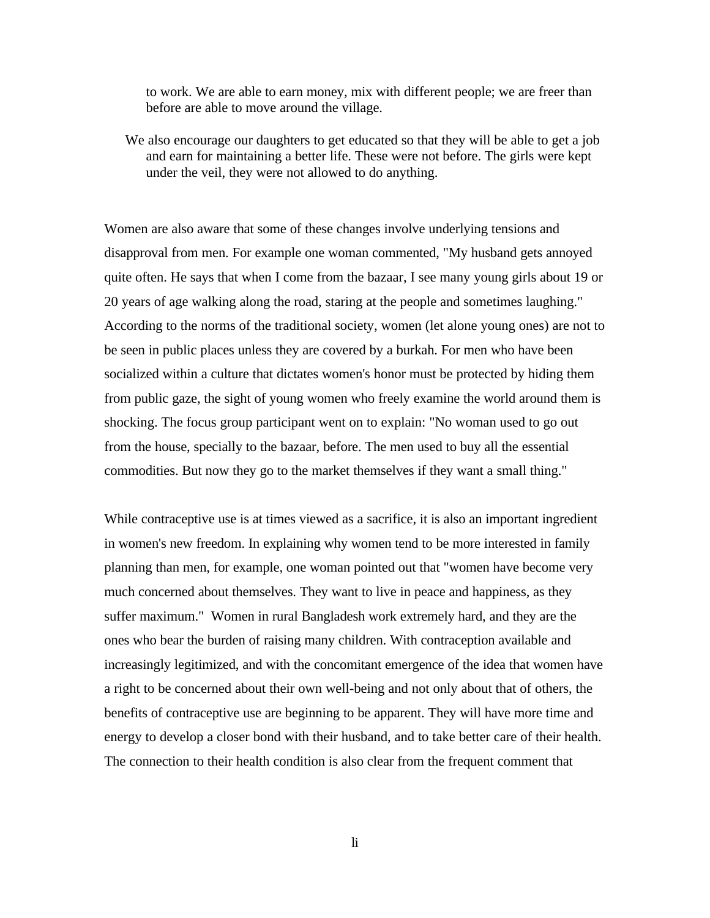> to work. We are able to earn money, mix with different people; we are freer than before are able to move around the village.
>
> We also encourage our daughters to get educated so that they will be able to get a job and earn for maintaining a better life. These were not before. The girls were kept under the veil, they were not allowed to do anything.

Women are also aware that some of these changes involve underlying tensions and disapproval from men. For example one woman commented, "My husband gets annoyed quite often. He says that when I come from the bazaar, I see many young girls about 19 or 20 years of age walking along the road, staring at the people and sometimes laughing." According to the norms of the traditional society, women (let alone young ones) are not to be seen in public places unless they are covered by a burkah. For men who have been socialized within a culture that dictates women's honor must be protected by hiding them from public gaze, the sight of young women who freely examine the world around them is shocking. The focus group participant went on to explain: "No woman used to go out from the house, specially to the bazaar, before. The men used to buy all the essential commodities. But now they go to the market themselves if they want a small thing."

While contraceptive use is at times viewed as a sacrifice, it is also an important ingredient in women's new freedom. In explaining why women tend to be more interested in family planning than men, for example, one woman pointed out that "women have become very much concerned about themselves. They want to live in peace and happiness, as they suffer maximum." Women in rural Bangladesh work extremely hard, and they are the ones who bear the burden of raising many children. With contraception available and increasingly legitimized, and with the concomitant emergence of the idea that women have a right to be concerned about their own well-being and not only about that of others, the benefits of contraceptive use are beginning to be apparent. They will have more time and energy to develop a closer bond with their husband, and to take better care of their health. The connection to their health condition is also clear from the frequent comment that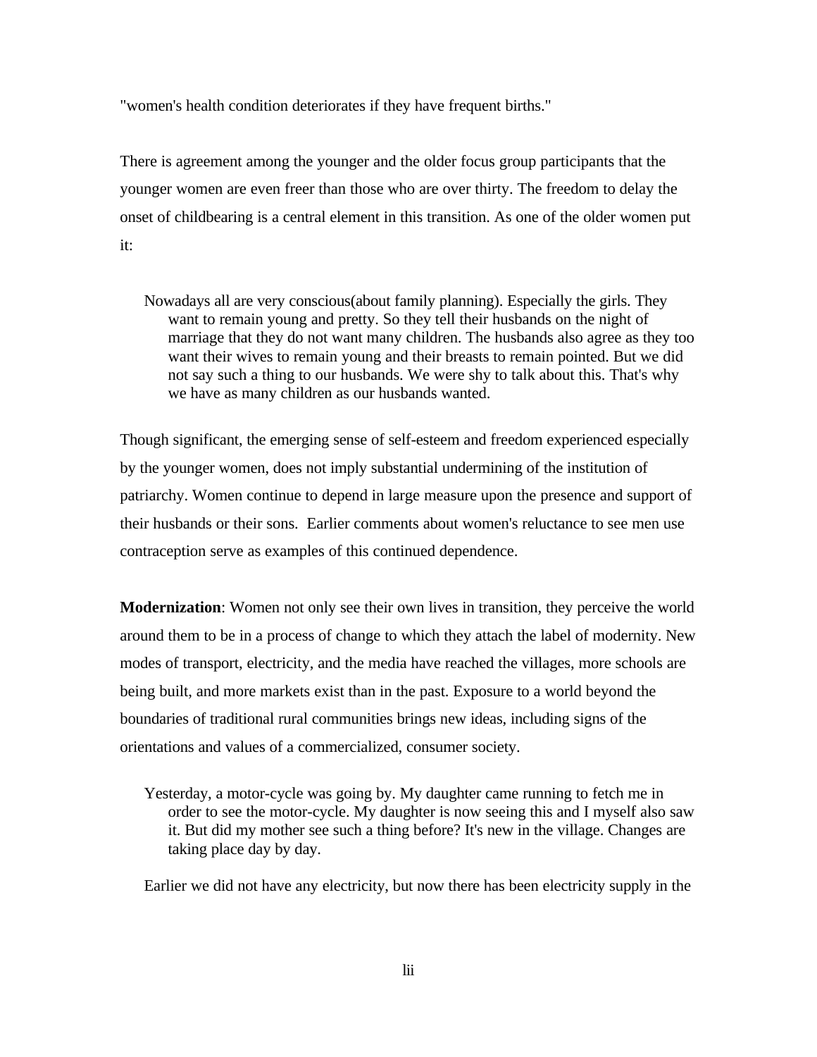"women's health condition deteriorates if they have frequent births."

There is agreement among the younger and the older focus group participants that the younger women are even freer than those who are over thirty. The freedom to delay the onset of childbearing is a central element in this transition. As one of the older women put it:

> Nowadays all are very conscious(about family planning). Especially the girls. They want to remain young and pretty. So they tell their husbands on the night of marriage that they do not want many children. The husbands also agree as they too want their wives to remain young and their breasts to remain pointed. But we did not say such a thing to our husbands. We were shy to talk about this. That's why we have as many children as our husbands wanted.

Though significant, the emerging sense of self-esteem and freedom experienced especially by the younger women, does not imply substantial undermining of the institution of patriarchy. Women continue to depend in large measure upon the presence and support of their husbands or their sons. Earlier comments about women's reluctance to see men use contraception serve as examples of this continued dependence.

**Modernization**: Women not only see their own lives in transition, they perceive the world around them to be in a process of change to which they attach the label of modernity. New modes of transport, electricity, and the media have reached the villages, more schools are being built, and more markets exist than in the past. Exposure to a world beyond the boundaries of traditional rural communities brings new ideas, including signs of the orientations and values of a commercialized, consumer society.

> Yesterday, a motor-cycle was going by. My daughter came running to fetch me in order to see the motor-cycle. My daughter is now seeing this and I myself also saw it. But did my mother see such a thing before? It's new in the village. Changes are taking place day by day.

> Earlier we did not have any electricity, but now there has been electricity supply in the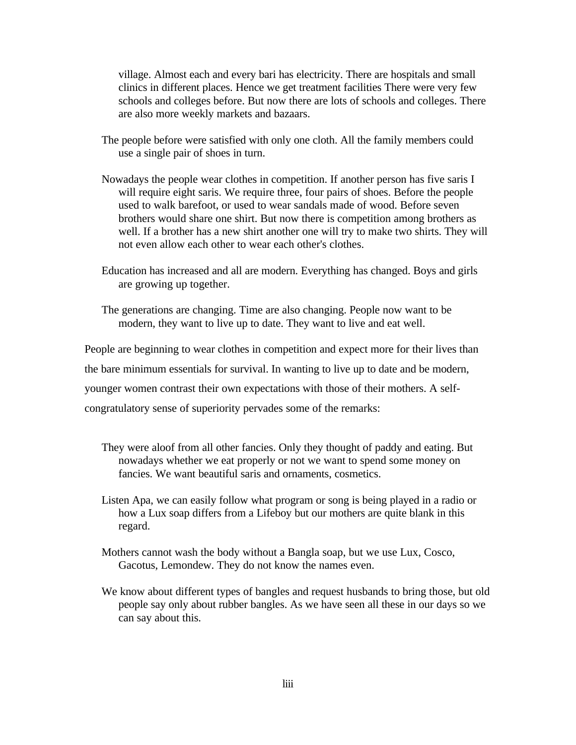village. Almost each and every bari has electricity. There are hospitals and small clinics in different places. Hence we get treatment facilities There were very few schools and colleges before. But now there are lots of schools and colleges. There are also more weekly markets and bazaars.

> The people before were satisfied with only one cloth. All the family members could use a single pair of shoes in turn.

> Nowadays the people wear clothes in competition. If another person has five saris I will require eight saris. We require three, four pairs of shoes. Before the people used to walk barefoot, or used to wear sandals made of wood. Before seven brothers would share one shirt. But now there is competition among brothers as well. If a brother has a new shirt another one will try to make two shirts. They will not even allow each other to wear each other's clothes.

> Education has increased and all are modern. Everything has changed. Boys and girls are growing up together.

> The generations are changing. Time are also changing. People now want to be modern, they want to live up to date. They want to live and eat well.

People are beginning to wear clothes in competition and expect more for their lives than the bare minimum essentials for survival. In wanting to live up to date and be modern, younger women contrast their own expectations with those of their mothers. A self-congratulatory sense of superiority pervades some of the remarks:

> They were aloof from all other fancies. Only they thought of paddy and eating. But nowadays whether we eat properly or not we want to spend some money on fancies. We want beautiful saris and ornaments, cosmetics.

> Listen Apa, we can easily follow what program or song is being played in a radio or how a Lux soap differs from a Lifeboy but our mothers are quite blank in this regard.

> Mothers cannot wash the body without a Bangla soap, but we use Lux, Cosco, Gacotus, Lemondew. They do not know the names even.

> We know about different types of bangles and request husbands to bring those, but old people say only about rubber bangles. As we have seen all these in our days so we can say about this.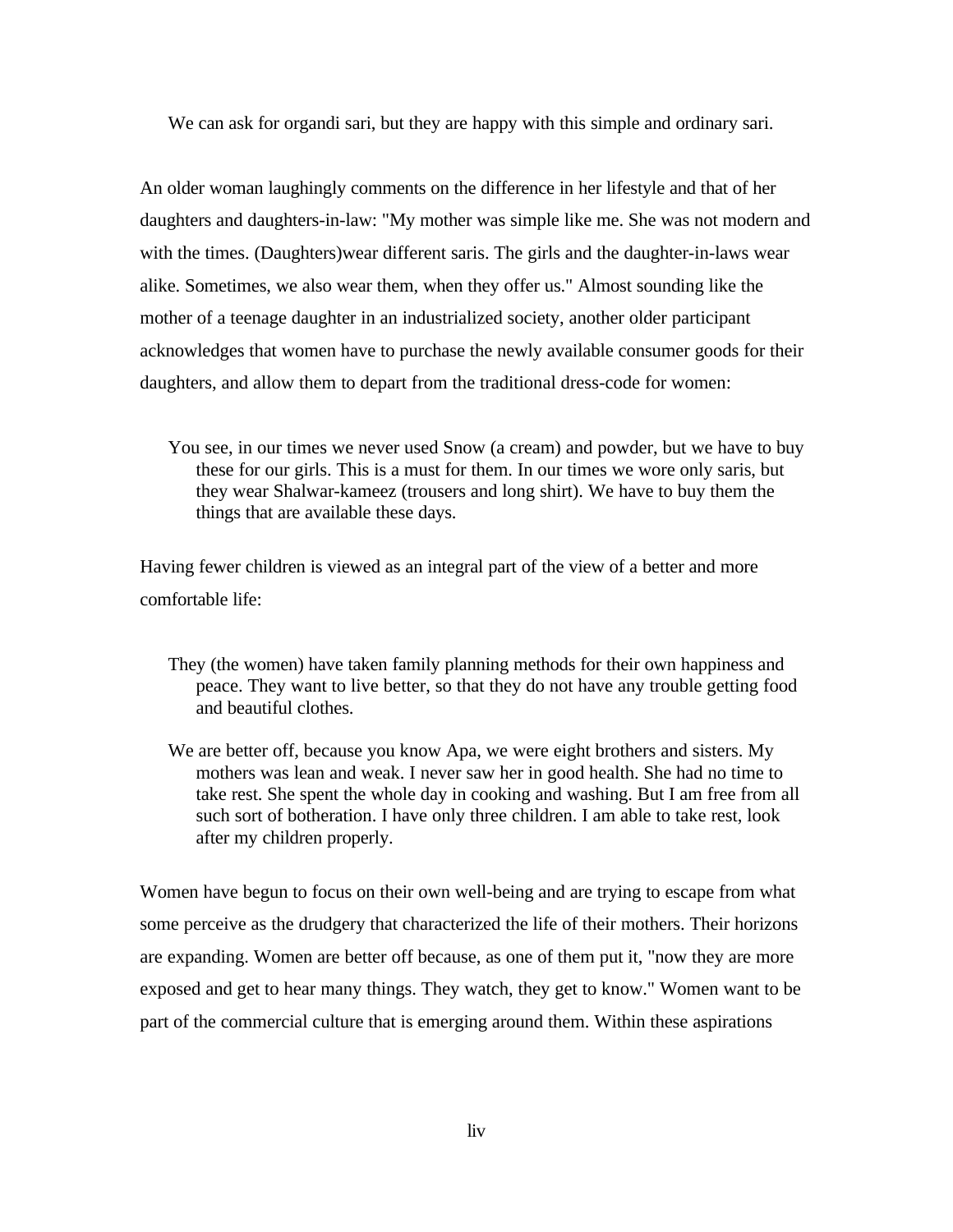> We can ask for organdi sari, but they are happy with this simple and ordinary sari.

An older woman laughingly comments on the difference in her lifestyle and that of her daughters and daughters-in-law: "My mother was simple like me. She was not modern and with the times. (Daughters)wear different saris. The girls and the daughter-in-laws wear alike. Sometimes, we also wear them, when they offer us." Almost sounding like the mother of a teenage daughter in an industrialized society, another older participant acknowledges that women have to purchase the newly available consumer goods for their daughters, and allow them to depart from the traditional dress-code for women:

> You see, in our times we never used Snow (a cream) and powder, but we have to buy these for our girls. This is a must for them. In our times we wore only saris, but they wear Shalwar-kameez (trousers and long shirt). We have to buy them the things that are available these days.

Having fewer children is viewed as an integral part of the view of a better and more comfortable life:

> They (the women) have taken family planning methods for their own happiness and peace. They want to live better, so that they do not have any trouble getting food and beautiful clothes.

> We are better off, because you know Apa, we were eight brothers and sisters. My mothers was lean and weak. I never saw her in good health. She had no time to take rest. She spent the whole day in cooking and washing. But I am free from all such sort of botheration. I have only three children. I am able to take rest, look after my children properly.

Women have begun to focus on their own well-being and are trying to escape from what some perceive as the drudgery that characterized the life of their mothers. Their horizons are expanding. Women are better off because, as one of them put it, "now they are more exposed and get to hear many things. They watch, they get to know." Women want to be part of the commercial culture that is emerging around them. Within these aspirations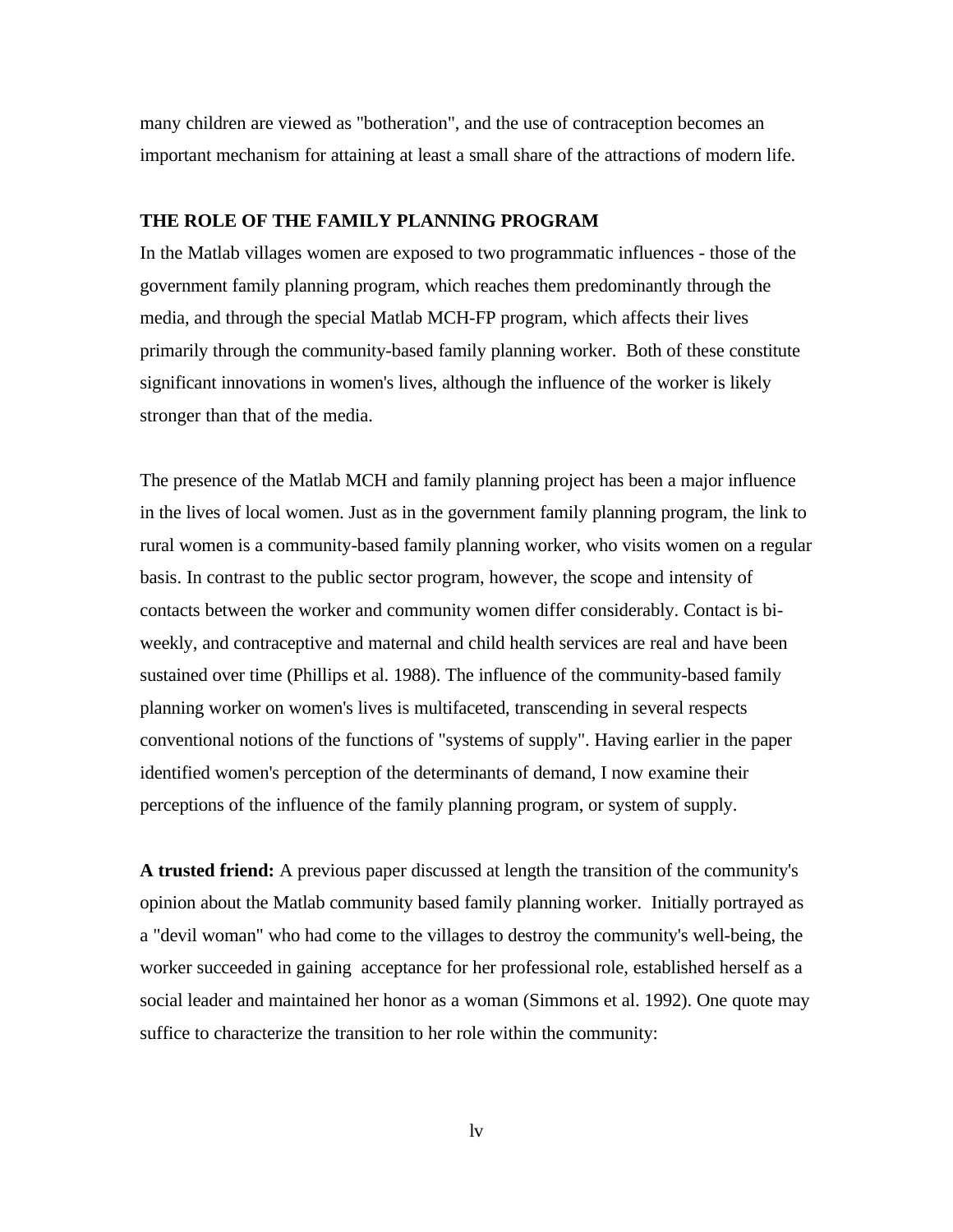many children are viewed as "botheration", and the use of contraception becomes an important mechanism for attaining at least a small share of the attractions of modern life.

## THE ROLE OF THE FAMILY PLANNING PROGRAM

In the Matlab villages women are exposed to two programmatic influences - those of the government family planning program, which reaches them predominantly through the media, and through the special Matlab MCH-FP program, which affects their lives primarily through the community-based family planning worker. Both of these constitute significant innovations in women's lives, although the influence of the worker is likely stronger than that of the media.

The presence of the Matlab MCH and family planning project has been a major influence in the lives of local women. Just as in the government family planning program, the link to rural women is a community-based family planning worker, who visits women on a regular basis. In contrast to the public sector program, however, the scope and intensity of contacts between the worker and community women differ considerably. Contact is bi-weekly, and contraceptive and maternal and child health services are real and have been sustained over time (Phillips et al. 1988). The influence of the community-based family planning worker on women's lives is multifaceted, transcending in several respects conventional notions of the functions of "systems of supply". Having earlier in the paper identified women's perception of the determinants of demand, I now examine their perceptions of the influence of the family planning program, or system of supply.

**A trusted friend:** A previous paper discussed at length the transition of the community's opinion about the Matlab community based family planning worker. Initially portrayed as a "devil woman" who had come to the villages to destroy the community's well-being, the worker succeeded in gaining acceptance for her professional role, established herself as a social leader and maintained her honor as a woman (Simmons et al. 1992). One quote may suffice to characterize the transition to her role within the community: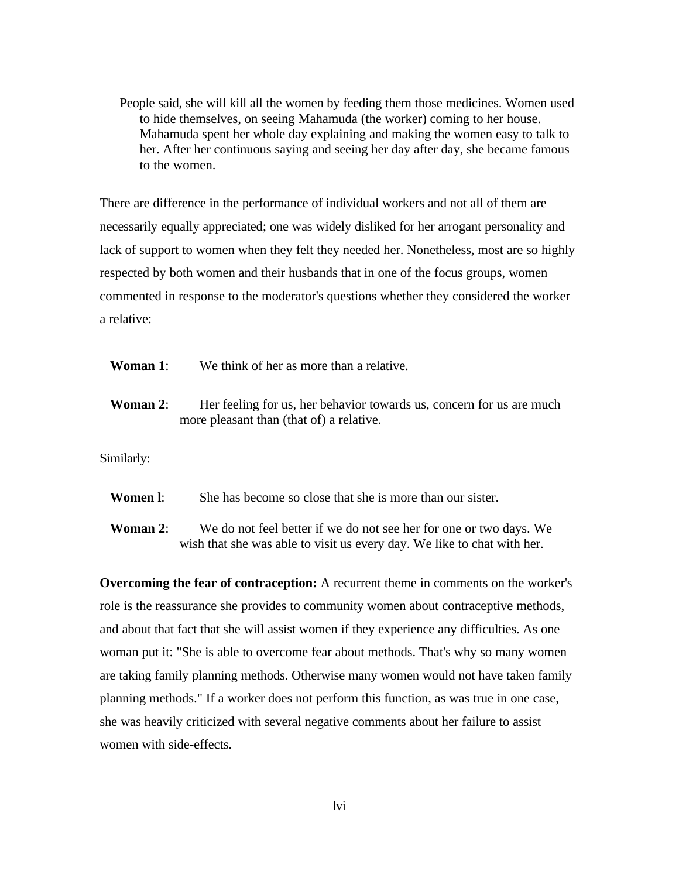> People said, she will kill all the women by feeding them those medicines. Women used to hide themselves, on seeing Mahamuda (the worker) coming to her house. Mahamuda spent her whole day explaining and making the women easy to talk to her. After her continuous saying and seeing her day after day, she became famous to the women.

There are difference in the performance of individual workers and not all of them are necessarily equally appreciated; one was widely disliked for her arrogant personality and lack of support to women when they felt they needed her. Nonetheless, most are so highly respected by both women and their husbands that in one of the focus groups, women commented in response to the moderator's questions whether they considered the worker a relative:

> **Woman 1**: We think of her as more than a relative.
>
> **Woman 2**: Her feeling for us, her behavior towards us, concern for us are much more pleasant than (that of) a relative.

Similarly:

> **Women l**: She has become so close that she is more than our sister.
>
> **Woman 2**: We do not feel better if we do not see her for one or two days. We wish that she was able to visit us every day. We like to chat with her.

**Overcoming the fear of contraception:** A recurrent theme in comments on the worker's role is the reassurance she provides to community women about contraceptive methods, and about that fact that she will assist women if they experience any difficulties. As one woman put it: "She is able to overcome fear about methods. That's why so many women are taking family planning methods. Otherwise many women would not have taken family planning methods." If a worker does not perform this function, as was true in one case, she was heavily criticized with several negative comments about her failure to assist women with side-effects.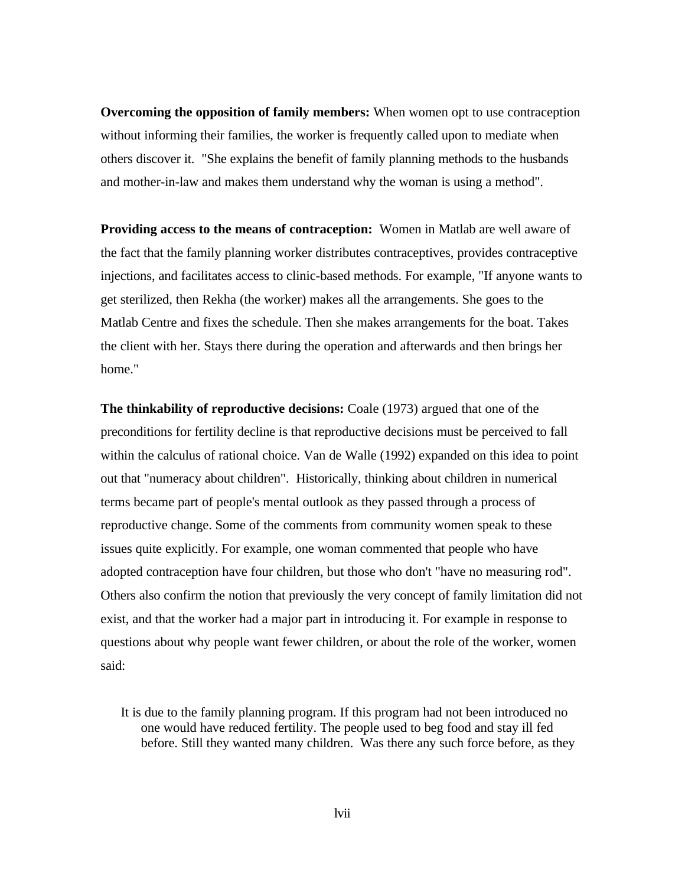**Overcoming the opposition of family members:** When women opt to use contraception without informing their families, the worker is frequently called upon to mediate when others discover it. "She explains the benefit of family planning methods to the husbands and mother-in-law and makes them understand why the woman is using a method".

**Providing access to the means of contraception:** Women in Matlab are well aware of the fact that the family planning worker distributes contraceptives, provides contraceptive injections, and facilitates access to clinic-based methods. For example, "If anyone wants to get sterilized, then Rekha (the worker) makes all the arrangements. She goes to the Matlab Centre and fixes the schedule. Then she makes arrangements for the boat. Takes the client with her. Stays there during the operation and afterwards and then brings her home."

**The thinkability of reproductive decisions:** Coale (1973) argued that one of the preconditions for fertility decline is that reproductive decisions must be perceived to fall within the calculus of rational choice. Van de Walle (1992) expanded on this idea to point out that "numeracy about children". Historically, thinking about children in numerical terms became part of people's mental outlook as they passed through a process of reproductive change. Some of the comments from community women speak to these issues quite explicitly. For example, one woman commented that people who have adopted contraception have four children, but those who don't "have no measuring rod". Others also confirm the notion that previously the very concept of family limitation did not exist, and that the worker had a major part in introducing it. For example in response to questions about why people want fewer children, or about the role of the worker, women said:

> It is due to the family planning program. If this program had not been introduced no one would have reduced fertility. The people used to beg food and stay ill fed before. Still they wanted many children. Was there any such force before, as they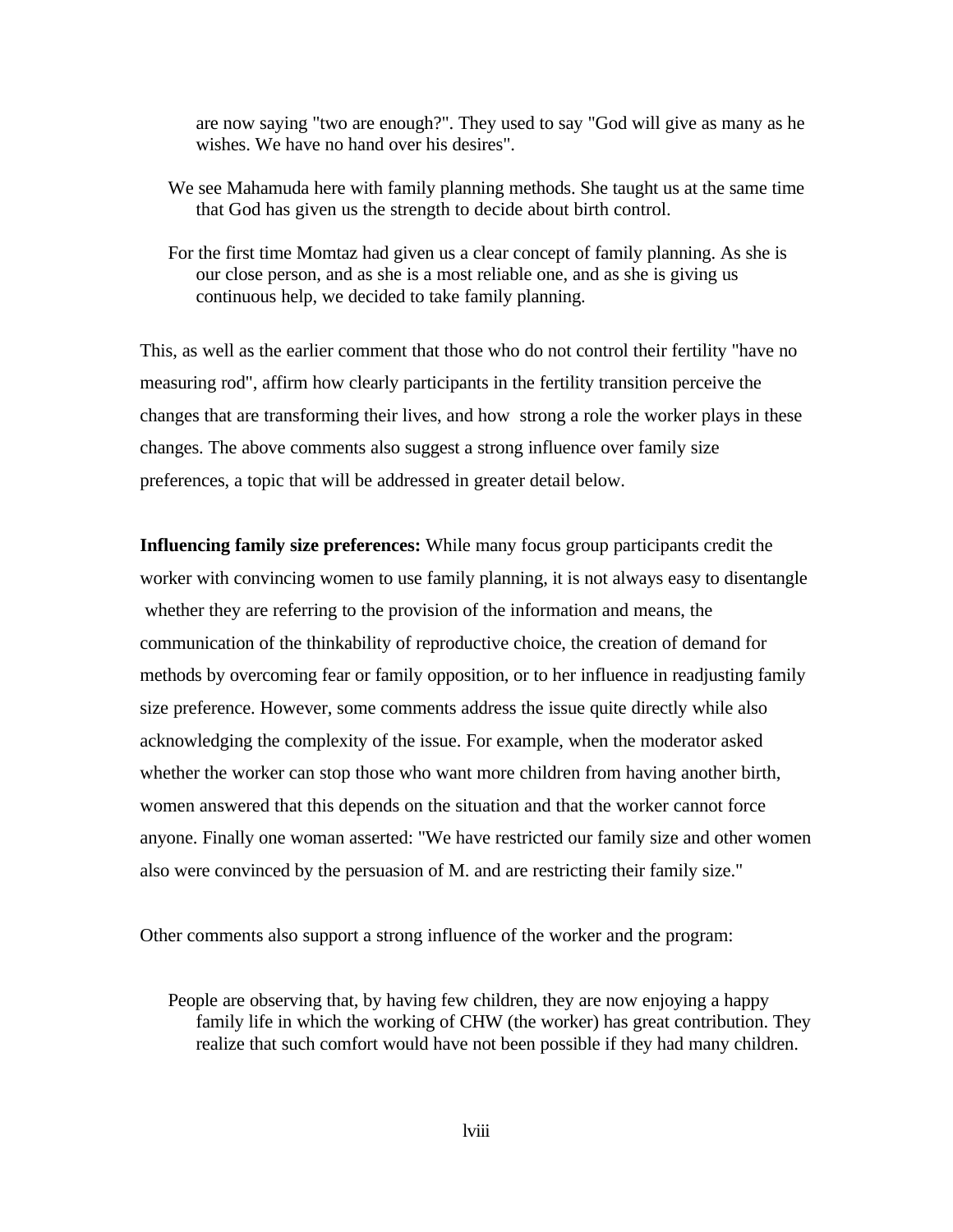are now saying "two are enough?". They used to say "God will give as many as he wishes. We have no hand over his desires".

> We see Mahamuda here with family planning methods. She taught us at the same time that God has given us the strength to decide about birth control.

> For the first time Momtaz had given us a clear concept of family planning. As she is our close person, and as she is a most reliable one, and as she is giving us continuous help, we decided to take family planning.

This, as well as the earlier comment that those who do not control their fertility "have no measuring rod", affirm how clearly participants in the fertility transition perceive the changes that are transforming their lives, and how strong a role the worker plays in these changes. The above comments also suggest a strong influence over family size preferences, a topic that will be addressed in greater detail below.

**Influencing family size preferences:** While many focus group participants credit the worker with convincing women to use family planning, it is not always easy to disentangle whether they are referring to the provision of the information and means, the communication of the thinkability of reproductive choice, the creation of demand for methods by overcoming fear or family opposition, or to her influence in readjusting family size preference. However, some comments address the issue quite directly while also acknowledging the complexity of the issue. For example, when the moderator asked whether the worker can stop those who want more children from having another birth, women answered that this depends on the situation and that the worker cannot force anyone. Finally one woman asserted: "We have restricted our family size and other women also were convinced by the persuasion of M. and are restricting their family size."

Other comments also support a strong influence of the worker and the program:

> People are observing that, by having few children, they are now enjoying a happy family life in which the working of CHW (the worker) has great contribution. They realize that such comfort would have not been possible if they had many children.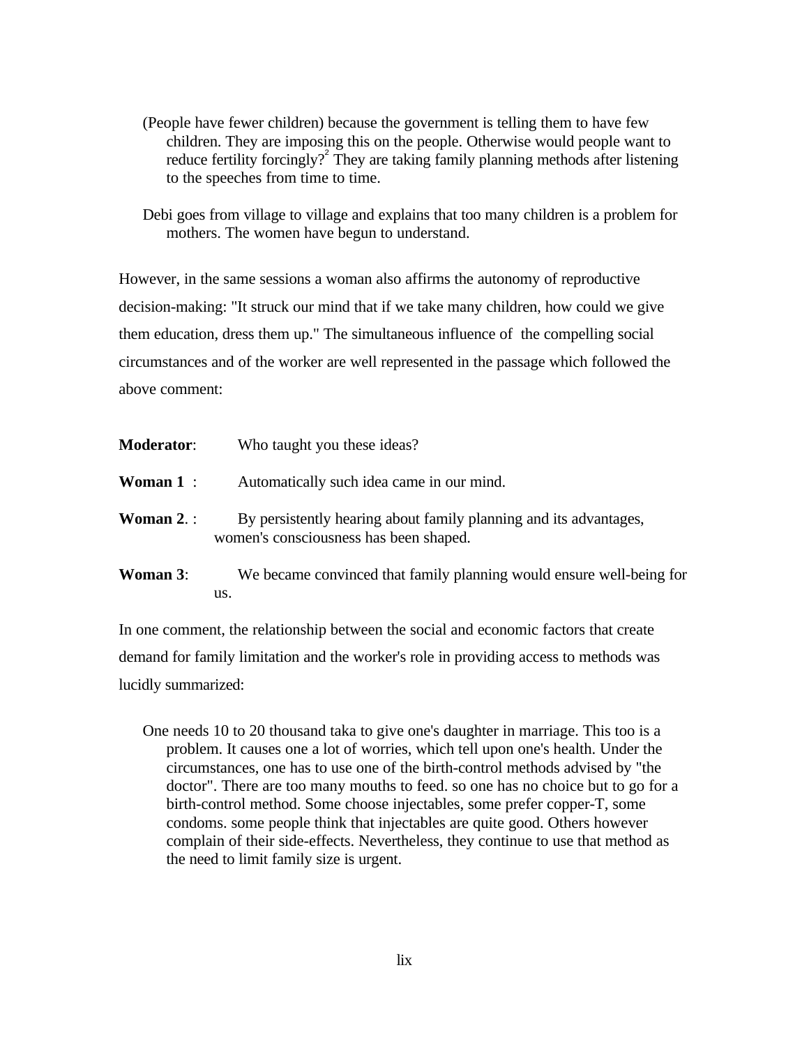(People have fewer children) because the government is telling them to have few children. They are imposing this on the people. Otherwise would people want to reduce fertility forcingly?[2] They are taking family planning methods after listening to the speeches from time to time.

Debi goes from village to village and explains that too many children is a problem for mothers. The women have begun to understand.

However, in the same sessions a woman also affirms the autonomy of reproductive decision-making: "It struck our mind that if we take many children, how could we give them education, dress them up." The simultaneous influence of the compelling social circumstances and of the worker are well represented in the passage which followed the above comment:

**Moderator**: Who taught you these ideas?

**Woman 1** : Automatically such idea came in our mind.

**Woman 2**. : By persistently hearing about family planning and its advantages, women's consciousness has been shaped.

**Woman 3**: We became convinced that family planning would ensure well-being for us.

In one comment, the relationship between the social and economic factors that create demand for family limitation and the worker's role in providing access to methods was lucidly summarized:

One needs 10 to 20 thousand taka to give one's daughter in marriage. This too is a problem. It causes one a lot of worries, which tell upon one's health. Under the circumstances, one has to use one of the birth-control methods advised by "the doctor". There are too many mouths to feed. so one has no choice but to go for a birth-control method. Some choose injectables, some prefer copper-T, some condoms. some people think that injectables are quite good. Others however complain of their side-effects. Nevertheless, they continue to use that method as the need to limit family size is urgent.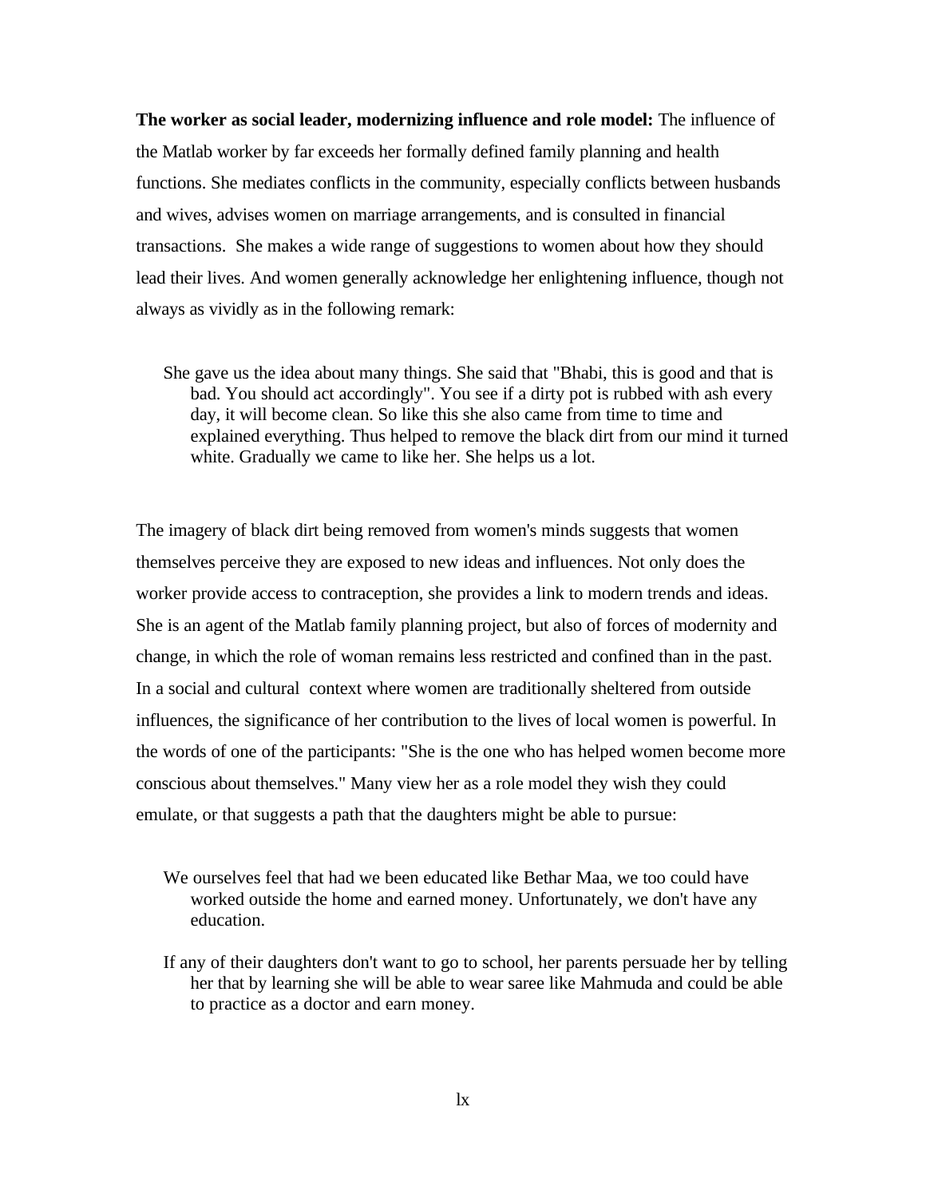**The worker as social leader, modernizing influence and role model:** The influence of the Matlab worker by far exceeds her formally defined family planning and health functions. She mediates conflicts in the community, especially conflicts between husbands and wives, advises women on marriage arrangements, and is consulted in financial transactions. She makes a wide range of suggestions to women about how they should lead their lives. And women generally acknowledge her enlightening influence, though not always as vividly as in the following remark:

> She gave us the idea about many things. She said that "Bhabi, this is good and that is bad. You should act accordingly". You see if a dirty pot is rubbed with ash every day, it will become clean. So like this she also came from time to time and explained everything. Thus helped to remove the black dirt from our mind it turned white. Gradually we came to like her. She helps us a lot.

The imagery of black dirt being removed from women's minds suggests that women themselves perceive they are exposed to new ideas and influences. Not only does the worker provide access to contraception, she provides a link to modern trends and ideas. She is an agent of the Matlab family planning project, but also of forces of modernity and change, in which the role of woman remains less restricted and confined than in the past. In a social and cultural context where women are traditionally sheltered from outside influences, the significance of her contribution to the lives of local women is powerful. In the words of one of the participants: "She is the one who has helped women become more conscious about themselves." Many view her as a role model they wish they could emulate, or that suggests a path that the daughters might be able to pursue:

> We ourselves feel that had we been educated like Bethar Maa, we too could have worked outside the home and earned money. Unfortunately, we don't have any education.

> If any of their daughters don't want to go to school, her parents persuade her by telling her that by learning she will be able to wear saree like Mahmuda and could be able to practice as a doctor and earn money.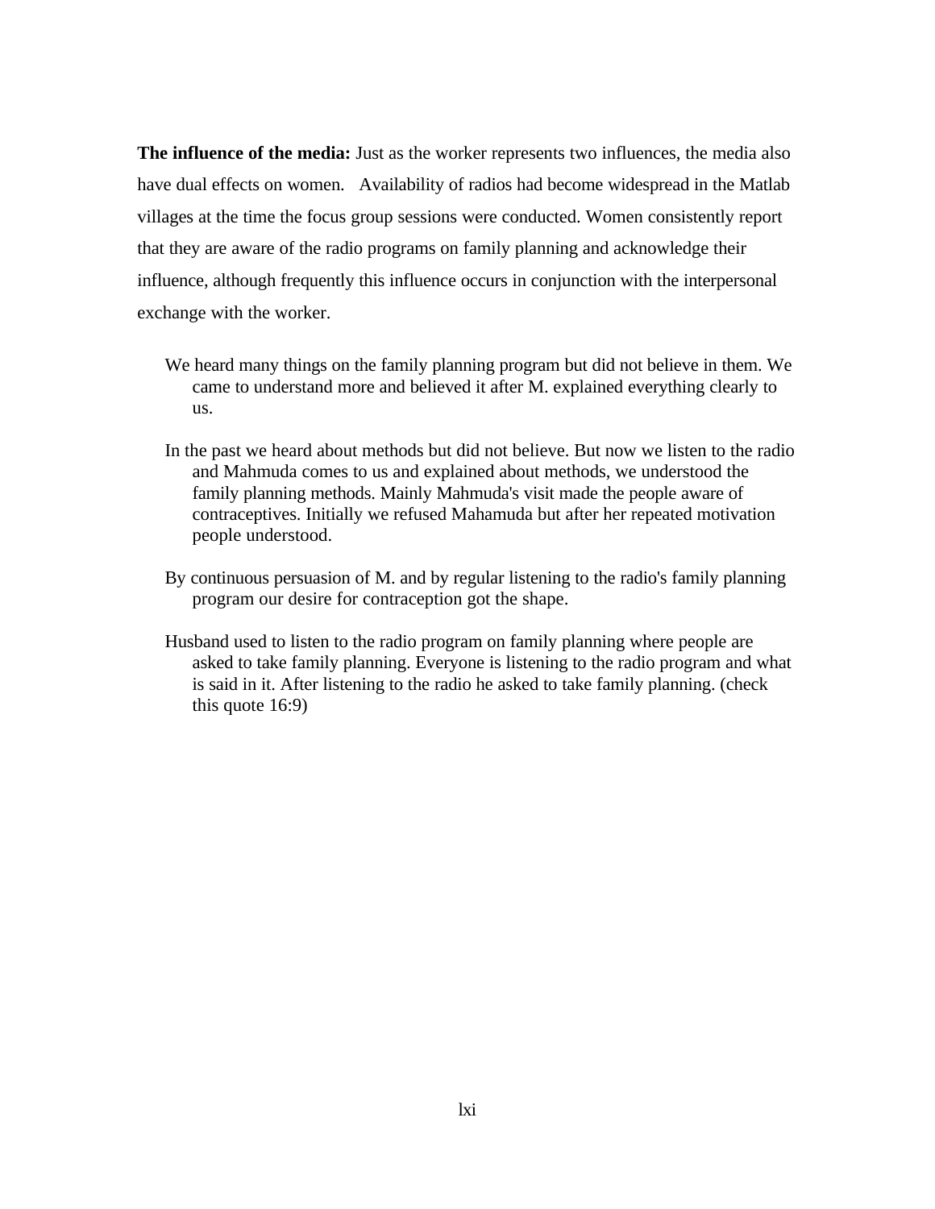**The influence of the media:** Just as the worker represents two influences, the media also have dual effects on women. Availability of radios had become widespread in the Matlab villages at the time the focus group sessions were conducted. Women consistently report that they are aware of the radio programs on family planning and acknowledge their influence, although frequently this influence occurs in conjunction with the interpersonal exchange with the worker.

> We heard many things on the family planning program but did not believe in them. We came to understand more and believed it after M. explained everything clearly to us.

> In the past we heard about methods but did not believe. But now we listen to the radio and Mahmuda comes to us and explained about methods, we understood the family planning methods. Mainly Mahmuda's visit made the people aware of contraceptives. Initially we refused Mahamuda but after her repeated motivation people understood.

> By continuous persuasion of M. and by regular listening to the radio's family planning program our desire for contraception got the shape.

> Husband used to listen to the radio program on family planning where people are asked to take family planning. Everyone is listening to the radio program and what is said in it. After listening to the radio he asked to take family planning. (check this quote 16:9)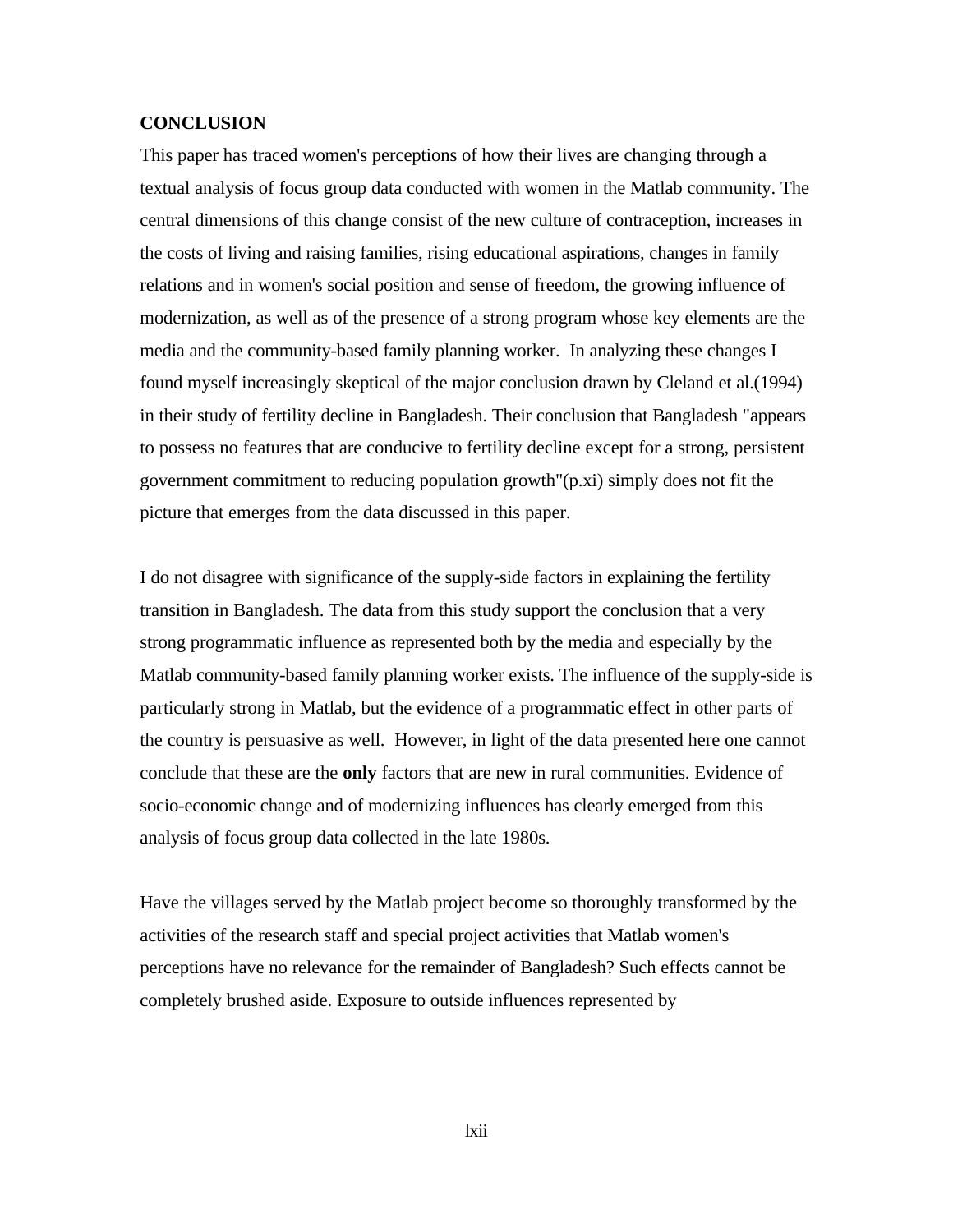## CONCLUSION

This paper has traced women's perceptions of how their lives are changing through a textual analysis of focus group data conducted with women in the Matlab community. The central dimensions of this change consist of the new culture of contraception, increases in the costs of living and raising families, rising educational aspirations, changes in family relations and in women's social position and sense of freedom, the growing influence of modernization, as well as of the presence of a strong program whose key elements are the media and the community-based family planning worker. In analyzing these changes I found myself increasingly skeptical of the major conclusion drawn by Cleland et al.(1994) in their study of fertility decline in Bangladesh. Their conclusion that Bangladesh "appears to possess no features that are conducive to fertility decline except for a strong, persistent government commitment to reducing population growth"(p.xi) simply does not fit the picture that emerges from the data discussed in this paper.

I do not disagree with significance of the supply-side factors in explaining the fertility transition in Bangladesh. The data from this study support the conclusion that a very strong programmatic influence as represented both by the media and especially by the Matlab community-based family planning worker exists. The influence of the supply-side is particularly strong in Matlab, but the evidence of a programmatic effect in other parts of the country is persuasive as well. However, in light of the data presented here one cannot conclude that these are the **only** factors that are new in rural communities. Evidence of socio-economic change and of modernizing influences has clearly emerged from this analysis of focus group data collected in the late 1980s.

Have the villages served by the Matlab project become so thoroughly transformed by the activities of the research staff and special project activities that Matlab women's perceptions have no relevance for the remainder of Bangladesh? Such effects cannot be completely brushed aside. Exposure to outside influences represented by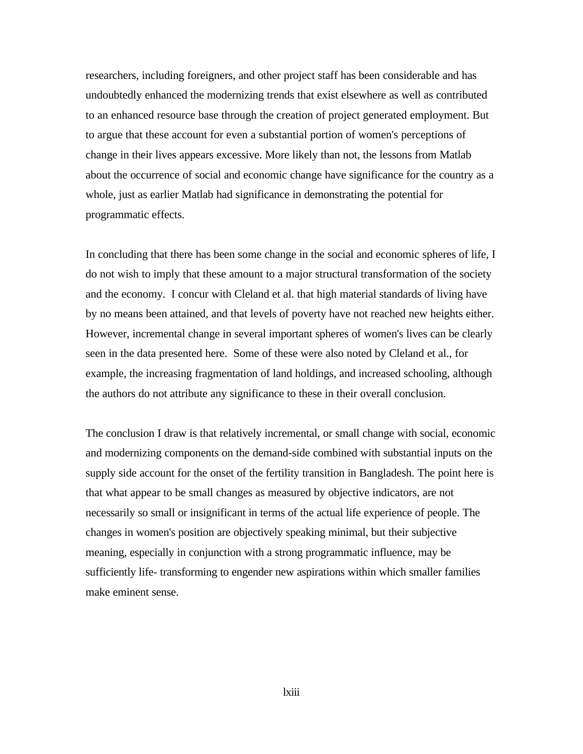researchers, including foreigners, and other project staff has been considerable and has undoubtedly enhanced the modernizing trends that exist elsewhere as well as contributed to an enhanced resource base through the creation of project generated employment. But to argue that these account for even a substantial portion of women's perceptions of change in their lives appears excessive. More likely than not, the lessons from Matlab about the occurrence of social and economic change have significance for the country as a whole, just as earlier Matlab had significance in demonstrating the potential for programmatic effects.

In concluding that there has been some change in the social and economic spheres of life, I do not wish to imply that these amount to a major structural transformation of the society and the economy. I concur with Cleland et al. that high material standards of living have by no means been attained, and that levels of poverty have not reached new heights either. However, incremental change in several important spheres of women's lives can be clearly seen in the data presented here. Some of these were also noted by Cleland et al., for example, the increasing fragmentation of land holdings, and increased schooling, although the authors do not attribute any significance to these in their overall conclusion.

The conclusion I draw is that relatively incremental, or small change with social, economic and modernizing components on the demand-side combined with substantial inputs on the supply side account for the onset of the fertility transition in Bangladesh. The point here is that what appear to be small changes as measured by objective indicators, are not necessarily so small or insignificant in terms of the actual life experience of people. The changes in women's position are objectively speaking minimal, but their subjective meaning, especially in conjunction with a strong programmatic influence, may be sufficiently life- transforming to engender new aspirations within which smaller families make eminent sense.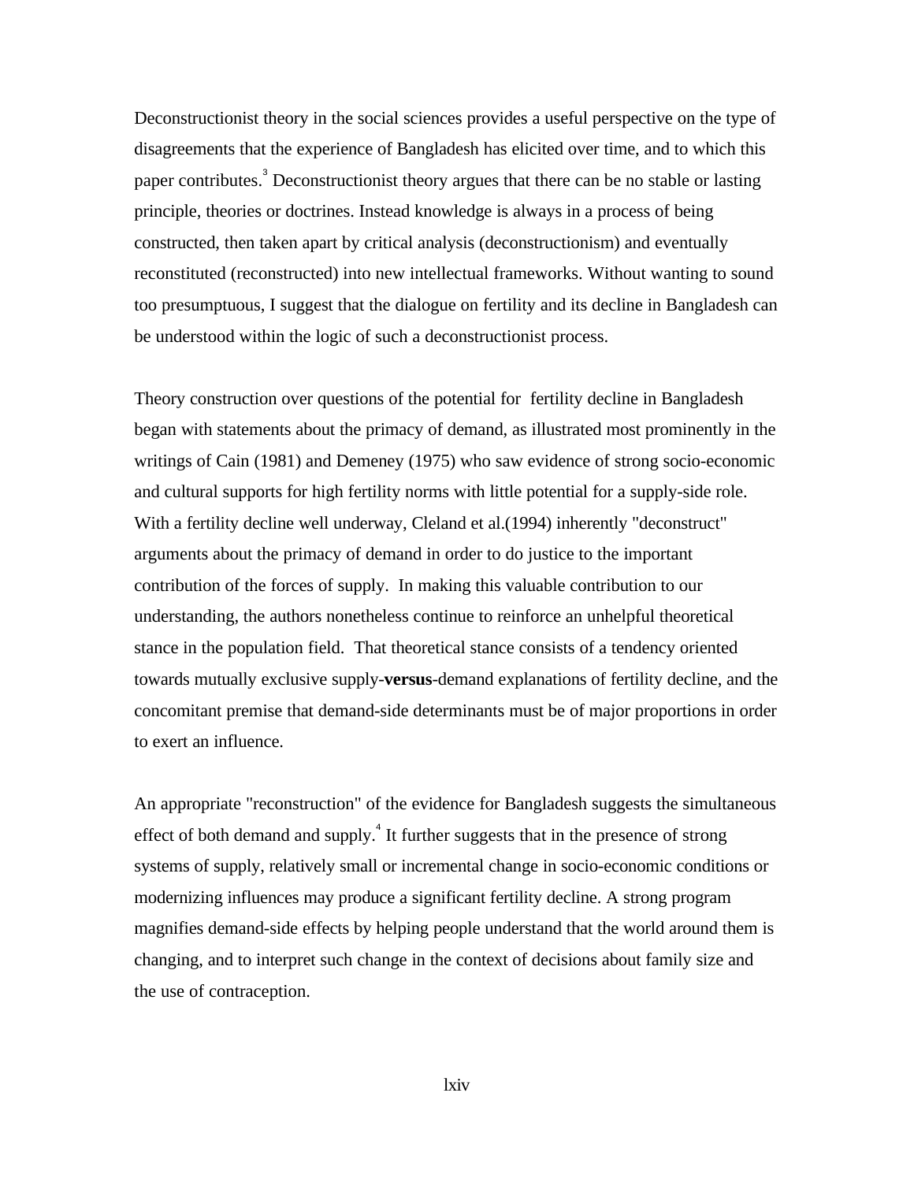Deconstructionist theory in the social sciences provides a useful perspective on the type of disagreements that the experience of Bangladesh has elicited over time, and to which this paper contributes.[3] Deconstructionist theory argues that there can be no stable or lasting principle, theories or doctrines. Instead knowledge is always in a process of being constructed, then taken apart by critical analysis (deconstructionism) and eventually reconstituted (reconstructed) into new intellectual frameworks. Without wanting to sound too presumptuous, I suggest that the dialogue on fertility and its decline in Bangladesh can be understood within the logic of such a deconstructionist process.

Theory construction over questions of the potential for fertility decline in Bangladesh began with statements about the primacy of demand, as illustrated most prominently in the writings of Cain (1981) and Demeney (1975) who saw evidence of strong socio-economic and cultural supports for high fertility norms with little potential for a supply-side role. With a fertility decline well underway, Cleland et al.(1994) inherently "deconstruct" arguments about the primacy of demand in order to do justice to the important contribution of the forces of supply. In making this valuable contribution to our understanding, the authors nonetheless continue to reinforce an unhelpful theoretical stance in the population field. That theoretical stance consists of a tendency oriented towards mutually exclusive supply-**versus**-demand explanations of fertility decline, and the concomitant premise that demand-side determinants must be of major proportions in order to exert an influence.

An appropriate "reconstruction" of the evidence for Bangladesh suggests the simultaneous effect of both demand and supply.[4] It further suggests that in the presence of strong systems of supply, relatively small or incremental change in socio-economic conditions or modernizing influences may produce a significant fertility decline. A strong program magnifies demand-side effects by helping people understand that the world around them is changing, and to interpret such change in the context of decisions about family size and the use of contraception.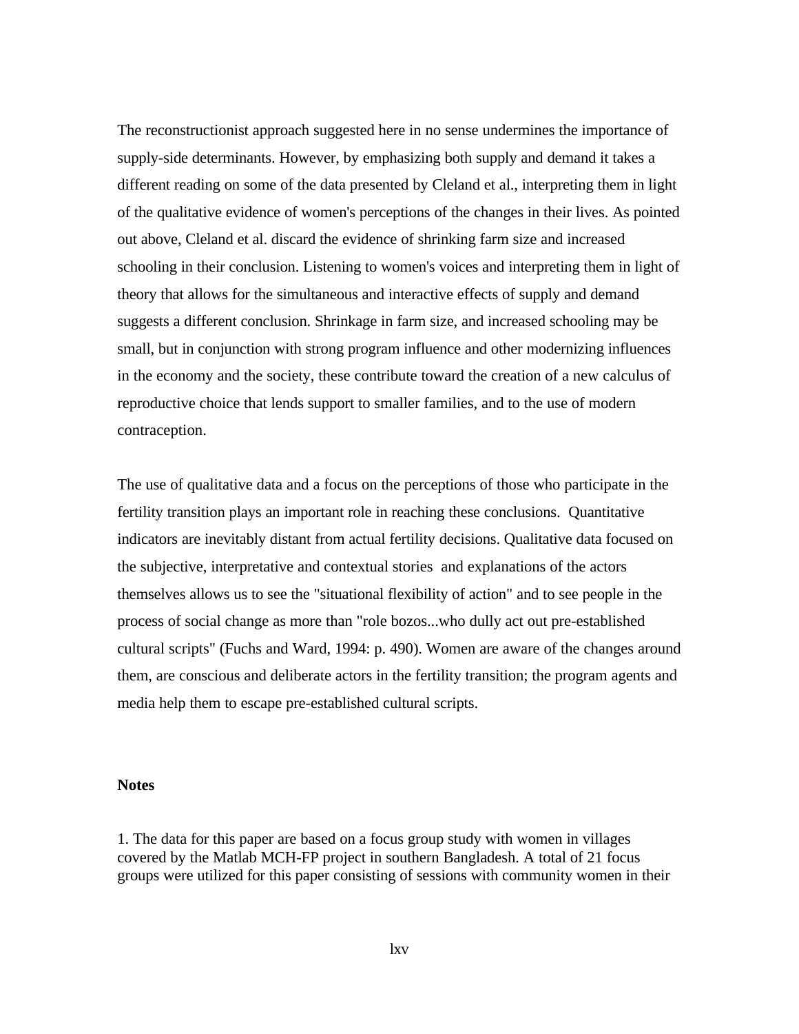The reconstructionist approach suggested here in no sense undermines the importance of supply-side determinants. However, by emphasizing both supply and demand it takes a different reading on some of the data presented by Cleland et al., interpreting them in light of the qualitative evidence of women's perceptions of the changes in their lives. As pointed out above, Cleland et al. discard the evidence of shrinking farm size and increased schooling in their conclusion. Listening to women's voices and interpreting them in light of theory that allows for the simultaneous and interactive effects of supply and demand suggests a different conclusion. Shrinkage in farm size, and increased schooling may be small, but in conjunction with strong program influence and other modernizing influences in the economy and the society, these contribute toward the creation of a new calculus of reproductive choice that lends support to smaller families, and to the use of modern contraception.

The use of qualitative data and a focus on the perceptions of those who participate in the fertility transition plays an important role in reaching these conclusions. Quantitative indicators are inevitably distant from actual fertility decisions. Qualitative data focused on the subjective, interpretative and contextual stories and explanations of the actors themselves allows us to see the "situational flexibility of action" and to see people in the process of social change as more than "role bozos...who dully act out pre-established cultural scripts" (Fuchs and Ward, 1994: p. 490). Women are aware of the changes around them, are conscious and deliberate actors in the fertility transition; the program agents and media help them to escape pre-established cultural scripts.

**Notes**

1. The data for this paper are based on a focus group study with women in villages covered by the Matlab MCH-FP project in southern Bangladesh. A total of 21 focus groups were utilized for this paper consisting of sessions with community women in their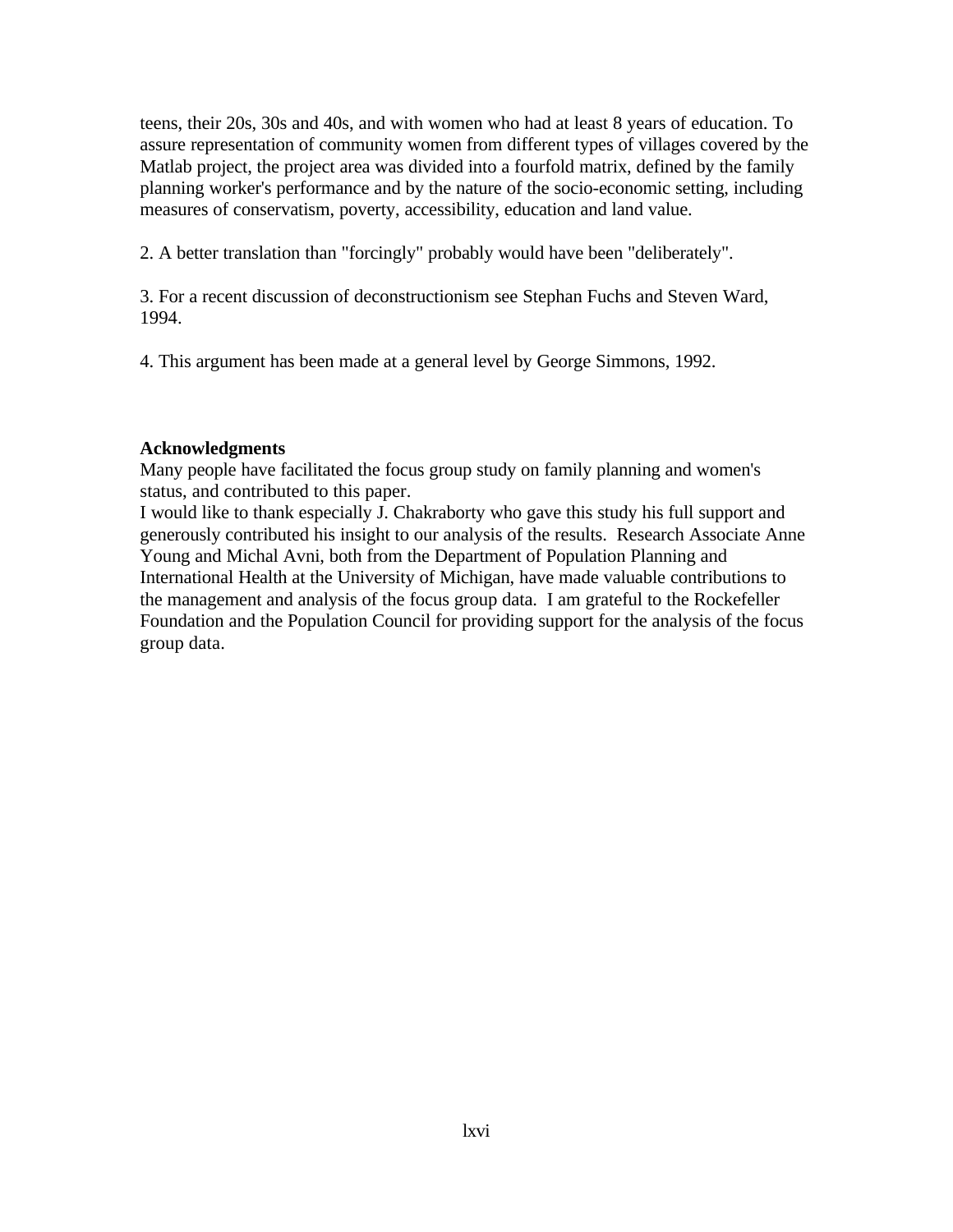teens, their 20s, 30s and 40s, and with women who had at least 8 years of education. To assure representation of community women from different types of villages covered by the Matlab project, the project area was divided into a fourfold matrix, defined by the family planning worker's performance and by the nature of the socio-economic setting, including measures of conservatism, poverty, accessibility, education and land value.

2. A better translation than "forcingly" probably would have been "deliberately".

3. For a recent discussion of deconstructionism see Stephan Fuchs and Steven Ward, 1994.

4. This argument has been made at a general level by George Simmons, 1992.

**Acknowledgments**

Many people have facilitated the focus group study on family planning and women's status, and contributed to this paper.

I would like to thank especially J. Chakraborty who gave this study his full support and generously contributed his insight to our analysis of the results. Research Associate Anne Young and Michal Avni, both from the Department of Population Planning and International Health at the University of Michigan, have made valuable contributions to the management and analysis of the focus group data. I am grateful to the Rockefeller Foundation and the Population Council for providing support for the analysis of the focus group data.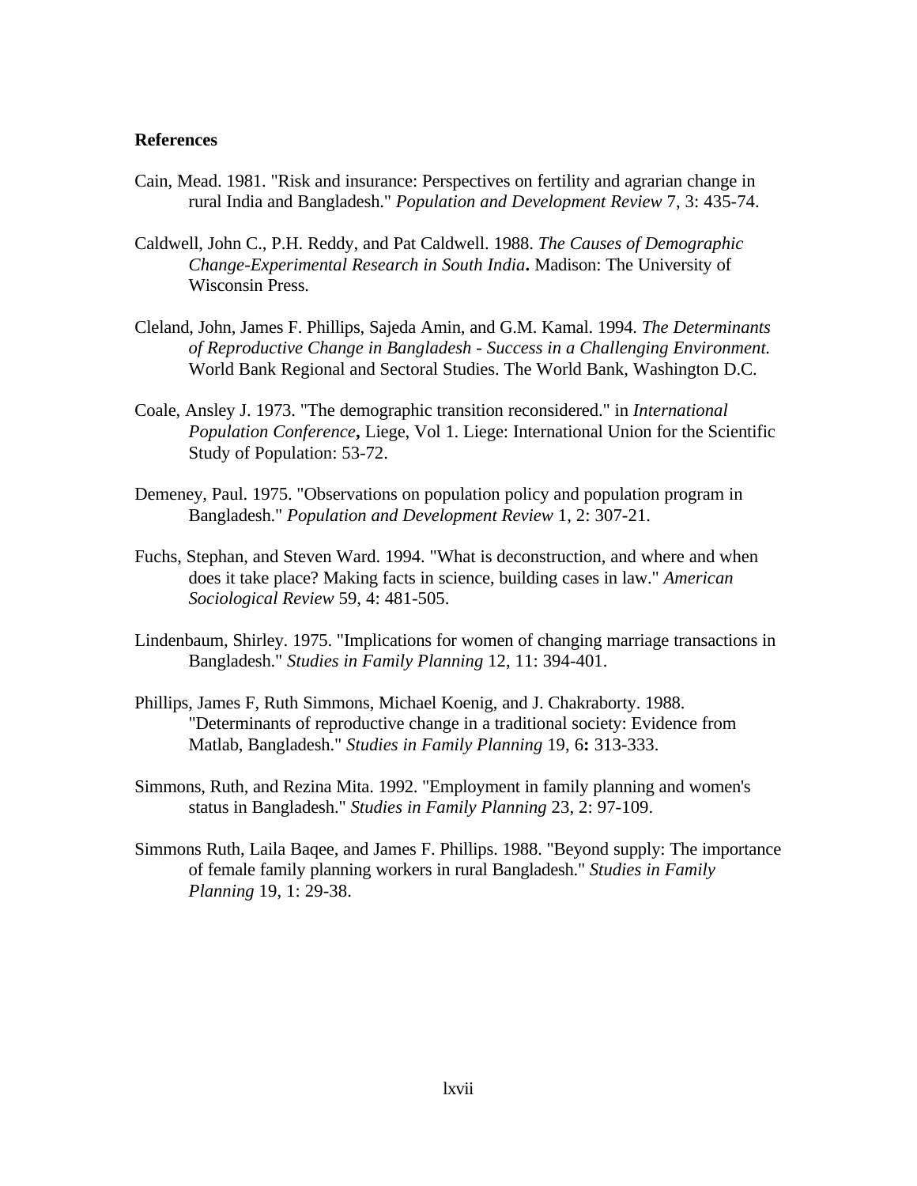**References**

Cain, Mead. 1981. "Risk and insurance: Perspectives on fertility and agrarian change in rural India and Bangladesh." *Population and Development Review* 7, 3: 435-74.

Caldwell, John C., P.H. Reddy, and Pat Caldwell. 1988. *The Causes of Demographic Change-Experimental Research in South India***.** Madison: The University of Wisconsin Press.

Cleland, John, James F. Phillips, Sajeda Amin, and G.M. Kamal. 1994. *The Determinants of Reproductive Change in Bangladesh - Success in a Challenging Environment.* World Bank Regional and Sectoral Studies. The World Bank, Washington D.C.

Coale, Ansley J. 1973. "The demographic transition reconsidered." in *International Population Conference***,** Liege, Vol 1. Liege: International Union for the Scientific Study of Population: 53-72.

Demeney, Paul. 1975. "Observations on population policy and population program in Bangladesh." *Population and Development Review* 1, 2: 307-21.

Fuchs, Stephan, and Steven Ward. 1994. "What is deconstruction, and where and when does it take place? Making facts in science, building cases in law." *American Sociological Review* 59, 4: 481-505.

Lindenbaum, Shirley. 1975. "Implications for women of changing marriage transactions in Bangladesh." *Studies in Family Planning* 12, 11: 394-401.

Phillips, James F, Ruth Simmons, Michael Koenig, and J. Chakraborty. 1988. "Determinants of reproductive change in a traditional society: Evidence from Matlab, Bangladesh." *Studies in Family Planning* 19, 6**:** 313-333.

Simmons, Ruth, and Rezina Mita. 1992. "Employment in family planning and women's status in Bangladesh." *Studies in Family Planning* 23, 2: 97-109.

Simmons Ruth, Laila Baqee, and James F. Phillips. 1988. "Beyond supply: The importance of female family planning workers in rural Bangladesh." *Studies in Family Planning* 19, 1: 29-38.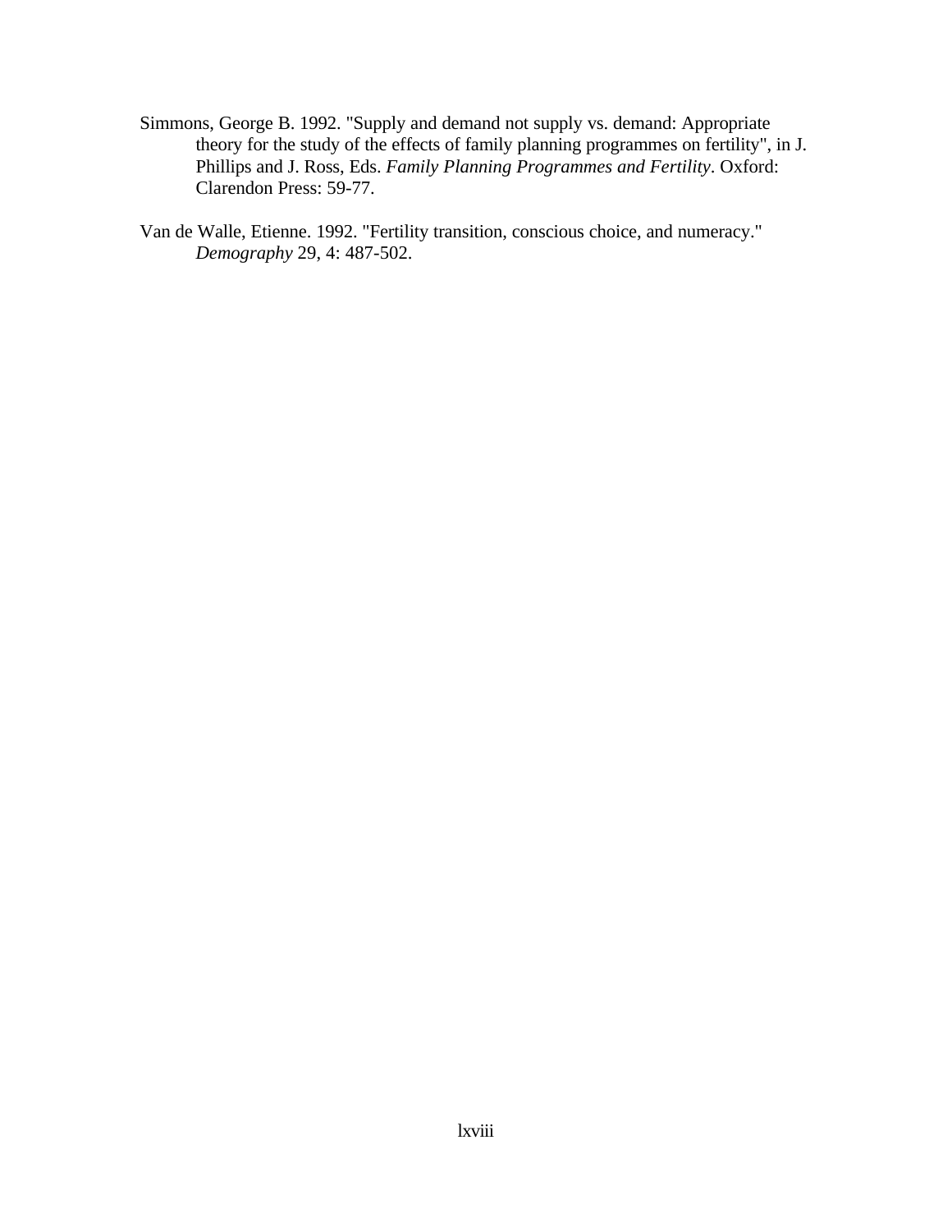Simmons, George B. 1992. "Supply and demand not supply vs. demand: Appropriate theory for the study of the effects of family planning programmes on fertility", in J. Phillips and J. Ross, Eds. *Family Planning Programmes and Fertility*. Oxford: Clarendon Press: 59-77.

Van de Walle, Etienne. 1992. "Fertility transition, conscious choice, and numeracy." *Demography* 29, 4: 487-502.